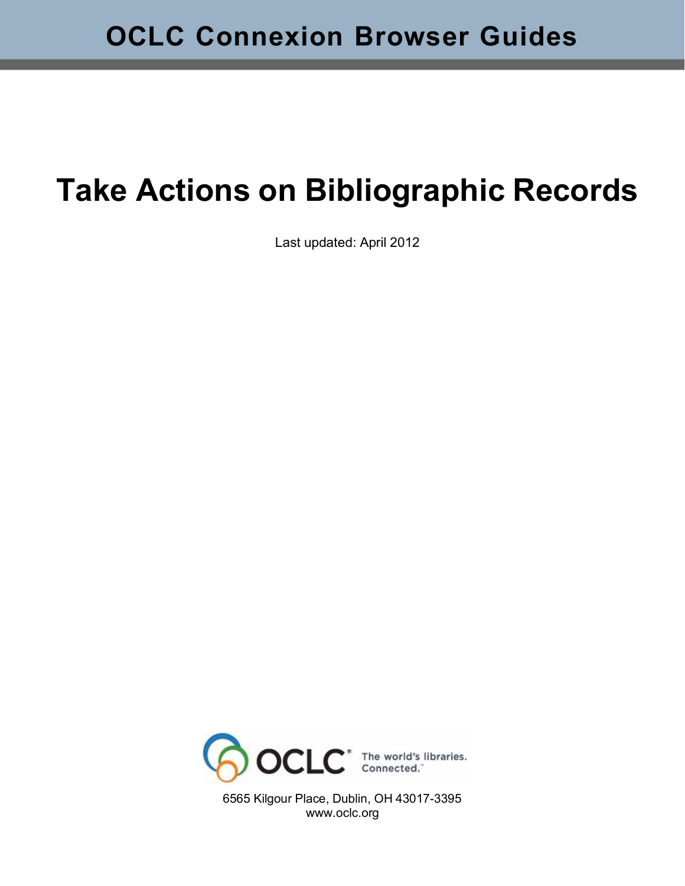OCLC Connexion Browser Guides

# Take Actions on Bibliographic Records

Last updated: April 2012

OCLC The world's libraries. Connected.

6565 Kilgour Place, Dublin, OH 43017-3395
www.oclc.org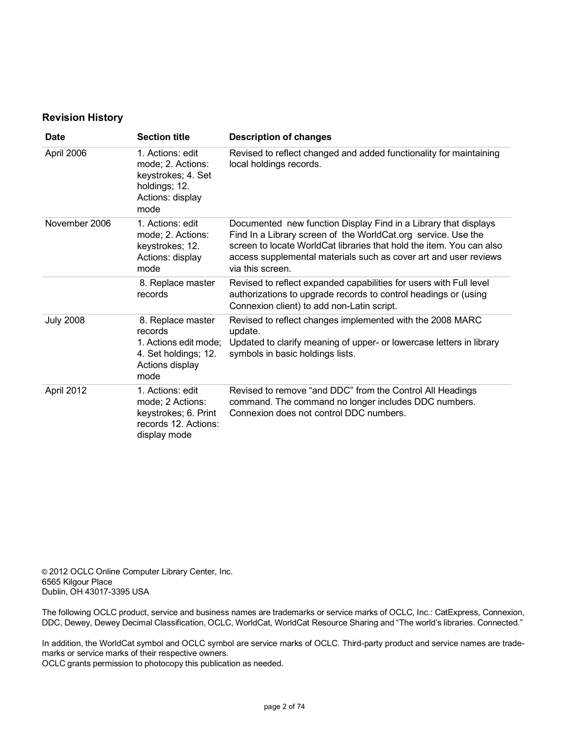## Revision History

| Date | Section title | Description of changes |
|---|---|---|
| April 2006 | 1. Actions: edit mode; 2. Actions: keystrokes; 4. Set holdings; 12. Actions: display mode | Revised to reflect changed and added functionality for maintaining local holdings records. |
| November 2006 | 1. Actions: edit mode; 2. Actions: keystrokes; 12. Actions: display mode | Documented new function Display Find in a Library that displays Find In a Library screen of the WorldCat.org service. Use the screen to locate WorldCat libraries that hold the item. You can also access supplemental materials such as cover art and user reviews via this screen. |
| | 8. Replace master records | Revised to reflect expanded capabilities for users with Full level authorizations to upgrade records to control headings or (using Connexion client) to add non-Latin script. |
| July 2008 | 8. Replace master records<br>1. Actions edit mode; 4. Set holdings; 12. Actions display mode | Revised to reflect changes implemented with the 2008 MARC update.<br>Updated to clarify meaning of upper- or lowercase letters in library symbols in basic holdings lists. |
| April 2012 | 1. Actions: edit mode; 2 Actions: keystrokes; 6. Print records 12. Actions: display mode | Revised to remove “and DDC” from the Control All Headings command. The command no longer includes DDC numbers. Connexion does not control DDC numbers. |

© 2012 OCLC Online Computer Library Center, Inc.
6565 Kilgour Place
Dublin, OH 43017-3395 USA

The following OCLC product, service and business names are trademarks or service marks of OCLC, Inc.: CatExpress, Connexion, DDC, Dewey, Dewey Decimal Classification, OCLC, WorldCat, WorldCat Resource Sharing and “The world’s libraries. Connected.”

In addition, the WorldCat symbol and OCLC symbol are service marks of OCLC. Third-party product and service names are trademarks or service marks of their respective owners.
OCLC grants permission to photocopy this publication as needed.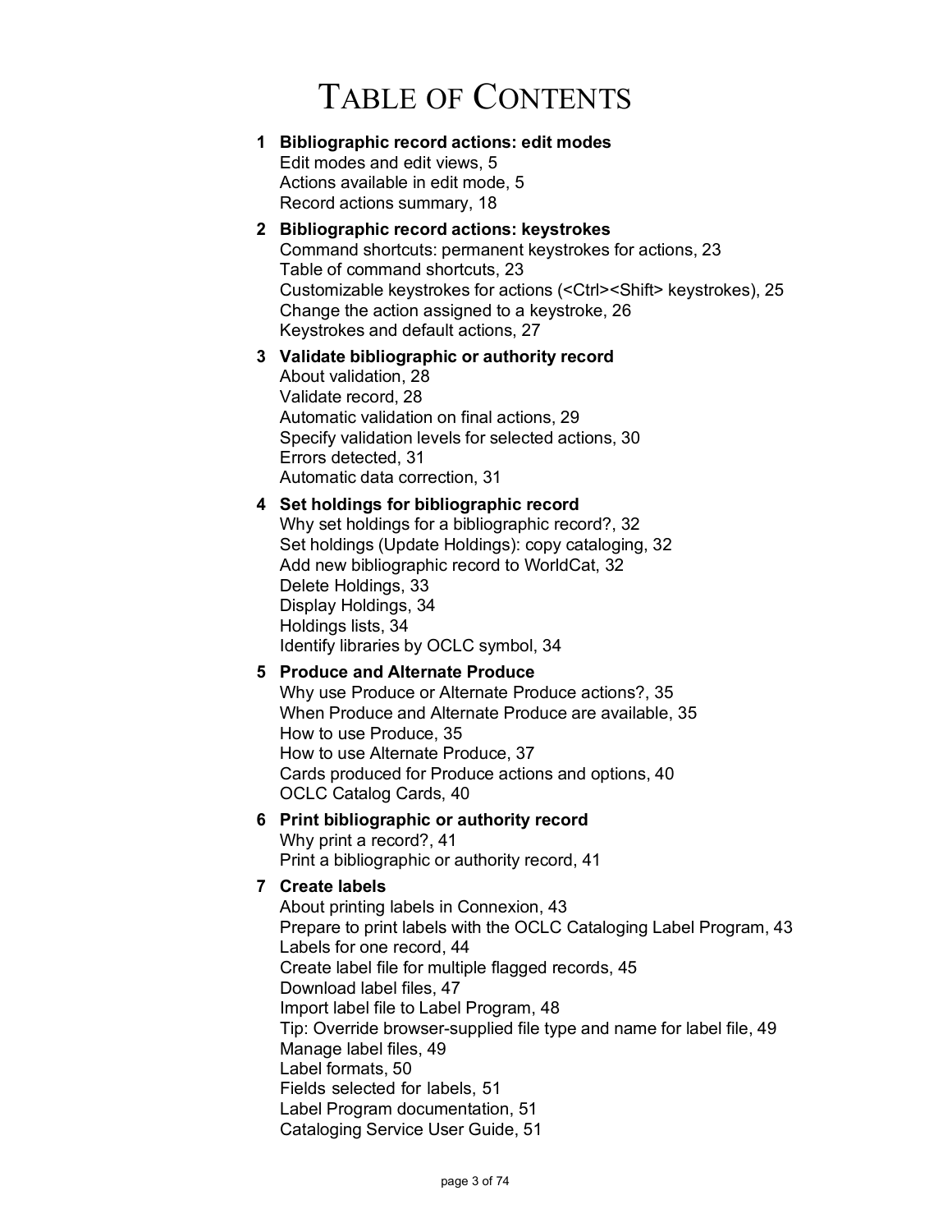# Table of Contents

**1 Bibliographic record actions: edit modes**
Edit modes and edit views, 5
Actions available in edit mode, 5
Record actions summary, 18

**2 Bibliographic record actions: keystrokes**
Command shortcuts: permanent keystrokes for actions, 23
Table of command shortcuts, 23
Customizable keystrokes for actions (<Ctrl><Shift> keystrokes), 25
Change the action assigned to a keystroke, 26
Keystrokes and default actions, 27

**3 Validate bibliographic or authority record**
About validation, 28
Validate record, 28
Automatic validation on final actions, 29
Specify validation levels for selected actions, 30
Errors detected, 31
Automatic data correction, 31

**4 Set holdings for bibliographic record**
Why set holdings for a bibliographic record?, 32
Set holdings (Update Holdings): copy cataloging, 32
Add new bibliographic record to WorldCat, 32
Delete Holdings, 33
Display Holdings, 34
Holdings lists, 34
Identify libraries by OCLC symbol, 34

**5 Produce and Alternate Produce**
Why use Produce or Alternate Produce actions?, 35
When Produce and Alternate Produce are available, 35
How to use Produce, 35
How to use Alternate Produce, 37
Cards produced for Produce actions and options, 40
OCLC Catalog Cards, 40

**6 Print bibliographic or authority record**
Why print a record?, 41
Print a bibliographic or authority record, 41

**7 Create labels**
About printing labels in Connexion, 43
Prepare to print labels with the OCLC Cataloging Label Program, 43
Labels for one record, 44
Create label file for multiple flagged records, 45
Download label files, 47
Import label file to Label Program, 48
Tip: Override browser-supplied file type and name for label file, 49
Manage label files, 49
Label formats, 50
Fields selected for labels, 51
Label Program documentation, 51
Cataloging Service User Guide, 51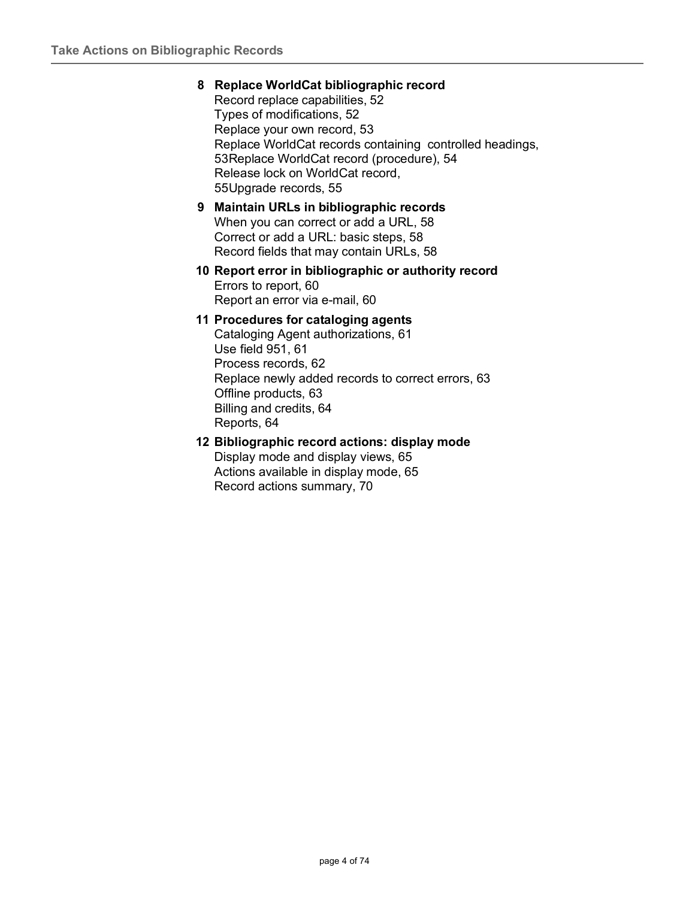**8 Replace WorldCat bibliographic record**

Record replace capabilities, 52
Types of modifications, 52
Replace your own record, 53
Replace WorldCat records containing controlled headings, 53Replace WorldCat record (procedure), 54
Release lock on WorldCat record, 55Upgrade records, 55

**9 Maintain URLs in bibliographic records**

When you can correct or add a URL, 58
Correct or add a URL: basic steps, 58
Record fields that may contain URLs, 58

**10 Report error in bibliographic or authority record**

Errors to report, 60
Report an error via e-mail, 60

**11 Procedures for cataloging agents**

Cataloging Agent authorizations, 61
Use field 951, 61
Process records, 62
Replace newly added records to correct errors, 63
Offline products, 63
Billing and credits, 64
Reports, 64

**12 Bibliographic record actions: display mode**

Display mode and display views, 65
Actions available in display mode, 65
Record actions summary, 70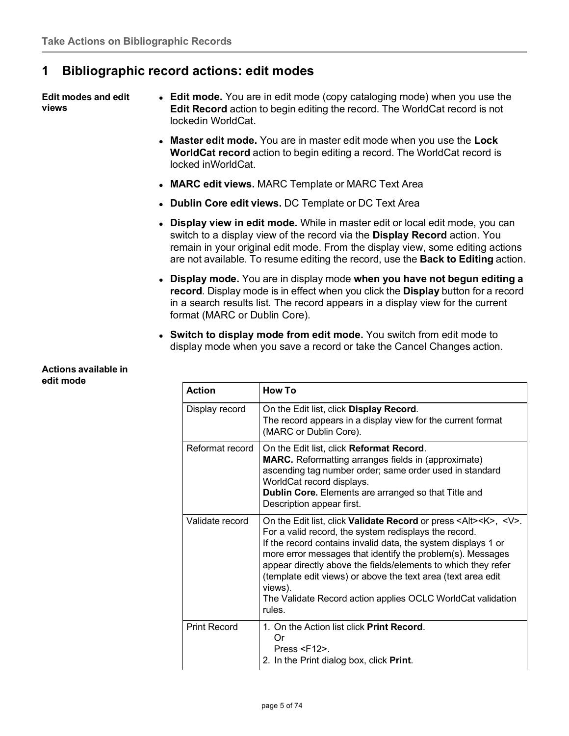# 1 Bibliographic record actions: edit modes

**Edit modes and edit views**

- **Edit mode.** You are in edit mode (copy cataloging mode) when you use the **Edit Record** action to begin editing the record. The WorldCat record is not lockedin WorldCat.
- **Master edit mode.** You are in master edit mode when you use the **Lock WorldCat record** action to begin editing a record. The WorldCat record is locked inWorldCat.
- **MARC edit views.** MARC Template or MARC Text Area
- **Dublin Core edit views.** DC Template or DC Text Area
- **Display view in edit mode.** While in master edit or local edit mode, you can switch to a display view of the record via the **Display Record** action. You remain in your original edit mode. From the display view, some editing actions are not available. To resume editing the record, use the **Back to Editing** action.
- **Display mode.** You are in display mode **when you have not begun editing a record**. Display mode is in effect when you click the **Display** button for a record in a search results list. The record appears in a display view for the current format (MARC or Dublin Core).
- **Switch to display mode from edit mode.** You switch from edit mode to display mode when you save a record or take the Cancel Changes action.

**Actions available in edit mode**

| Action | How To |
|---|---|
| Display record | On the Edit list, click **Display Record**.<br>The record appears in a display view for the current format (MARC or Dublin Core). |
| Reformat record | On the Edit list, click **Reformat Record**.<br>**MARC.** Reformatting arranges fields in (approximate) ascending tag number order; same order used in standard WorldCat record displays.<br>**Dublin Core.** Elements are arranged so that Title and Description appear first. |
| Validate record | On the Edit list, click **Validate Record** or press <Alt><K>, <V>.<br>For a valid record, the system redisplays the record.<br>If the record contains invalid data, the system displays 1 or more error messages that identify the problem(s). Messages appear directly above the fields/elements to which they refer (template edit views) or above the text area (text area edit views).<br>The Validate Record action applies OCLC WorldCat validation rules. |
| Print Record | 1. On the Action list click **Print Record**.<br>Or<br>Press <F12>.<br>2. In the Print dialog box, click **Print**. |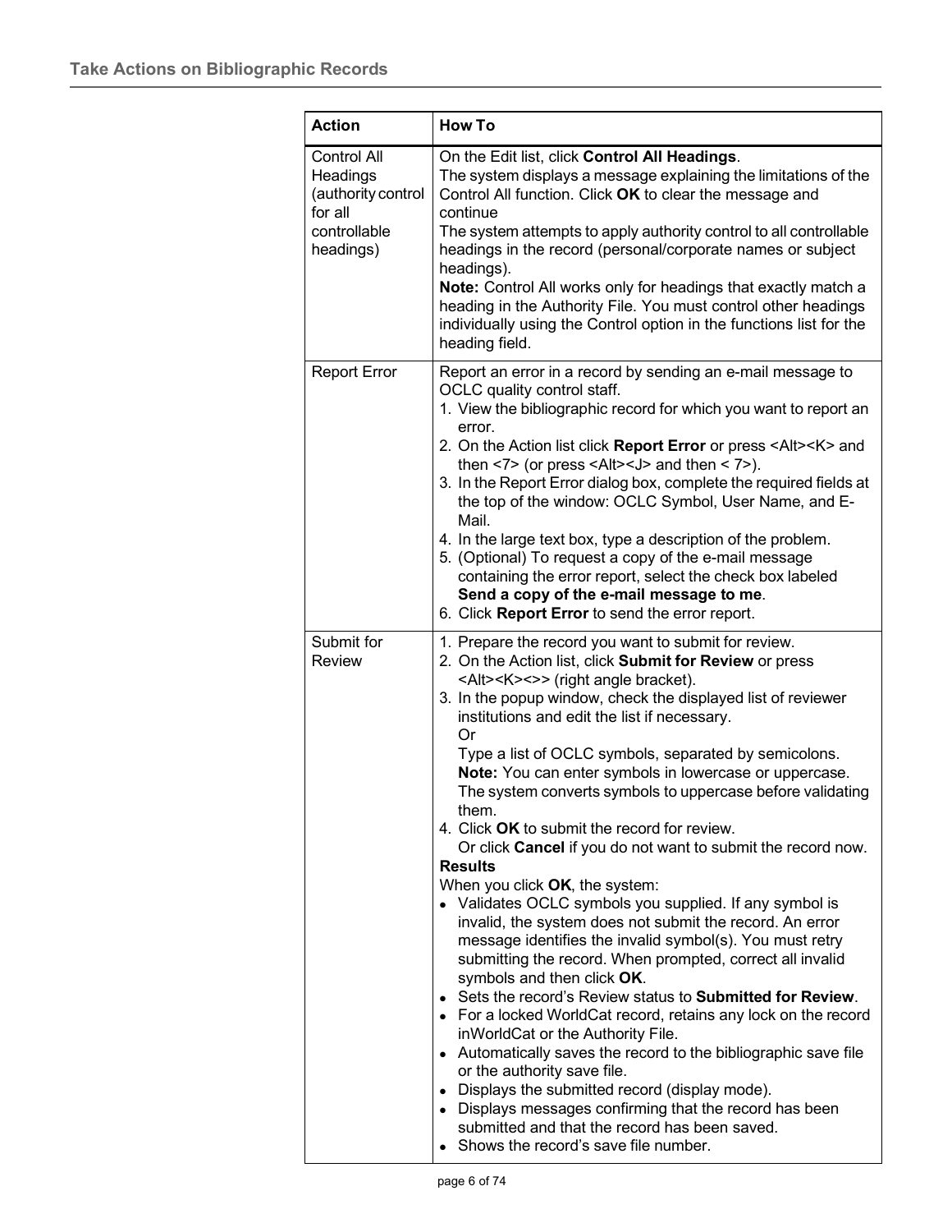| Action | How To |
| --- | --- |
| Control All Headings (authority control for all controllable headings) | On the Edit list, click **Control All Headings**.<br>The system displays a message explaining the limitations of the Control All function. Click **OK** to clear the message and continue<br>The system attempts to apply authority control to all controllable headings in the record (personal/corporate names or subject headings).<br>**Note:** Control All works only for headings that exactly match a heading in the Authority File. You must control other headings individually using the Control option in the functions list for the heading field. |
| Report Error | Report an error in a record by sending an e-mail message to OCLC quality control staff.<br>1. View the bibliographic record for which you want to report an error.<br>2. On the Action list click **Report Error** or press <Alt><K> and then <7> (or press <Alt><J> and then < 7>).<br>3. In the Report Error dialog box, complete the required fields at the top of the window: OCLC Symbol, User Name, and E-Mail.<br>4. In the large text box, type a description of the problem.<br>5. (Optional) To request a copy of the e-mail message containing the error report, select the check box labeled **Send a copy of the e-mail message to me**.<br>6. Click **Report Error** to send the error report. |
| Submit for Review | 1. Prepare the record you want to submit for review.<br>2. On the Action list, click **Submit for Review** or press <Alt><K><>> (right angle bracket).<br>3. In the popup window, check the displayed list of reviewer institutions and edit the list if necessary.<br>Or<br>Type a list of OCLC symbols, separated by semicolons.<br>**Note:** You can enter symbols in lowercase or uppercase. The system converts symbols to uppercase before validating them.<br>4. Click **OK** to submit the record for review.<br>Or click **Cancel** if you do not want to submit the record now.<br>**Results**<br>When you click **OK**, the system:<br>• Validates OCLC symbols you supplied. If any symbol is invalid, the system does not submit the record. An error message identifies the invalid symbol(s). You must retry submitting the record. When prompted, correct all invalid symbols and then click **OK**.<br>• Sets the record's Review status to **Submitted for Review**.<br>• For a locked WorldCat record, retains any lock on the record inWorldCat or the Authority File.<br>• Automatically saves the record to the bibliographic save file or the authority save file.<br>• Displays the submitted record (display mode).<br>• Displays messages confirming that the record has been submitted and that the record has been saved.<br>• Shows the record's save file number. |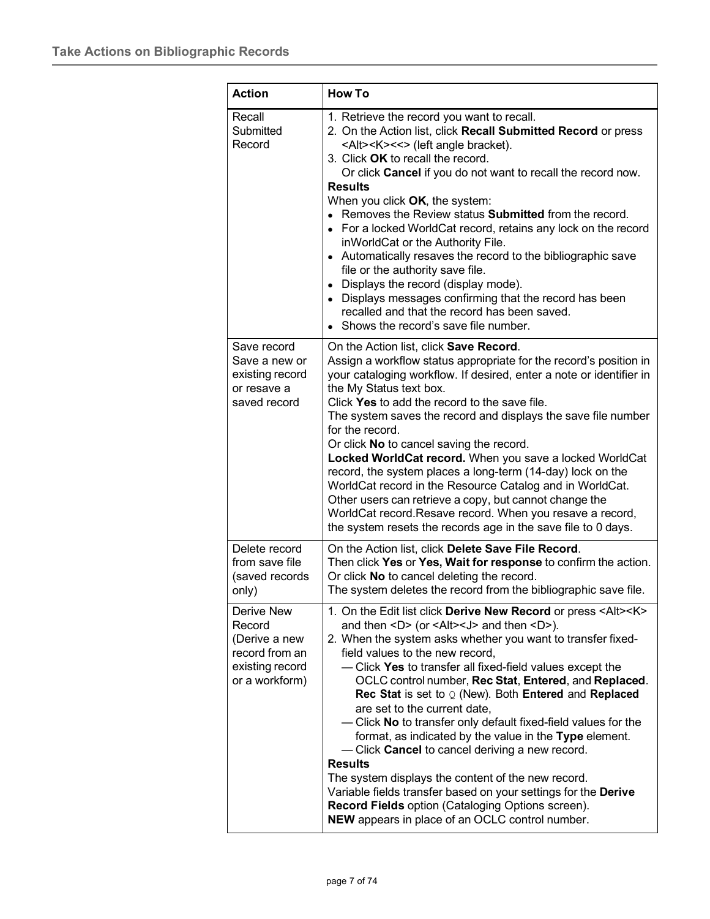| Action | How To |
|---|---|
| Recall Submitted Record | 1. Retrieve the record you want to recall.<br>2. On the Action list, click **Recall Submitted Record** or press <Alt><K><<> (left angle bracket).<br>3. Click **OK** to recall the record.<br>Or click **Cancel** if you do not want to recall the record now.<br>**Results**<br>When you click **OK**, the system:<br>• Removes the Review status **Submitted** from the record.<br>• For a locked WorldCat record, retains any lock on the record inWorldCat or the Authority File.<br>• Automatically resaves the record to the bibliographic save file or the authority save file.<br>• Displays the record (display mode).<br>• Displays messages confirming that the record has been recalled and that the record has been saved.<br>• Shows the record's save file number. |
| Save record<br>Save a new or existing record or resave a saved record | On the Action list, click **Save Record**.<br>Assign a workflow status appropriate for the record's position in your cataloging workflow. If desired, enter a note or identifier in the My Status text box.<br>Click **Yes** to add the record to the save file.<br>The system saves the record and displays the save file number for the record.<br>Or click **No** to cancel saving the record.<br>**Locked WorldCat record.** When you save a locked WorldCat record, the system places a long-term (14-day) lock on the WorldCat record in the Resource Catalog and in WorldCat. Other users can retrieve a copy, but cannot change the WorldCat record.Resave record. When you resave a record, the system resets the records age in the save file to 0 days. |
| Delete record from save file (saved records only) | On the Action list, click **Delete Save File Record**.<br>Then click **Yes** or **Yes, Wait for response** to confirm the action.<br>Or click **No** to cancel deleting the record.<br>The system deletes the record from the bibliographic save file. |
| Derive New Record (Derive a new record from an existing record or a workform) | 1. On the Edit list click **Derive New Record** or press <Alt><K> and then <D> (or <Alt><J> and then <D>).<br>2. When the system asks whether you want to transfer fixed-field values to the new record,<br>— Click **Yes** to transfer all fixed-field values except the OCLC control number, **Rec Stat**, **Entered**, and **Replaced**. **Rec Stat** is set to ♀ (New). Both **Entered** and **Replaced** are set to the current date,<br>— Click **No** to transfer only default fixed-field values for the format, as indicated by the value in the **Type** element.<br>— Click **Cancel** to cancel deriving a new record.<br>**Results**<br>The system displays the content of the new record.<br>Variable fields transfer based on your settings for the **Derive Record Fields** option (Cataloging Options screen).<br>**NEW** appears in place of an OCLC control number. |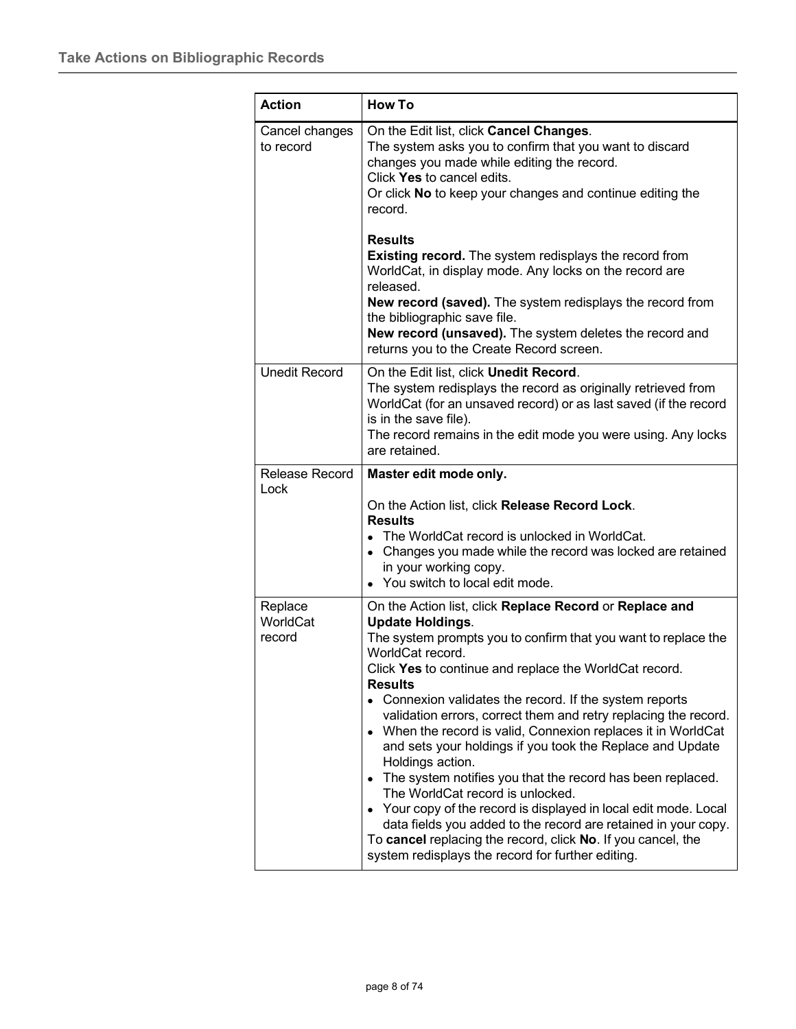| Action | How To |
|---|---|
| Cancel changes to record | On the Edit list, click **Cancel Changes**.<br>The system asks you to confirm that you want to discard changes you made while editing the record.<br>Click **Yes** to cancel edits.<br>Or click **No** to keep your changes and continue editing the record.<br><br>**Results**<br>**Existing record.** The system redisplays the record from WorldCat, in display mode. Any locks on the record are released.<br>**New record (saved).** The system redisplays the record from the bibliographic save file.<br>**New record (unsaved).** The system deletes the record and returns you to the Create Record screen. |
| Unedit Record | On the Edit list, click **Unedit Record**.<br>The system redisplays the record as originally retrieved from WorldCat (for an unsaved record) or as last saved (if the record is in the save file).<br>The record remains in the edit mode you were using. Any locks are retained. |
| Release Record Lock | **Master edit mode only.**<br><br>On the Action list, click **Release Record Lock**.<br>**Results**<br>• The WorldCat record is unlocked in WorldCat.<br>• Changes you made while the record was locked are retained in your working copy.<br>• You switch to local edit mode. |
| Replace WorldCat record | On the Action list, click **Replace Record** or **Replace and Update Holdings**.<br>The system prompts you to confirm that you want to replace the WorldCat record.<br>Click **Yes** to continue and replace the WorldCat record.<br>**Results**<br>• Connexion validates the record. If the system reports validation errors, correct them and retry replacing the record.<br>• When the record is valid, Connexion replaces it in WorldCat and sets your holdings if you took the Replace and Update Holdings action.<br>• The system notifies you that the record has been replaced. The WorldCat record is unlocked.<br>• Your copy of the record is displayed in local edit mode. Local data fields you added to the record are retained in your copy.<br>To **cancel** replacing the record, click **No**. If you cancel, the system redisplays the record for further editing. |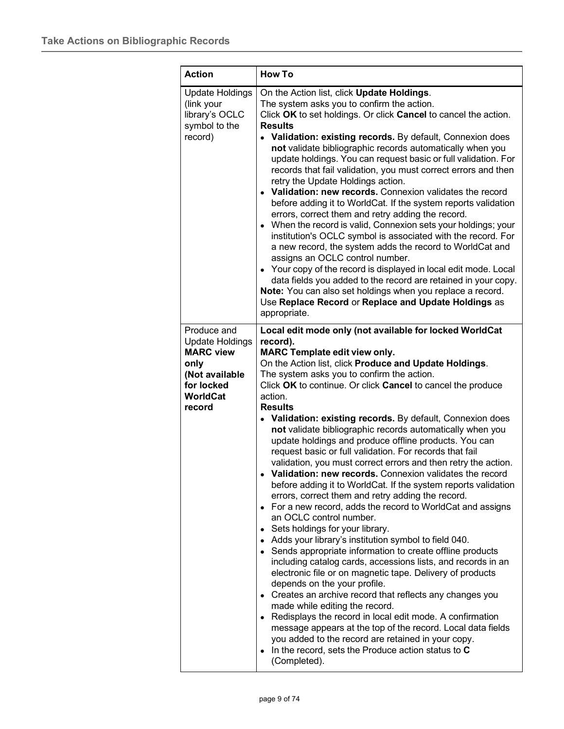| Action | How To |
|---|---|
| Update Holdings (link your library's OCLC symbol to the record) | On the Action list, click **Update Holdings**.<br>The system asks you to confirm the action.<br>Click **OK** to set holdings. Or click **Cancel** to cancel the action.<br>**Results**<br>• **Validation: existing records.** By default, Connexion does **not** validate bibliographic records automatically when you update holdings. You can request basic or full validation. For records that fail validation, you must correct errors and then retry the Update Holdings action.<br>• **Validation: new records.** Connexion validates the record before adding it to WorldCat. If the system reports validation errors, correct them and retry adding the record.<br>• When the record is valid, Connexion sets your holdings; your institution's OCLC symbol is associated with the record. For a new record, the system adds the record to WorldCat and assigns an OCLC control number.<br>• Your copy of the record is displayed in local edit mode. Local data fields you added to the record are retained in your copy.<br>**Note:** You can also set holdings when you replace a record. Use **Replace Record** or **Replace and Update Holdings** as appropriate. |
| Produce and Update Holdings **MARC view only (Not available for locked WorldCat record** | **Local edit mode only (not available for locked WorldCat record).**<br>**MARC Template edit view only.**<br>On the Action list, click **Produce and Update Holdings**.<br>The system asks you to confirm the action.<br>Click **OK** to continue. Or click **Cancel** to cancel the produce action.<br>**Results**<br>• **Validation: existing records.** By default, Connexion does **not** validate bibliographic records automatically when you update holdings and produce offline products. You can request basic or full validation. For records that fail validation, you must correct errors and then retry the action.<br>• **Validation: new records.** Connexion validates the record before adding it to WorldCat. If the system reports validation errors, correct them and retry adding the record.<br>• For a new record, adds the record to WorldCat and assigns an OCLC control number.<br>• Sets holdings for your library.<br>• Adds your library's institution symbol to field 040.<br>• Sends appropriate information to create offline products including catalog cards, accessions lists, and records in an electronic file or on magnetic tape. Delivery of products depends on the your profile.<br>• Creates an archive record that reflects any changes you made while editing the record.<br>• Redisplays the record in local edit mode. A confirmation message appears at the top of the record. Local data fields you added to the record are retained in your copy.<br>• In the record, sets the Produce action status to **C** (Completed). |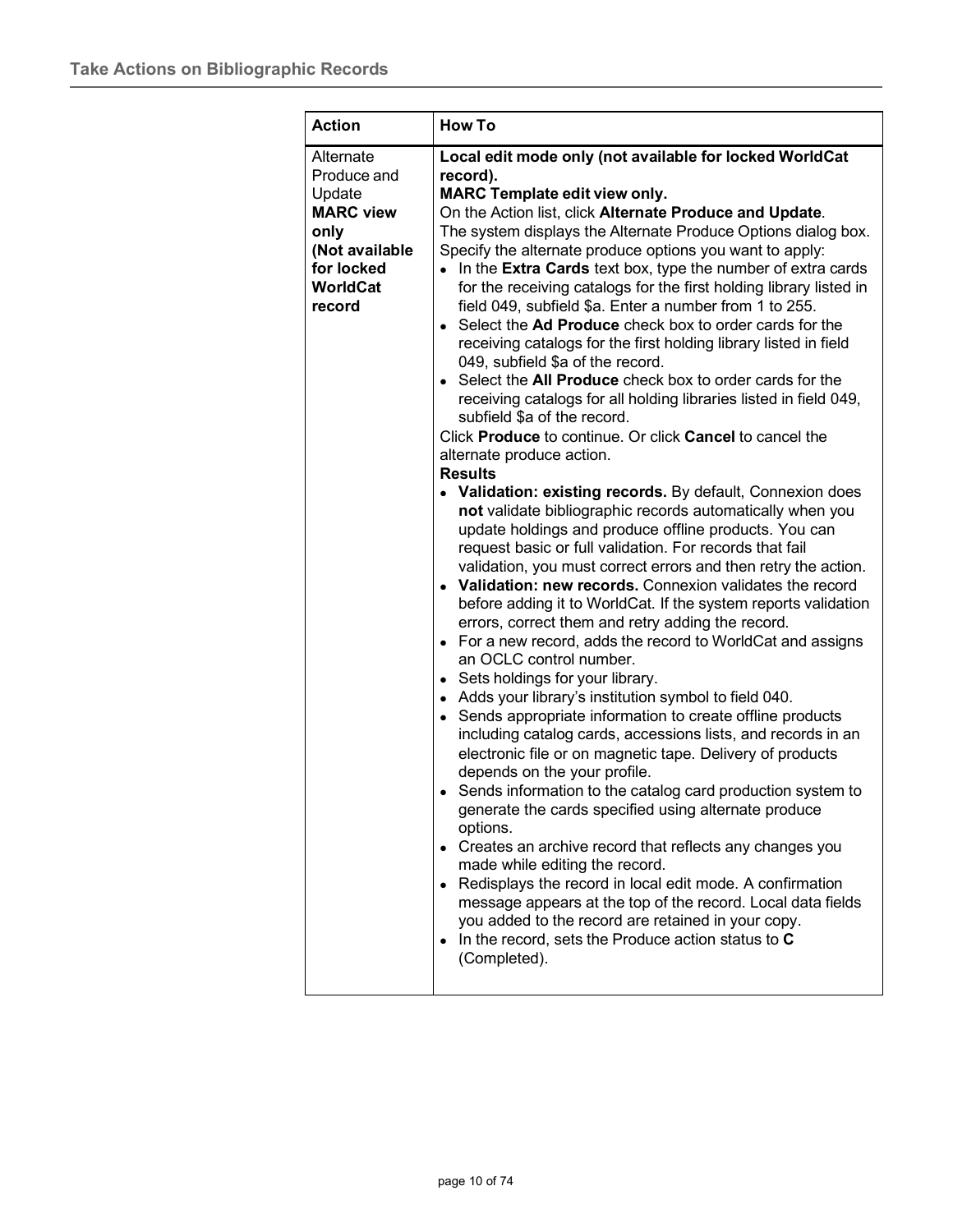| Action | How To |
|---|---|
| Alternate Produce and Update<br>**MARC view only**<br>**(Not available for locked WorldCat record** | **Local edit mode only (not available for locked WorldCat record).**<br>**MARC Template edit view only.**<br>On the Action list, click **Alternate Produce and Update**.<br>The system displays the Alternate Produce Options dialog box.<br>Specify the alternate produce options you want to apply:<br>• In the **Extra Cards** text box, type the number of extra cards for the receiving catalogs for the first holding library listed in field 049, subfield $a. Enter a number from 1 to 255.<br>• Select the **Ad Produce** check box to order cards for the receiving catalogs for the first holding library listed in field 049, subfield $a of the record.<br>• Select the **All Produce** check box to order cards for the receiving catalogs for all holding libraries listed in field 049, subfield $a of the record.<br>Click **Produce** to continue. Or click **Cancel** to cancel the alternate produce action.<br>**Results**<br>• **Validation: existing records.** By default, Connexion does **not** validate bibliographic records automatically when you update holdings and produce offline products. You can request basic or full validation. For records that fail validation, you must correct errors and then retry the action.<br>• **Validation: new records.** Connexion validates the record before adding it to WorldCat. If the system reports validation errors, correct them and retry adding the record.<br>• For a new record, adds the record to WorldCat and assigns an OCLC control number.<br>• Sets holdings for your library.<br>• Adds your library's institution symbol to field 040.<br>• Sends appropriate information to create offline products including catalog cards, accessions lists, and records in an electronic file or on magnetic tape. Delivery of products depends on the your profile.<br>• Sends information to the catalog card production system to generate the cards specified using alternate produce options.<br>• Creates an archive record that reflects any changes you made while editing the record.<br>• Redisplays the record in local edit mode. A confirmation message appears at the top of the record. Local data fields you added to the record are retained in your copy.<br>• In the record, sets the Produce action status to **C** (Completed). |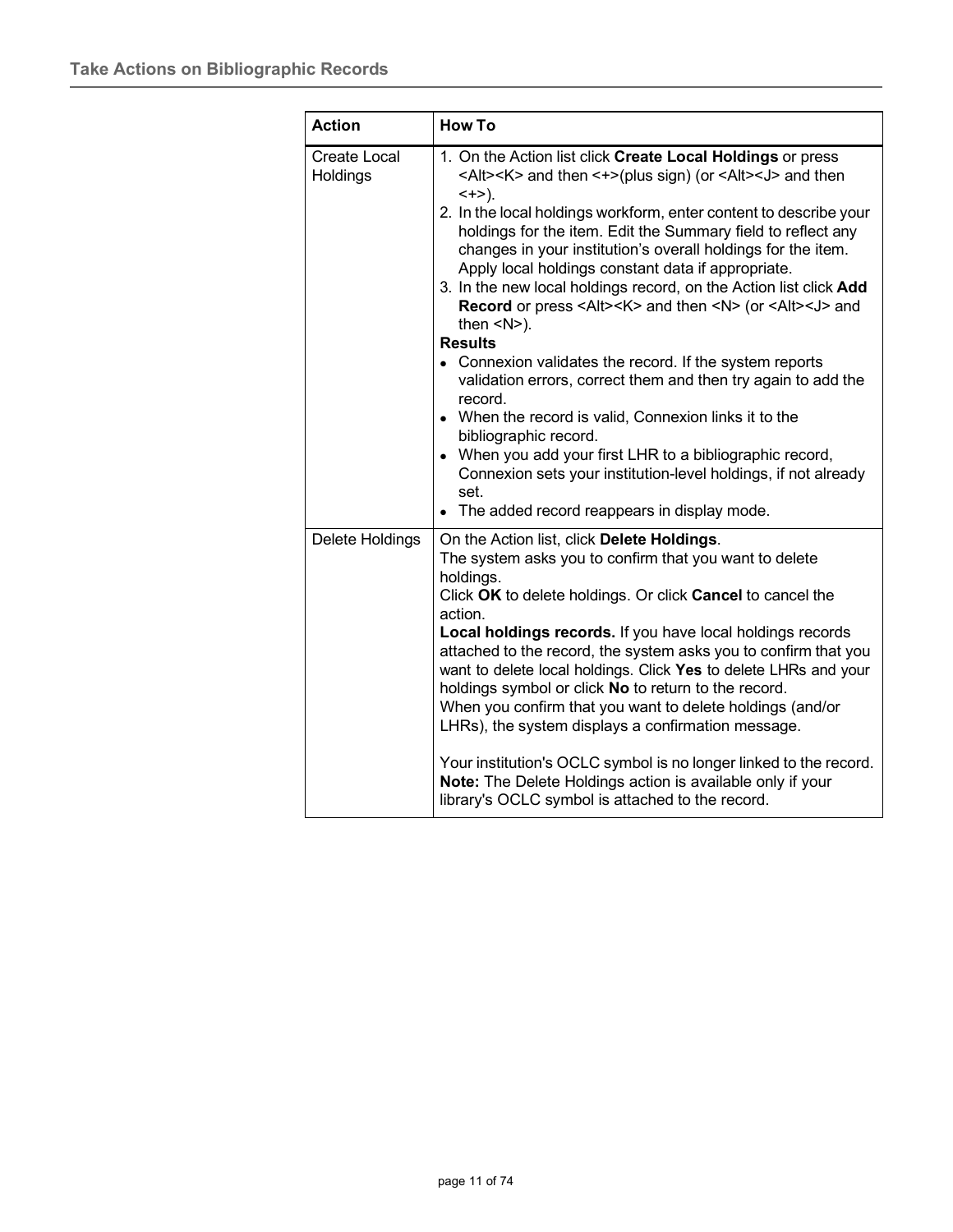| Action | How To |
|---|---|
| Create Local Holdings | 1. On the Action list click **Create Local Holdings** or press <Alt><K> and then <+>(plus sign) (or <Alt><J> and then <+>).<br>2. In the local holdings workform, enter content to describe your holdings for the item. Edit the Summary field to reflect any changes in your institution's overall holdings for the item. Apply local holdings constant data if appropriate.<br>3. In the new local holdings record, on the Action list click **Add Record** or press <Alt><K> and then <N> (or <Alt><J> and then <N>).<br>**Results**<br>• Connexion validates the record. If the system reports validation errors, correct them and then try again to add the record.<br>• When the record is valid, Connexion links it to the bibliographic record.<br>• When you add your first LHR to a bibliographic record, Connexion sets your institution-level holdings, if not already set.<br>• The added record reappears in display mode. |
| Delete Holdings | On the Action list, click **Delete Holdings**.<br>The system asks you to confirm that you want to delete holdings.<br>Click **OK** to delete holdings. Or click **Cancel** to cancel the action.<br>**Local holdings records.** If you have local holdings records attached to the record, the system asks you to confirm that you want to delete local holdings. Click **Yes** to delete LHRs and your holdings symbol or click **No** to return to the record.<br>When you confirm that you want to delete holdings (and/or LHRs), the system displays a confirmation message.<br><br>Your institution's OCLC symbol is no longer linked to the record.<br>**Note:** The Delete Holdings action is available only if your library's OCLC symbol is attached to the record. |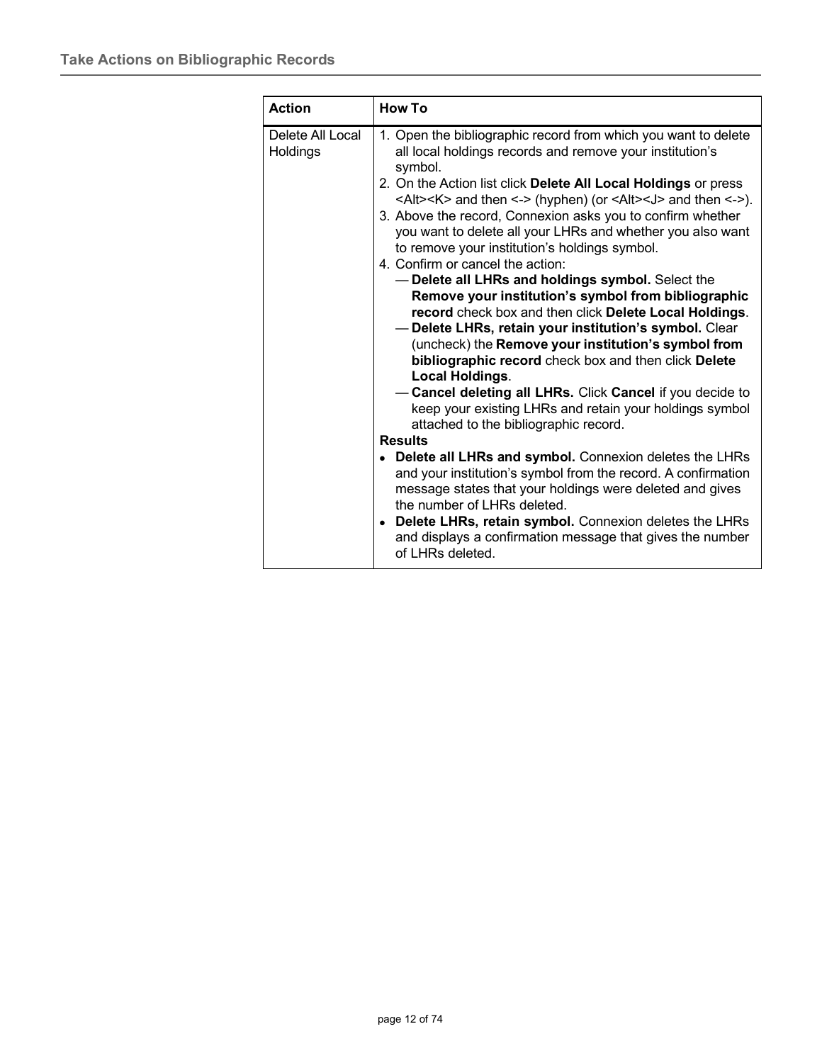| Action | How To |
| --- | --- |
| Delete All Local Holdings | 1. Open the bibliographic record from which you want to delete all local holdings records and remove your institution's symbol.<br>2. On the Action list click **Delete All Local Holdings** or press <Alt><K> and then <-> (hyphen) (or <Alt><J> and then <->).<br>3. Above the record, Connexion asks you to confirm whether you want to delete all your LHRs and whether you also want to remove your institution's holdings symbol.<br>4. Confirm or cancel the action:<br>— **Delete all LHRs and holdings symbol.** Select the **Remove your institution's symbol from bibliographic record** check box and then click **Delete Local Holdings**.<br>— **Delete LHRs, retain your institution's symbol.** Clear (uncheck) the **Remove your institution's symbol from bibliographic record** check box and then click **Delete Local Holdings**.<br>— **Cancel deleting all LHRs.** Click **Cancel** if you decide to keep your existing LHRs and retain your holdings symbol attached to the bibliographic record.<br>**Results**<br>• **Delete all LHRs and symbol.** Connexion deletes the LHRs and your institution's symbol from the record. A confirmation message states that your holdings were deleted and gives the number of LHRs deleted.<br>• **Delete LHRs, retain symbol.** Connexion deletes the LHRs and displays a confirmation message that gives the number of LHRs deleted. |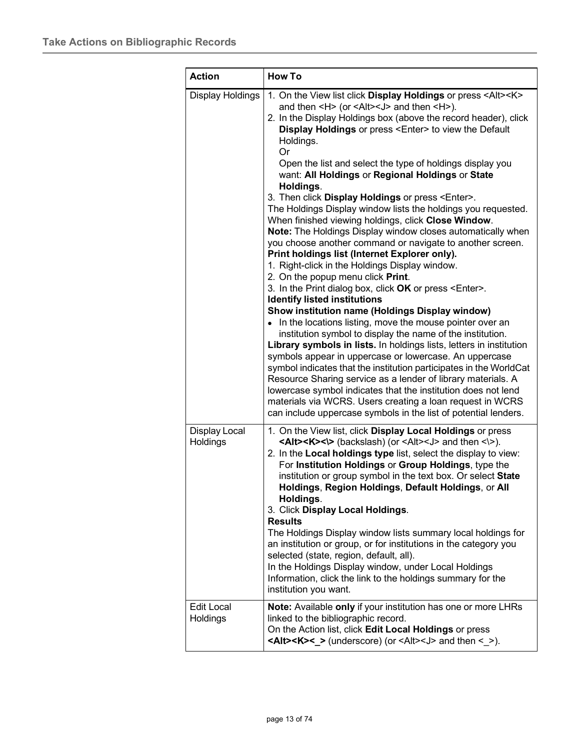## Take Actions on Bibliographic Records

| Action | How To |
|---|---|
| Display Holdings | 1. On the View list click **Display Holdings** or press <Alt><K> and then <H> (or <Alt><J> and then <H>).<br>2. In the Display Holdings box (above the record header), click **Display Holdings** or press <Enter> to view the Default Holdings.<br>Or<br>Open the list and select the type of holdings display you want: **All Holdings** or **Regional Holdings** or **State Holdings**.<br>3. Then click **Display Holdings** or press <Enter>.<br>The Holdings Display window lists the holdings you requested. When finished viewing holdings, click **Close Window**.<br>**Note:** The Holdings Display window closes automatically when you choose another command or navigate to another screen.<br>**Print holdings list (Internet Explorer only).**<br>1. Right-click in the Holdings Display window.<br>2. On the popup menu click **Print**.<br>3. In the Print dialog box, click **OK** or press <Enter>.<br>**Identify listed institutions**<br>**Show institution name (Holdings Display window)**<br>• In the locations listing, move the mouse pointer over an institution symbol to display the name of the institution.<br>**Library symbols in lists.** In holdings lists, letters in institution symbols appear in uppercase or lowercase. An uppercase symbol indicates that the institution participates in the WorldCat Resource Sharing service as a lender of library materials. A lowercase symbol indicates that the institution does not lend materials via WCRS. Users creating a loan request in WCRS can include uppercase symbols in the list of potential lenders. |
| Display Local Holdings | 1. On the View list, click **Display Local Holdings** or press **<Alt><K><\>** (backslash) (or <Alt><J> and then <\>).<br>2. In the **Local holdings type** list, select the display to view: For **Institution Holdings** or **Group Holdings**, type the institution or group symbol in the text box. Or select **State Holdings**, **Region Holdings**, **Default Holdings**, or **All Holdings**.<br>3. Click **Display Local Holdings**.<br>**Results**<br>The Holdings Display window lists summary local holdings for an institution or group, or for institutions in the category you selected (state, region, default, all).<br>In the Holdings Display window, under Local Holdings Information, click the link to the holdings summary for the institution you want. |
| Edit Local Holdings | **Note:** Available **only** if your institution has one or more LHRs linked to the bibliographic record.<br>On the Action list, click **Edit Local Holdings** or press **<Alt><K><_>** (underscore) (or <Alt><J> and then <_>). |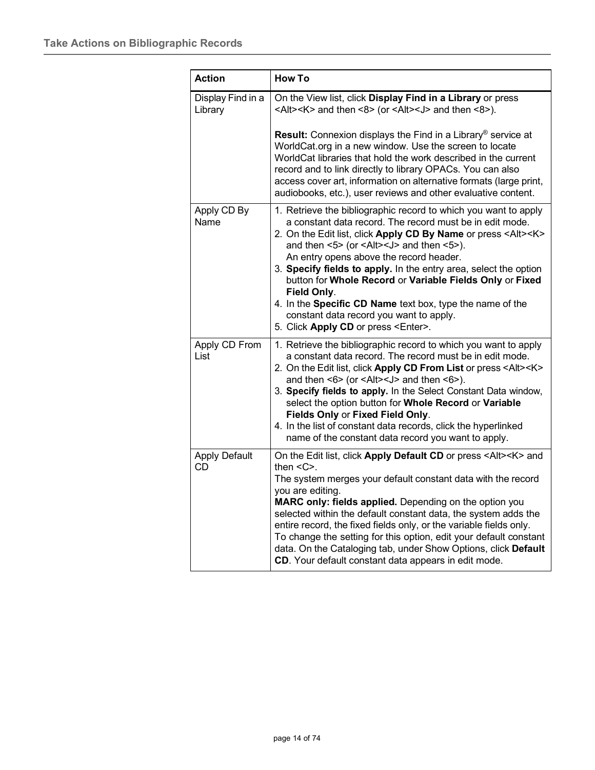| Action | How To |
|---|---|
| Display Find in a Library | On the View list, click **Display Find in a Library** or press <Alt><K> and then <8> (or <Alt><J> and then <8>).<br><br>**Result:** Connexion displays the Find in a Library® service at WorldCat.org in a new window. Use the screen to locate WorldCat libraries that hold the work described in the current record and to link directly to library OPACs. You can also access cover art, information on alternative formats (large print, audiobooks, etc.), user reviews and other evaluative content. |
| Apply CD By Name | 1. Retrieve the bibliographic record to which you want to apply a constant data record. The record must be in edit mode.<br>2. On the Edit list, click **Apply CD By Name** or press <Alt><K> and then <5> (or <Alt><J> and then <5>).<br>An entry opens above the record header.<br>3. **Specify fields to apply.** In the entry area, select the option button for **Whole Record** or **Variable Fields Only** or **Fixed Field Only**.<br>4. In the **Specific CD Name** text box, type the name of the constant data record you want to apply.<br>5. Click **Apply CD** or press <Enter>. |
| Apply CD From List | 1. Retrieve the bibliographic record to which you want to apply a constant data record. The record must be in edit mode.<br>2. On the Edit list, click **Apply CD From List** or press <Alt><K> and then <6> (or <Alt><J> and then <6>).<br>3. **Specify fields to apply.** In the Select Constant Data window, select the option button for **Whole Record** or **Variable Fields Only** or **Fixed Field Only**.<br>4. In the list of constant data records, click the hyperlinked name of the constant data record you want to apply. |
| Apply Default CD | On the Edit list, click **Apply Default CD** or press <Alt><K> and then <C>.<br>The system merges your default constant data with the record you are editing.<br>**MARC only: fields applied.** Depending on the option you selected within the default constant data, the system adds the entire record, the fixed fields only, or the variable fields only.<br>To change the setting for this option, edit your default constant data. On the Cataloging tab, under Show Options, click **Default CD**. Your default constant data appears in edit mode. |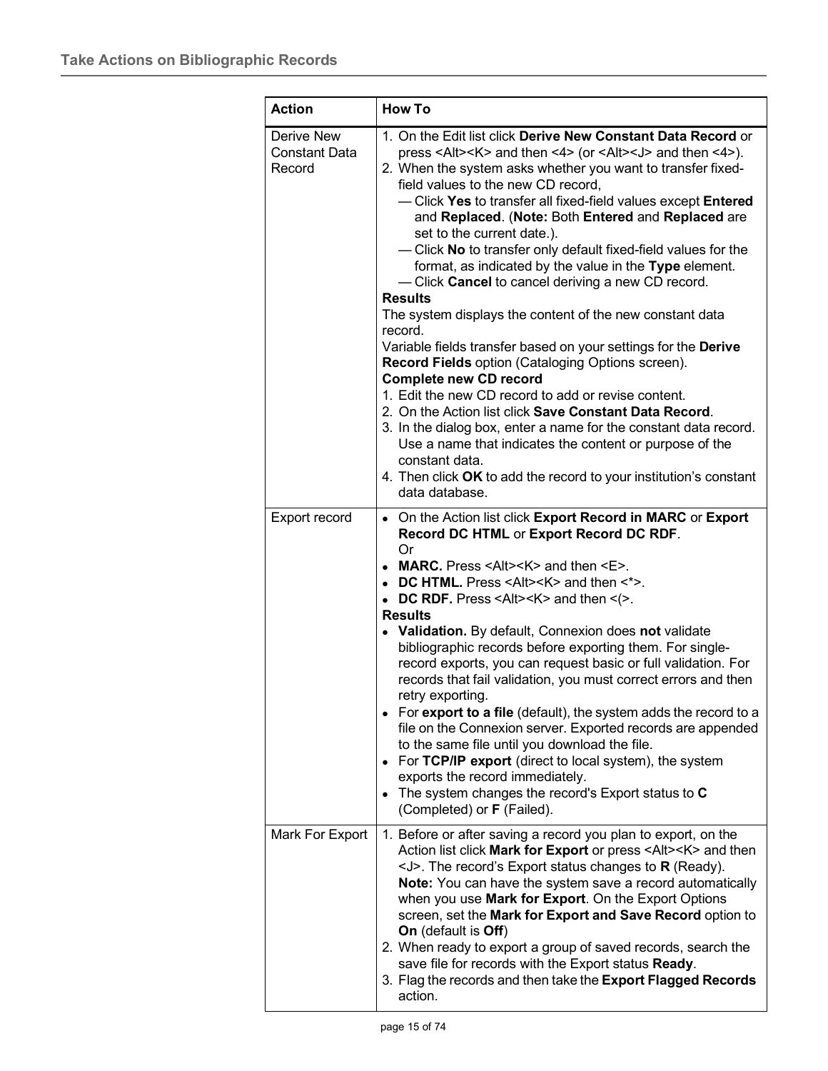| Action | How To |
|---|---|
| Derive New Constant Data Record | 1. On the Edit list click **Derive New Constant Data Record** or press <Alt><K> and then <4> (or <Alt><J> and then <4>).<br>2. When the system asks whether you want to transfer fixed-field values to the new CD record,<br>— Click **Yes** to transfer all fixed-field values except **Entered** and **Replaced**. (**Note:** Both **Entered** and **Replaced** are set to the current date.).<br>— Click **No** to transfer only default fixed-field values for the format, as indicated by the value in the **Type** element.<br>— Click **Cancel** to cancel deriving a new CD record.<br>**Results**<br>The system displays the content of the new constant data record.<br>Variable fields transfer based on your settings for the **Derive Record Fields** option (Cataloging Options screen).<br>**Complete new CD record**<br>1. Edit the new CD record to add or revise content.<br>2. On the Action list click **Save Constant Data Record**.<br>3. In the dialog box, enter a name for the constant data record. Use a name that indicates the content or purpose of the constant data.<br>4. Then click **OK** to add the record to your institution's constant data database. |
| Export record | • On the Action list click **Export Record in MARC** or **Export Record DC HTML** or **Export Record DC RDF**.<br>Or<br>• **MARC.** Press <Alt><K> and then <E>.<br>• **DC HTML.** Press <Alt><K> and then <*>.<br>• **DC RDF.** Press <Alt><K> and then <(>.<br>**Results**<br>• **Validation.** By default, Connexion does **not** validate bibliographic records before exporting them. For single-record exports, you can request basic or full validation. For records that fail validation, you must correct errors and then retry exporting.<br>• For **export to a file** (default), the system adds the record to a file on the Connexion server. Exported records are appended to the same file until you download the file.<br>• For **TCP/IP export** (direct to local system), the system exports the record immediately.<br>• The system changes the record's Export status to **C** (Completed) or **F** (Failed). |
| Mark For Export | 1. Before or after saving a record you plan to export, on the Action list click **Mark for Export** or press <Alt><K> and then <J>. The record's Export status changes to **R** (Ready).<br>**Note:** You can have the system save a record automatically when you use **Mark for Export**. On the Export Options screen, set the **Mark for Export and Save Record** option to **On** (default is **Off**)<br>2. When ready to export a group of saved records, search the save file for records with the Export status **Ready**.<br>3. Flag the records and then take the **Export Flagged Records** action. |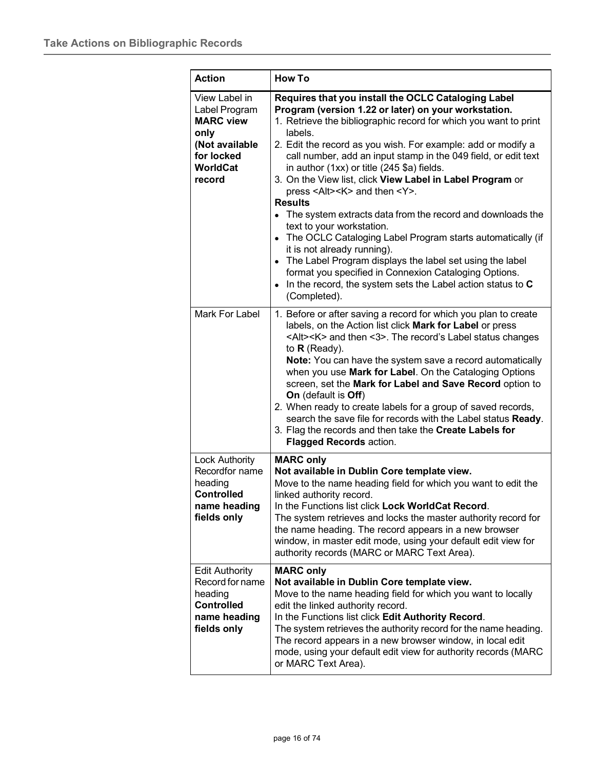| Action | How To |
|---|---|
| View Label in Label Program **MARC view only** **(Not available for locked WorldCat record** | **Requires that you install the OCLC Cataloging Label Program (version 1.22 or later) on your workstation.**<br>1. Retrieve the bibliographic record for which you want to print labels.<br>2. Edit the record as you wish. For example: add or modify a call number, add an input stamp in the 049 field, or edit text in author (1xx) or title (245 $a) fields.<br>3. On the View list, click **View Label in Label Program** or press <Alt><K> and then <Y>.<br>**Results**<br>• The system extracts data from the record and downloads the text to your workstation.<br>• The OCLC Cataloging Label Program starts automatically (if it is not already running).<br>• The Label Program displays the label set using the label format you specified in Connexion Cataloging Options.<br>• In the record, the system sets the Label action status to **C** (Completed). |
| Mark For Label | 1. Before or after saving a record for which you plan to create labels, on the Action list click **Mark for Label** or press <Alt><K> and then <3>. The record's Label status changes to **R** (Ready).<br>**Note:** You can have the system save a record automatically when you use **Mark for Label**. On the Cataloging Options screen, set the **Mark for Label and Save Record** option to **On** (default is **Off**)<br>2. When ready to create labels for a group of saved records, search the save file for records with the Label status **Ready**.<br>3. Flag the records and then take the **Create Labels for Flagged Records** action. |
| Lock Authority Recordfor name heading **Controlled name heading fields only** | **MARC only**<br>**Not available in Dublin Core template view.**<br>Move to the name heading field for which you want to edit the linked authority record.<br>In the Functions list click **Lock WorldCat Record**.<br>The system retrieves and locks the master authority record for the name heading. The record appears in a new browser window, in master edit mode, using your default edit view for authority records (MARC or MARC Text Area). |
| Edit Authority Record for name heading **Controlled name heading fields only** | **MARC only**<br>**Not available in Dublin Core template view.**<br>Move to the name heading field for which you want to locally edit the linked authority record.<br>In the Functions list click **Edit Authority Record**.<br>The system retrieves the authority record for the name heading. The record appears in a new browser window, in local edit mode, using your default edit view for authority records (MARC or MARC Text Area). |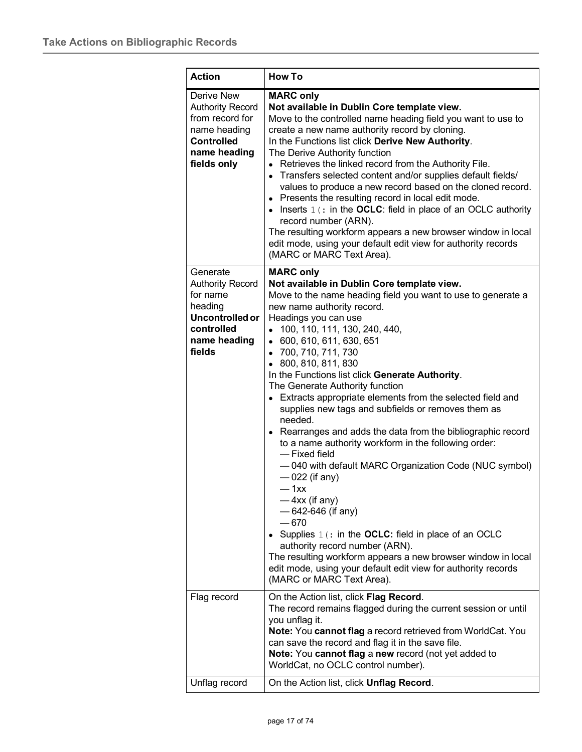| Action | How To |
|---|---|
| Derive New Authority Record from record for name heading **Controlled name heading fields only** | **MARC only**<br>**Not available in Dublin Core template view.**<br>Move to the controlled name heading field you want to use to create a new name authority record by cloning.<br>In the Functions list click **Derive New Authority**.<br>The Derive Authority function<br>• Retrieves the linked record from the Authority File.<br>• Transfers selected content and/or supplies default fields/ values to produce a new record based on the cloned record.<br>• Presents the resulting record in local edit mode.<br>• Inserts `1(:` in the **OCLC**: field in place of an OCLC authority record number (ARN).<br>The resulting workform appears a new browser window in local edit mode, using your default edit view for authority records (MARC or MARC Text Area). |
| Generate Authority Record for name heading **Uncontrolled or controlled name heading fields** | **MARC only**<br>**Not available in Dublin Core template view.**<br>Move to the name heading field you want to use to generate a new name authority record.<br>Headings you can use<br>• 100, 110, 111, 130, 240, 440,<br>• 600, 610, 611, 630, 651<br>• 700, 710, 711, 730<br>• 800, 810, 811, 830<br>In the Functions list click **Generate Authority**.<br>The Generate Authority function<br>• Extracts appropriate elements from the selected field and supplies new tags and subfields or removes them as needed.<br>• Rearranges and adds the data from the bibliographic record to a name authority workform in the following order:<br>— Fixed field<br>— 040 with default MARC Organization Code (NUC symbol)<br>— 022 (if any)<br>— 1xx<br>— 4xx (if any)<br>— 642-646 (if any)<br>— 670<br>• Supplies `1(:` in the **OCLC:** field in place of an OCLC authority record number (ARN).<br>The resulting workform appears a new browser window in local edit mode, using your default edit view for authority records (MARC or MARC Text Area). |
| Flag record | On the Action list, click **Flag Record**.<br>The record remains flagged during the current session or until you unflag it.<br>**Note:** You **cannot flag** a record retrieved from WorldCat. You can save the record and flag it in the save file.<br>**Note:** You **cannot flag** a **new** record (not yet added to WorldCat, no OCLC control number). |
| Unflag record | On the Action list, click **Unflag Record**. |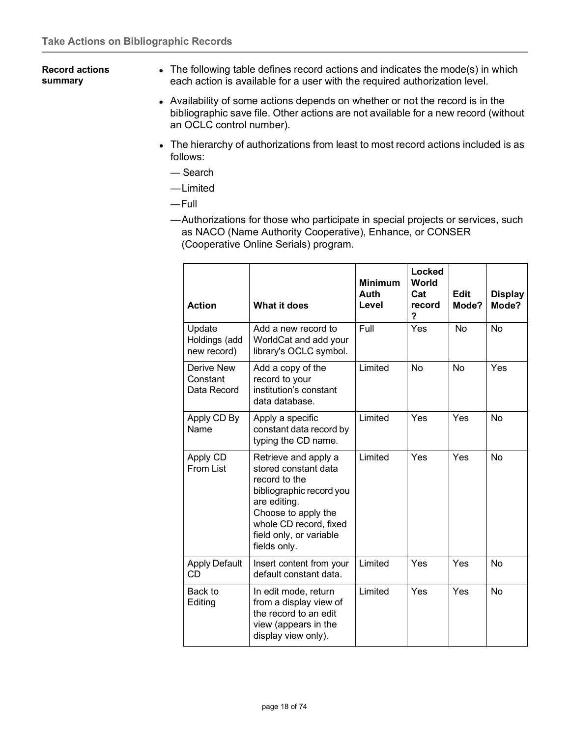**Record actions summary**

- The following table defines record actions and indicates the mode(s) in which each action is available for a user with the required authorization level.
- Availability of some actions depends on whether or not the record is in the bibliographic save file. Other actions are not available for a new record (without an OCLC control number).
- The hierarchy of authorizations from least to most record actions included is as follows:

  — Search

  — Limited

  — Full

  — Authorizations for those who participate in special projects or services, such as NACO (Name Authority Cooperative), Enhance, or CONSER (Cooperative Online Serials) program.

| Action | What it does | Minimum Auth Level | Locked World Cat record ? | Edit Mode? | Display Mode? |
|---|---|---|---|---|---|
| Update Holdings (add new record) | Add a new record to WorldCat and add your library's OCLC symbol. | Full | Yes | No | No |
| Derive New Constant Data Record | Add a copy of the record to your institution's constant data database. | Limited | No | No | Yes |
| Apply CD By Name | Apply a specific constant data record by typing the CD name. | Limited | Yes | Yes | No |
| Apply CD From List | Retrieve and apply a stored constant data record to the bibliographic record you are editing. Choose to apply the whole CD record, fixed field only, or variable fields only. | Limited | Yes | Yes | No |
| Apply Default CD | Insert content from your default constant data. | Limited | Yes | Yes | No |
| Back to Editing | In edit mode, return from a display view of the record to an edit view (appears in the display view only). | Limited | Yes | Yes | No |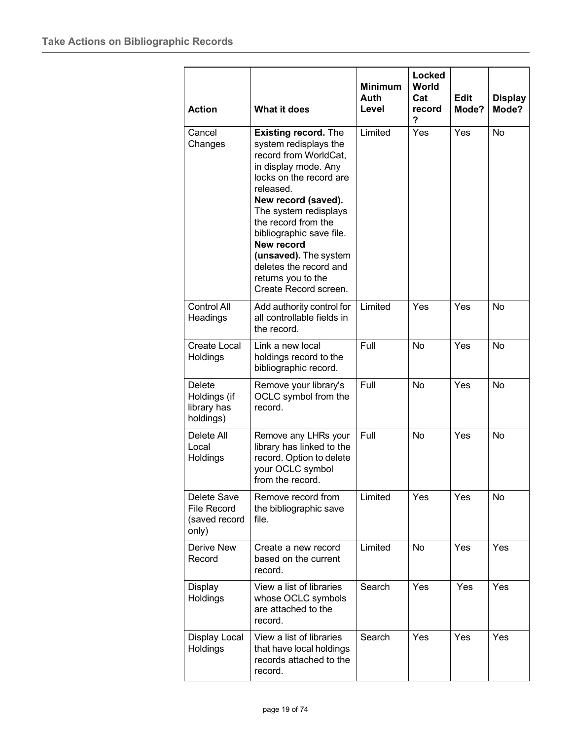| Action | What it does | Minimum Auth Level | Locked WorldCat record? | Edit Mode? | Display Mode? |
|---|---|---|---|---|---|
| Cancel Changes | **Existing record.** The system redisplays the record from WorldCat, in display mode. Any locks on the record are released. **New record (saved).** The system redisplays the record from the bibliographic save file. **New record (unsaved).** The system deletes the record and returns you to the Create Record screen. | Limited | Yes | Yes | No |
| Control All Headings | Add authority control for all controllable fields in the record. | Limited | Yes | Yes | No |
| Create Local Holdings | Link a new local holdings record to the bibliographic record. | Full | No | Yes | No |
| Delete Holdings (if library has holdings) | Remove your library's OCLC symbol from the record. | Full | No | Yes | No |
| Delete All Local Holdings | Remove any LHRs your library has linked to the record. Option to delete your OCLC symbol from the record. | Full | No | Yes | No |
| Delete Save File Record (saved record only) | Remove record from the bibliographic save file. | Limited | Yes | Yes | No |
| Derive New Record | Create a new record based on the current record. | Limited | No | Yes | Yes |
| Display Holdings | View a list of libraries whose OCLC symbols are attached to the record. | Search | Yes | Yes | Yes |
| Display Local Holdings | View a list of libraries that have local holdings records attached to the record. | Search | Yes | Yes | Yes |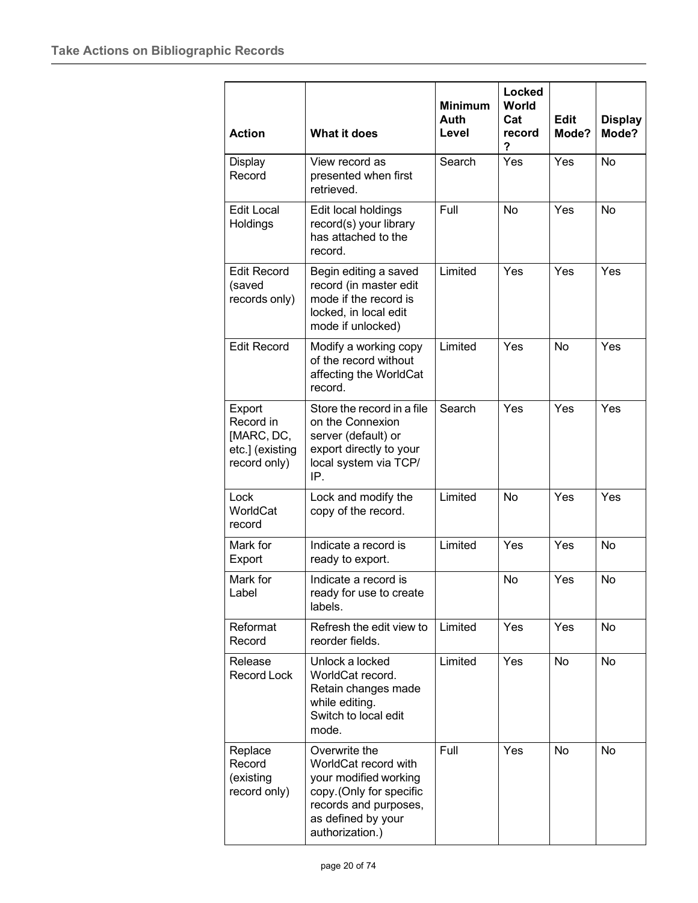| Action | What it does | Minimum Auth Level | Locked World Cat record ? | Edit Mode? | Display Mode? |
|---|---|---|---|---|---|
| Display Record | View record as presented when first retrieved. | Search | Yes | Yes | No |
| Edit Local Holdings | Edit local holdings record(s) your library has attached to the record. | Full | No | Yes | No |
| Edit Record (saved records only) | Begin editing a saved record (in master edit mode if the record is locked, in local edit mode if unlocked) | Limited | Yes | Yes | Yes |
| Edit Record | Modify a working copy of the record without affecting the WorldCat record. | Limited | Yes | No | Yes |
| Export Record in [MARC, DC, etc.] (existing record only) | Store the record in a file on the Connexion server (default) or export directly to your local system via TCP/ IP. | Search | Yes | Yes | Yes |
| Lock WorldCat record | Lock and modify the copy of the record. | Limited | No | Yes | Yes |
| Mark for Export | Indicate a record is ready to export. | Limited | Yes | Yes | No |
| Mark for Label | Indicate a record is ready for use to create labels. | | No | Yes | No |
| Reformat Record | Refresh the edit view to reorder fields. | Limited | Yes | Yes | No |
| Release Record Lock | Unlock a locked WorldCat record. Retain changes made while editing. Switch to local edit mode. | Limited | Yes | No | No |
| Replace Record (existing record only) | Overwrite the WorldCat record with your modified working copy.(Only for specific records and purposes, as defined by your authorization.) | Full | Yes | No | No |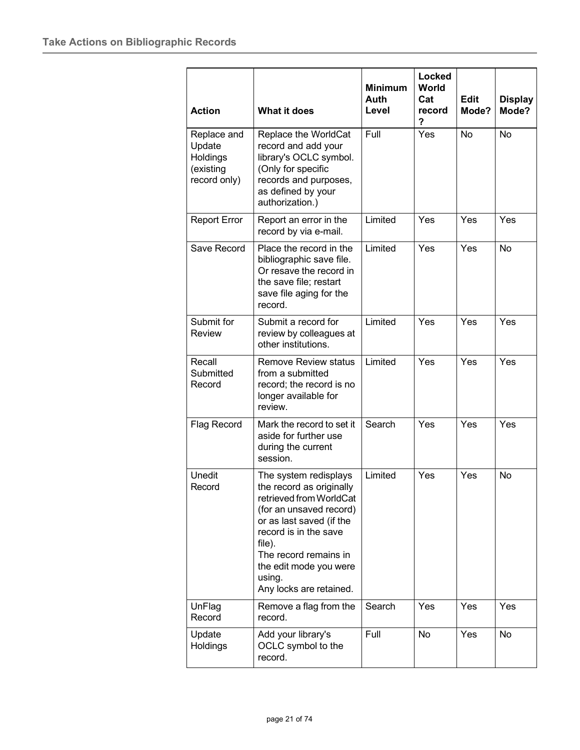| Action | What it does | Minimum Auth Level | Locked World Cat record ? | Edit Mode? | Display Mode? |
|---|---|---|---|---|---|
| Replace and Update Holdings (existing record only) | Replace the WorldCat record and add your library's OCLC symbol. (Only for specific records and purposes, as defined by your authorization.) | Full | Yes | No | No |
| Report Error | Report an error in the record by via e-mail. | Limited | Yes | Yes | Yes |
| Save Record | Place the record in the bibliographic save file. Or resave the record in the save file; restart save file aging for the record. | Limited | Yes | Yes | No |
| Submit for Review | Submit a record for review by colleagues at other institutions. | Limited | Yes | Yes | Yes |
| Recall Submitted Record | Remove Review status from a submitted record; the record is no longer available for review. | Limited | Yes | Yes | Yes |
| Flag Record | Mark the record to set it aside for further use during the current session. | Search | Yes | Yes | Yes |
| Unedit Record | The system redisplays the record as originally retrieved from WorldCat (for an unsaved record) or as last saved (if the record is in the save file).<br>The record remains in the edit mode you were using.<br>Any locks are retained. | Limited | Yes | Yes | No |
| UnFlag Record | Remove a flag from the record. | Search | Yes | Yes | Yes |
| Update Holdings | Add your library's OCLC symbol to the record. | Full | No | Yes | No |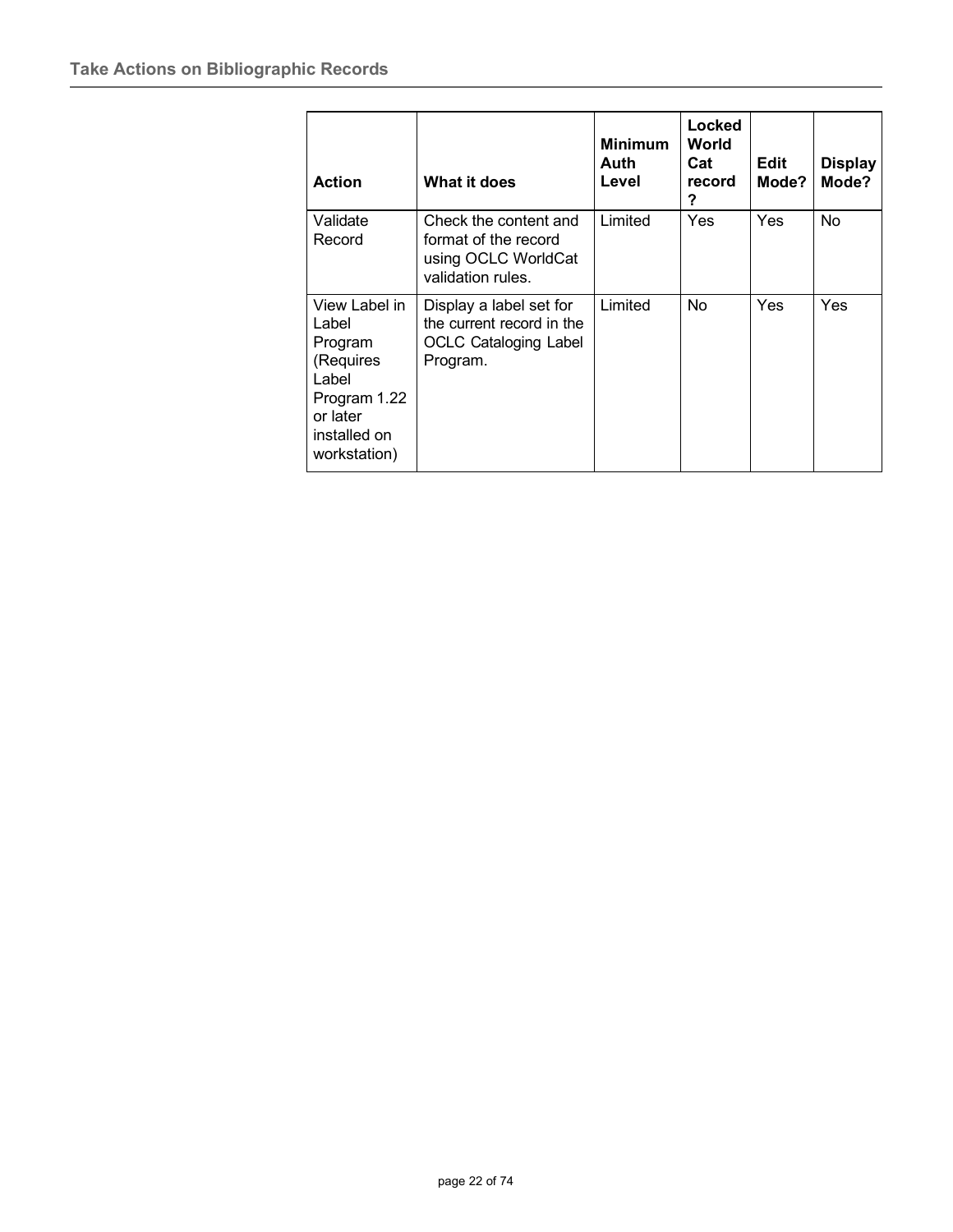| Action | What it does | Minimum Auth Level | Locked World Cat record ? | Edit Mode? | Display Mode? |
|---|---|---|---|---|---|
| Validate Record | Check the content and format of the record using OCLC WorldCat validation rules. | Limited | Yes | Yes | No |
| View Label in Label Program (Requires Label Program 1.22 or later installed on workstation) | Display a label set for the current record in the OCLC Cataloging Label Program. | Limited | No | Yes | Yes |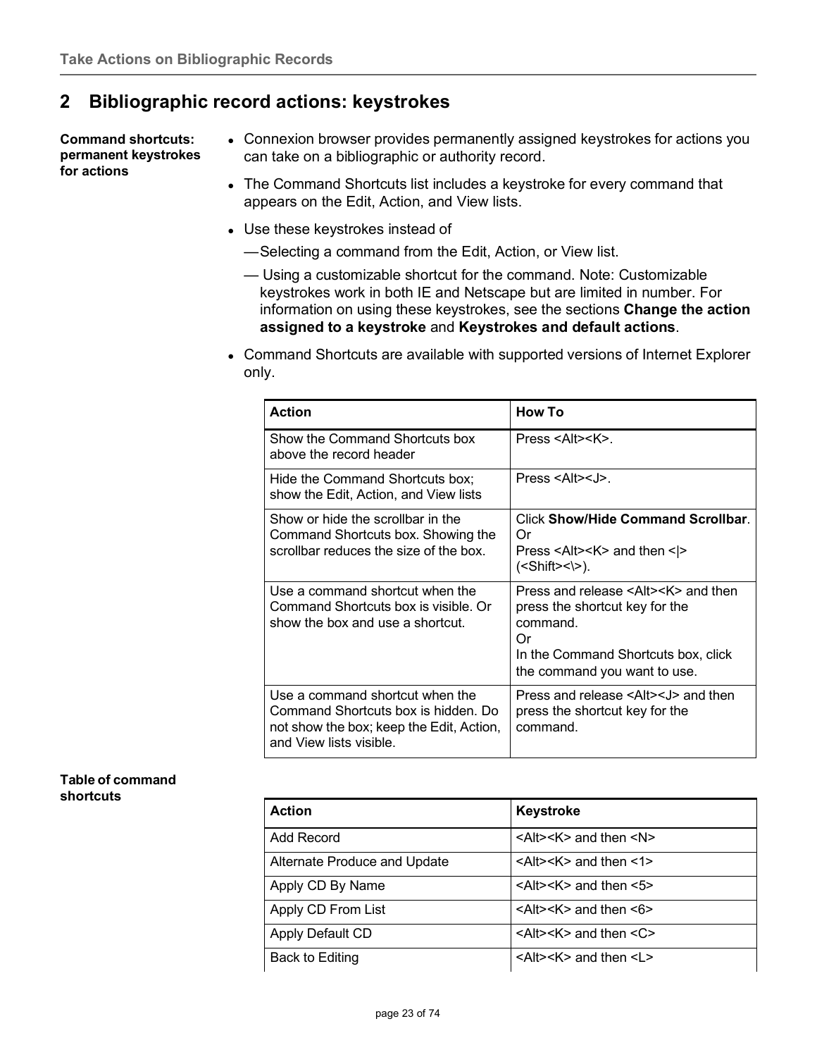## 2 Bibliographic record actions: keystrokes

**Command shortcuts: permanent keystrokes for actions**

- Connexion browser provides permanently assigned keystrokes for actions you can take on a bibliographic or authority record.
- The Command Shortcuts list includes a keystroke for every command that appears on the Edit, Action, and View lists.
- Use these keystrokes instead of
  - —Selecting a command from the Edit, Action, or View list.
  - — Using a customizable shortcut for the command. Note: Customizable keystrokes work in both IE and Netscape but are limited in number. For information on using these keystrokes, see the sections **Change the action assigned to a keystroke** and **Keystrokes and default actions**.
- Command Shortcuts are available with supported versions of Internet Explorer only.

| Action | How To |
|---|---|
| Show the Command Shortcuts box above the record header | Press <Alt><K>. |
| Hide the Command Shortcuts box; show the Edit, Action, and View lists | Press <Alt><J>. |
| Show or hide the scrollbar in the Command Shortcuts box. Showing the scrollbar reduces the size of the box. | Click **Show/Hide Command Scrollbar**.<br>Or<br>Press <Alt><K> and then <\|> (<Shift><\>). |
| Use a command shortcut when the Command Shortcuts box is visible. Or show the box and use a shortcut. | Press and release <Alt><K> and then press the shortcut key for the command.<br>Or<br>In the Command Shortcuts box, click the command you want to use. |
| Use a command shortcut when the Command Shortcuts box is hidden. Do not show the box; keep the Edit, Action, and View lists visible. | Press and release <Alt><J> and then press the shortcut key for the command. |

**Table of command shortcuts**

| Action | Keystroke |
|---|---|
| Add Record | <Alt><K> and then <N> |
| Alternate Produce and Update | <Alt><K> and then <1> |
| Apply CD By Name | <Alt><K> and then <5> |
| Apply CD From List | <Alt><K> and then <6> |
| Apply Default CD | <Alt><K> and then <C> |
| Back to Editing | <Alt><K> and then <L> |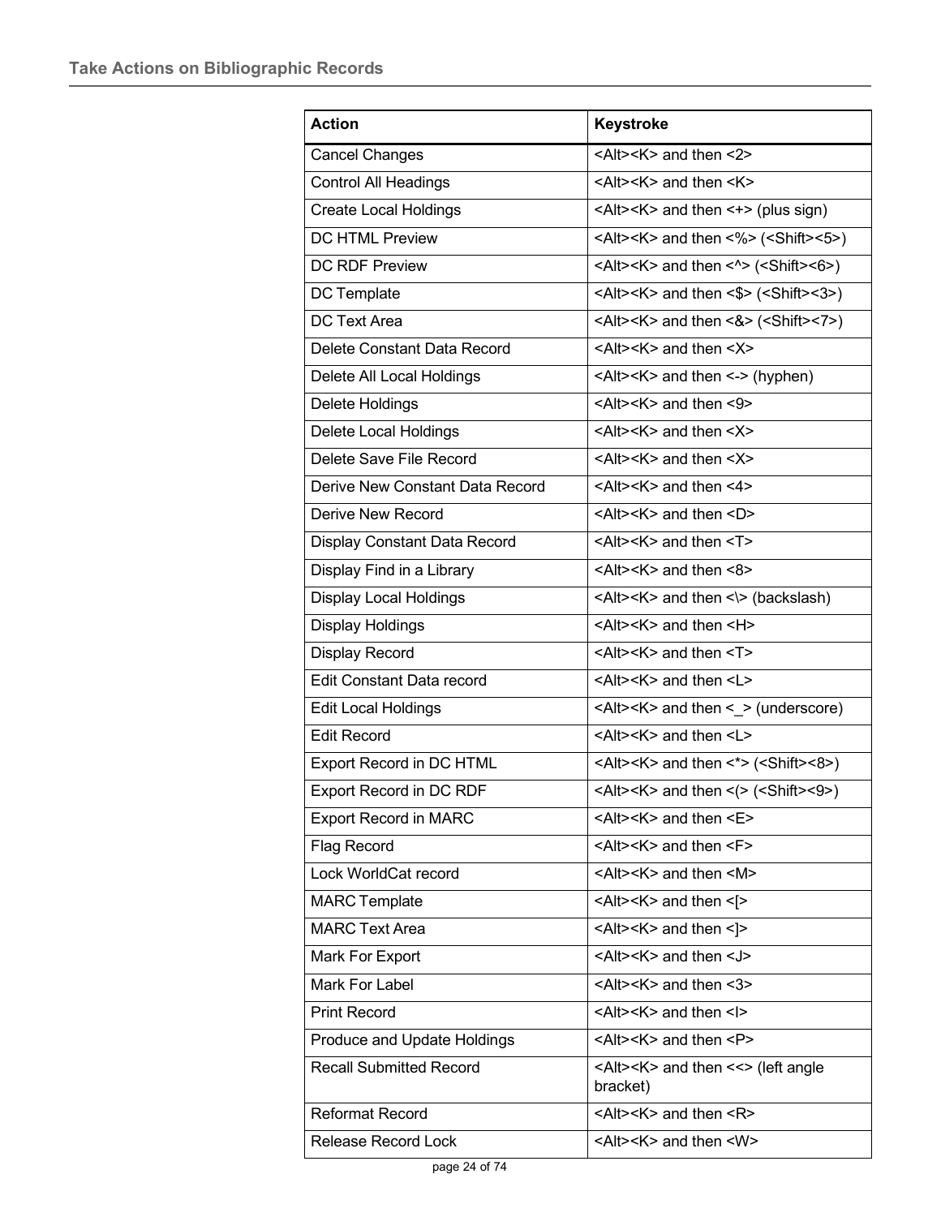| Action | Keystroke |
| --- | --- |
| Cancel Changes | <Alt><K> and then <2> |
| Control All Headings | <Alt><K> and then <K> |
| Create Local Holdings | <Alt><K> and then <+> (plus sign) |
| DC HTML Preview | <Alt><K> and then <%> (<Shift><5>) |
| DC RDF Preview | <Alt><K> and then <^> (<Shift><6>) |
| DC Template | <Alt><K> and then <$> (<Shift><3>) |
| DC Text Area | <Alt><K> and then <&> (<Shift><7>) |
| Delete Constant Data Record | <Alt><K> and then <X> |
| Delete All Local Holdings | <Alt><K> and then <-> (hyphen) |
| Delete Holdings | <Alt><K> and then <9> |
| Delete Local Holdings | <Alt><K> and then <X> |
| Delete Save File Record | <Alt><K> and then <X> |
| Derive New Constant Data Record | <Alt><K> and then <4> |
| Derive New Record | <Alt><K> and then <D> |
| Display Constant Data Record | <Alt><K> and then <T> |
| Display Find in a Library | <Alt><K> and then <8> |
| Display Local Holdings | <Alt><K> and then <\> (backslash) |
| Display Holdings | <Alt><K> and then <H> |
| Display Record | <Alt><K> and then <T> |
| Edit Constant Data record | <Alt><K> and then <L> |
| Edit Local Holdings | <Alt><K> and then <_> (underscore) |
| Edit Record | <Alt><K> and then <L> |
| Export Record in DC HTML | <Alt><K> and then <*> (<Shift><8>) |
| Export Record in DC RDF | <Alt><K> and then <(> (<Shift><9>) |
| Export Record in MARC | <Alt><K> and then <E> |
| Flag Record | <Alt><K> and then <F> |
| Lock WorldCat record | <Alt><K> and then <M> |
| MARC Template | <Alt><K> and then <[> |
| MARC Text Area | <Alt><K> and then <]> |
| Mark For Export | <Alt><K> and then <J> |
| Mark For Label | <Alt><K> and then <3> |
| Print Record | <Alt><K> and then <I> |
| Produce and Update Holdings | <Alt><K> and then <P> |
| Recall Submitted Record | <Alt><K> and then <<> (left angle bracket) |
| Reformat Record | <Alt><K> and then <R> |
| Release Record Lock | <Alt><K> and then <W> |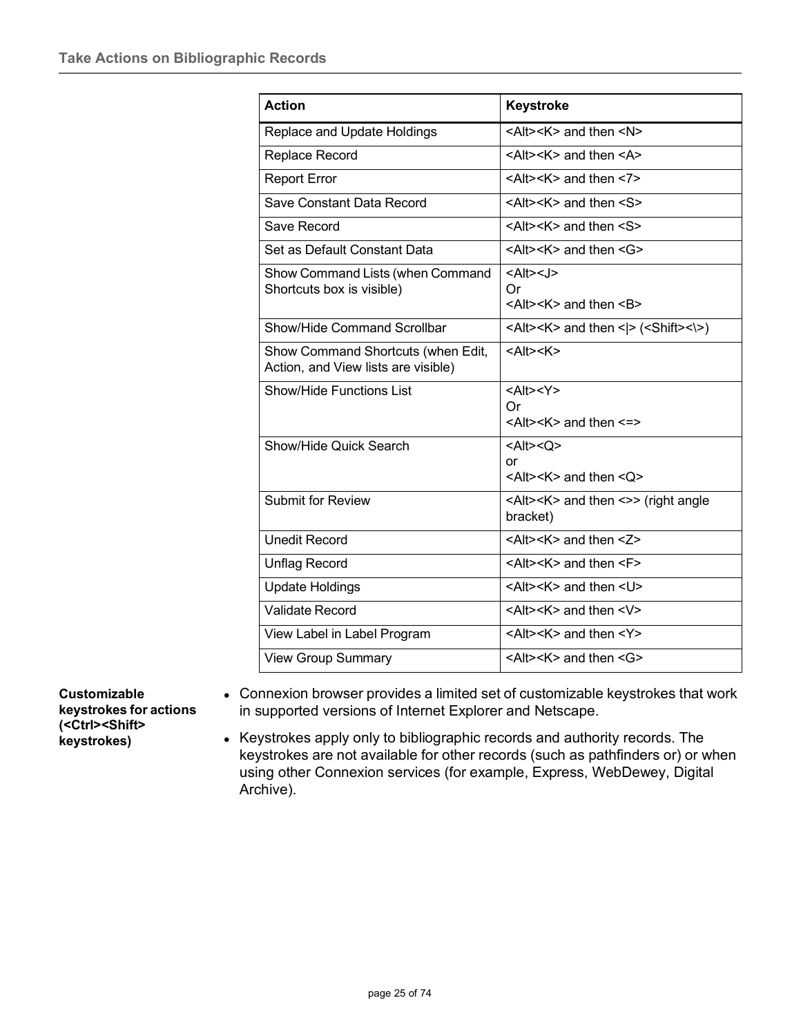| Action | Keystroke |
|---|---|
| Replace and Update Holdings | <Alt><K> and then <N> |
| Replace Record | <Alt><K> and then <A> |
| Report Error | <Alt><K> and then <7> |
| Save Constant Data Record | <Alt><K> and then <S> |
| Save Record | <Alt><K> and then <S> |
| Set as Default Constant Data | <Alt><K> and then <G> |
| Show Command Lists (when Command Shortcuts box is visible) | <Alt><J><br>Or<br><Alt><K> and then <B> |
| Show/Hide Command Scrollbar | <Alt><K> and then <\|> (<Shift><\>) |
| Show Command Shortcuts (when Edit, Action, and View lists are visible) | <Alt><K> |
| Show/Hide Functions List | <Alt><Y><br>Or<br><Alt><K> and then <=> |
| Show/Hide Quick Search | <Alt><Q><br>or<br><Alt><K> and then <Q> |
| Submit for Review | <Alt><K> and then <>> (right angle bracket) |
| Unedit Record | <Alt><K> and then <Z> |
| Unflag Record | <Alt><K> and then <F> |
| Update Holdings | <Alt><K> and then <U> |
| Validate Record | <Alt><K> and then <V> |
| View Label in Label Program | <Alt><K> and then <Y> |
| View Group Summary | <Alt><K> and then <G> |

**Customizable keystrokes for actions (<Ctrl><Shift> keystrokes)**

- Connexion browser provides a limited set of customizable keystrokes that work in supported versions of Internet Explorer and Netscape.
- Keystrokes apply only to bibliographic records and authority records. The keystrokes are not available for other records (such as pathfinders or) or when using other Connexion services (for example, Express, WebDewey, Digital Archive).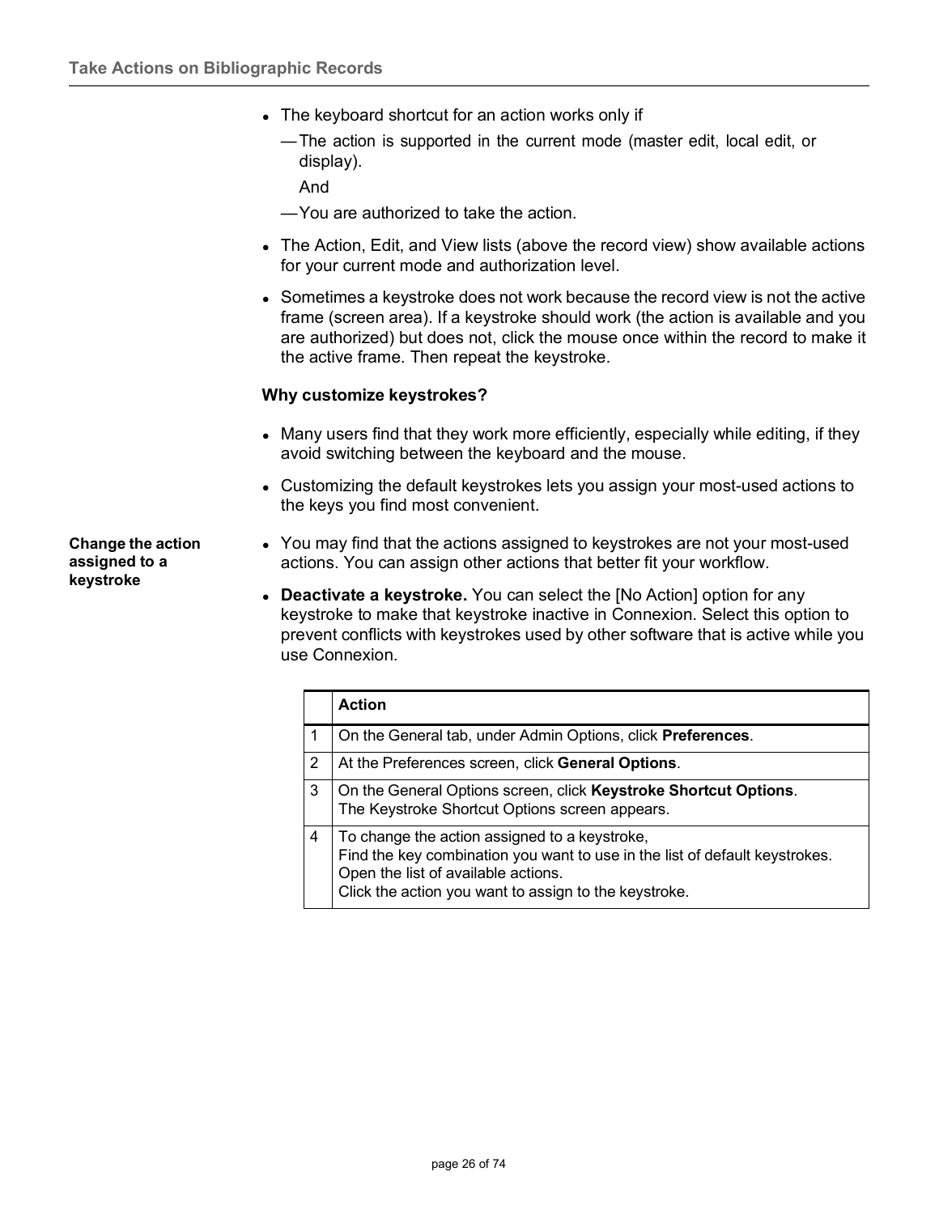- The keyboard shortcut for an action works only if
  - —The action is supported in the current mode (master edit, local edit, or display).

    And
  - —You are authorized to take the action.
- The Action, Edit, and View lists (above the record view) show available actions for your current mode and authorization level.
- Sometimes a keystroke does not work because the record view is not the active frame (screen area). If a keystroke should work (the action is available and you are authorized) but does not, click the mouse once within the record to make it the active frame. Then repeat the keystroke.

**Why customize keystrokes?**

- Many users find that they work more efficiently, especially while editing, if they avoid switching between the keyboard and the mouse.
- Customizing the default keystrokes lets you assign your most-used actions to the keys you find most convenient.

**Change the action assigned to a keystroke**

- You may find that the actions assigned to keystrokes are not your most-used actions. You can assign other actions that better fit your workflow.
- **Deactivate a keystroke.** You can select the [No Action] option for any keystroke to make that keystroke inactive in Connexion. Select this option to prevent conflicts with keystrokes used by other software that is active while you use Connexion.

| | Action |
|---|---|
| 1 | On the General tab, under Admin Options, click **Preferences**. |
| 2 | At the Preferences screen, click **General Options**. |
| 3 | On the General Options screen, click **Keystroke Shortcut Options**. The Keystroke Shortcut Options screen appears. |
| 4 | To change the action assigned to a keystroke, Find the key combination you want to use in the list of default keystrokes. Open the list of available actions. Click the action you want to assign to the keystroke. |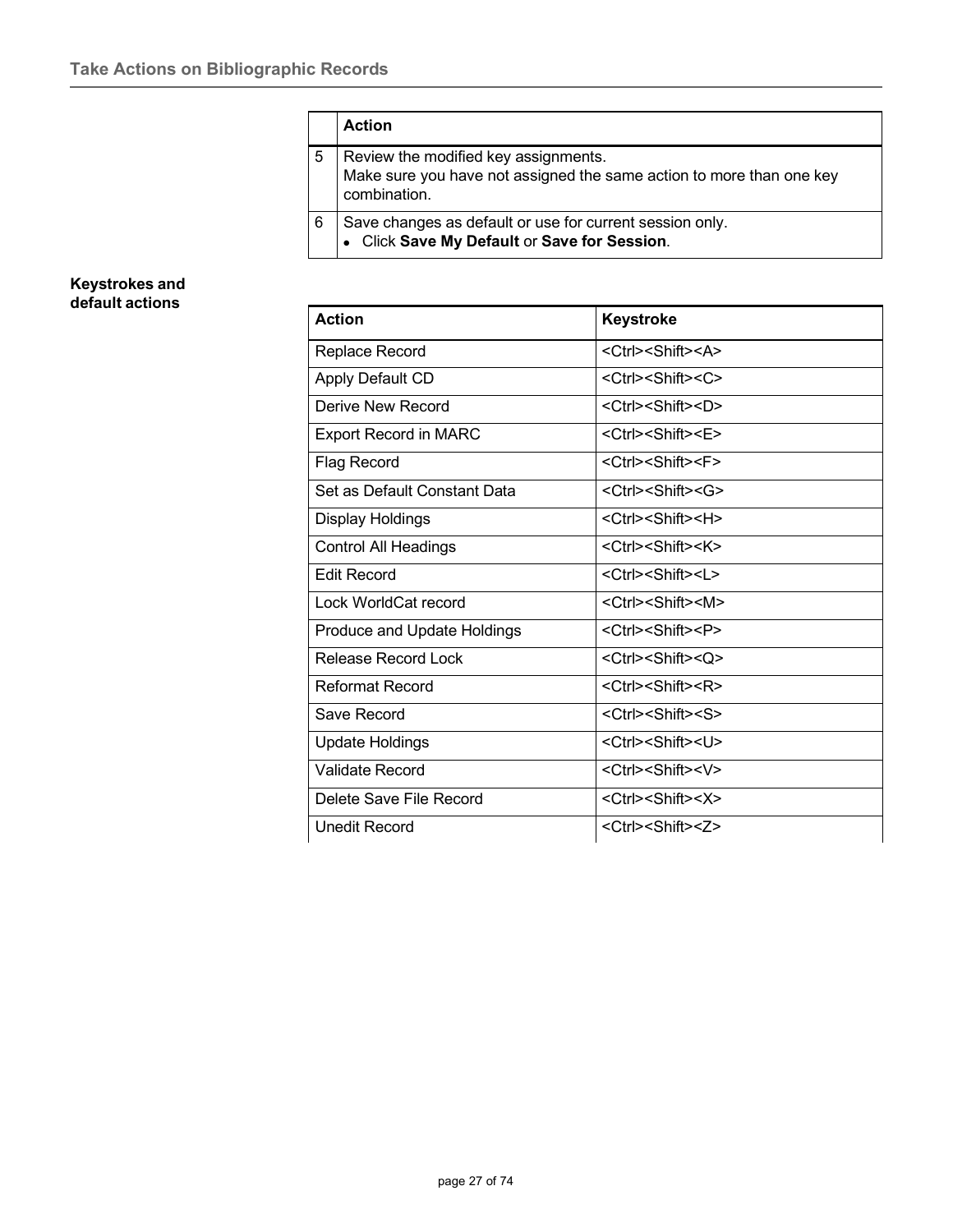| | Action |
|---|---|
| 5 | Review the modified key assignments.<br>Make sure you have not assigned the same action to more than one key combination. |
| 6 | Save changes as default or use for current session only.<br>• Click **Save My Default** or **Save for Session**. |

**Keystrokes and default actions**

| Action | Keystroke |
|---|---|
| Replace Record | <Ctrl><Shift><A> |
| Apply Default CD | <Ctrl><Shift><C> |
| Derive New Record | <Ctrl><Shift><D> |
| Export Record in MARC | <Ctrl><Shift><E> |
| Flag Record | <Ctrl><Shift><F> |
| Set as Default Constant Data | <Ctrl><Shift><G> |
| Display Holdings | <Ctrl><Shift><H> |
| Control All Headings | <Ctrl><Shift><K> |
| Edit Record | <Ctrl><Shift><L> |
| Lock WorldCat record | <Ctrl><Shift><M> |
| Produce and Update Holdings | <Ctrl><Shift><P> |
| Release Record Lock | <Ctrl><Shift><Q> |
| Reformat Record | <Ctrl><Shift><R> |
| Save Record | <Ctrl><Shift><S> |
| Update Holdings | <Ctrl><Shift><U> |
| Validate Record | <Ctrl><Shift><V> |
| Delete Save File Record | <Ctrl><Shift><X> |
| Unedit Record | <Ctrl><Shift><Z> |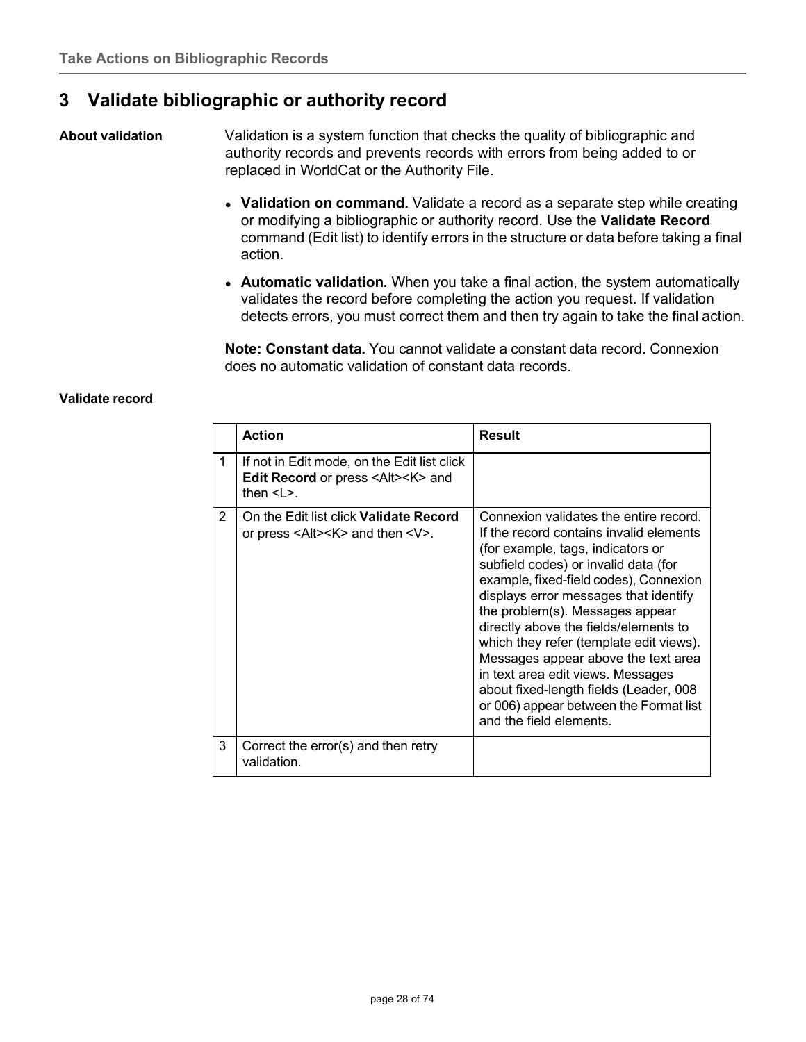# 3 Validate bibliographic or authority record

**About validation**

Validation is a system function that checks the quality of bibliographic and authority records and prevents records with errors from being added to or replaced in WorldCat or the Authority File.

- **Validation on command.** Validate a record as a separate step while creating or modifying a bibliographic or authority record. Use the **Validate Record** command (Edit list) to identify errors in the structure or data before taking a final action.
- **Automatic validation.** When you take a final action, the system automatically validates the record before completing the action you request. If validation detects errors, you must correct them and then try again to take the final action.

**Note: Constant data.** You cannot validate a constant data record. Connexion does no automatic validation of constant data records.

**Validate record**

| | Action | Result |
|---|---|---|
| 1 | If not in Edit mode, on the Edit list click **Edit Record** or press <Alt><K> and then <L>. | |
| 2 | On the Edit list click **Validate Record** or press <Alt><K> and then <V>. | Connexion validates the entire record. If the record contains invalid elements (for example, tags, indicators or subfield codes) or invalid data (for example, fixed-field codes), Connexion displays error messages that identify the problem(s). Messages appear directly above the fields/elements to which they refer (template edit views). Messages appear above the text area in text area edit views. Messages about fixed-length fields (Leader, 008 or 006) appear between the Format list and the field elements. |
| 3 | Correct the error(s) and then retry validation. | |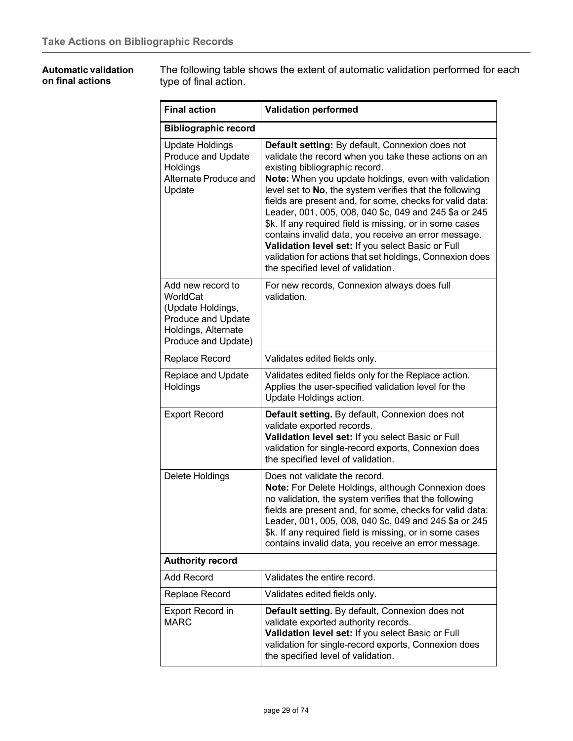### Automatic validation on final actions

The following table shows the extent of automatic validation performed for each type of final action.

| Final action | Validation performed |
| --- | --- |
| **Bibliographic record** | |
| Update Holdings<br>Produce and Update Holdings<br>Alternate Produce and Update | **Default setting:** By default, Connexion does not validate the record when you take these actions on an existing bibliographic record.<br>**Note:** When you update holdings, even with validation level set to **No**, the system verifies that the following fields are present and, for some, checks for valid data: Leader, 001, 005, 008, 040 $c, 049 and 245 $a or 245 $k. If any required field is missing, or in some cases contains invalid data, you receive an error message.<br>**Validation level set:** If you select Basic or Full validation for actions that set holdings, Connexion does the specified level of validation. |
| Add new record to WorldCat (Update Holdings, Produce and Update Holdings, Alternate Produce and Update) | For new records, Connexion always does full validation. |
| Replace Record | Validates edited fields only. |
| Replace and Update Holdings | Validates edited fields only for the Replace action. Applies the user-specified validation level for the Update Holdings action. |
| Export Record | **Default setting.** By default, Connexion does not validate exported records.<br>**Validation level set:** If you select Basic or Full validation for single-record exports, Connexion does the specified level of validation. |
| Delete Holdings | Does not validate the record.<br>**Note:** For Delete Holdings, although Connexion does no validation, the system verifies that the following fields are present and, for some, checks for valid data: Leader, 001, 005, 008, 040 $c, 049 and 245 $a or 245 $k. If any required field is missing, or in some cases contains invalid data, you receive an error message. |
| **Authority record** | |
| Add Record | Validates the entire record. |
| Replace Record | Validates edited fields only. |
| Export Record in MARC | **Default setting.** By default, Connexion does not validate exported authority records.<br>**Validation level set:** If you select Basic or Full validation for single-record exports, Connexion does the specified level of validation. |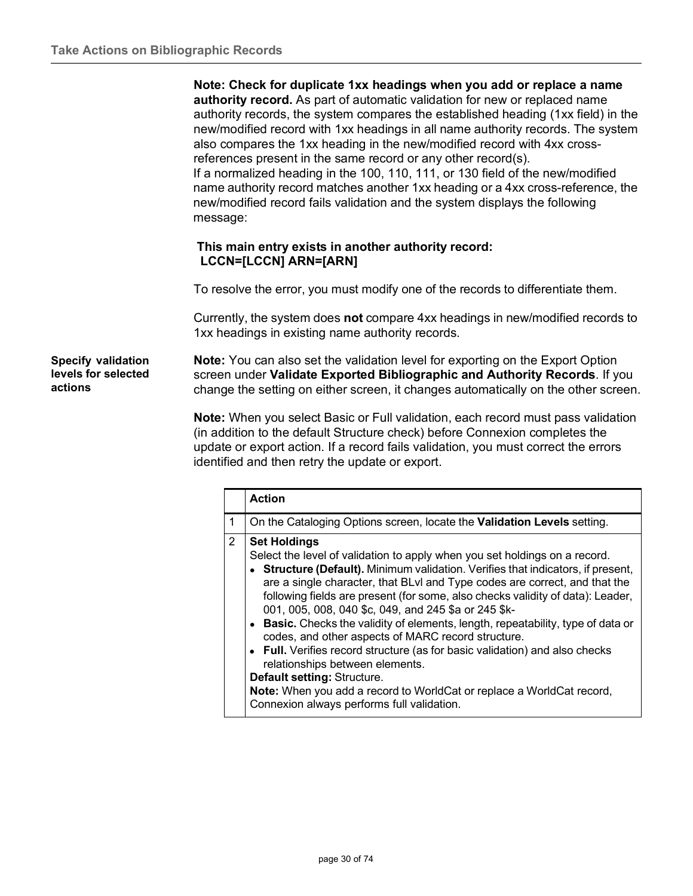**Note: Check for duplicate 1xx headings when you add or replace a name authority record.** As part of automatic validation for new or replaced name authority records, the system compares the established heading (1xx field) in the new/modified record with 1xx headings in all name authority records. The system also compares the 1xx heading in the new/modified record with 4xx cross-references present in the same record or any other record(s).
If a normalized heading in the 100, 110, 111, or 130 field of the new/modified name authority record matches another 1xx heading or a 4xx cross-reference, the new/modified record fails validation and the system displays the following message:

**This main entry exists in another authority record:**
**LCCN=[LCCN] ARN=[ARN]**

To resolve the error, you must modify one of the records to differentiate them.

Currently, the system does **not** compare 4xx headings in new/modified records to 1xx headings in existing name authority records.

### Specify validation levels for selected actions

**Note:** You can also set the validation level for exporting on the Export Option screen under **Validate Exported Bibliographic and Authority Records**. If you change the setting on either screen, it changes automatically on the other screen.

**Note:** When you select Basic or Full validation, each record must pass validation (in addition to the default Structure check) before Connexion completes the update or export action. If a record fails validation, you must correct the errors identified and then retry the update or export.

| | Action |
|---|---|
| 1 | On the Cataloging Options screen, locate the **Validation Levels** setting. |
| 2 | **Set Holdings**<br>Select the level of validation to apply when you set holdings on a record.<br>• **Structure (Default).** Minimum validation. Verifies that indicators, if present, are a single character, that BLvl and Type codes are correct, and that the following fields are present (for some, also checks validity of data): Leader, 001, 005, 008, 040 $c, 049, and 245 $a or 245 $k-<br>• **Basic.** Checks the validity of elements, length, repeatability, type of data or codes, and other aspects of MARC record structure.<br>• **Full.** Verifies record structure (as for basic validation) and also checks relationships between elements.<br>**Default setting:** Structure.<br>**Note:** When you add a record to WorldCat or replace a WorldCat record, Connexion always performs full validation. |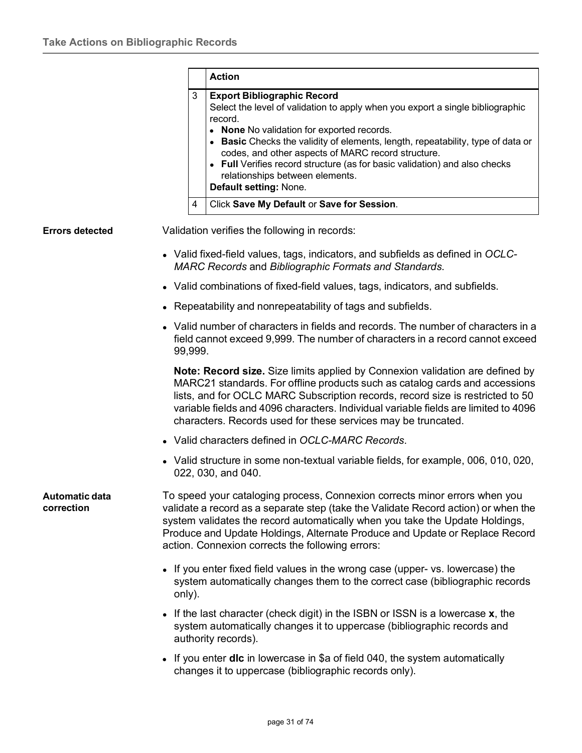| | Action |
|---|---|
| 3 | **Export Bibliographic Record**<br>Select the level of validation to apply when you export a single bibliographic record.<br>• **None** No validation for exported records.<br>• **Basic** Checks the validity of elements, length, repeatability, type of data or codes, and other aspects of MARC record structure.<br>• **Full** Verifies record structure (as for basic validation) and also checks relationships between elements.<br>**Default setting:** None. |
| 4 | Click **Save My Default** or **Save for Session**. |

#### Errors detected

Validation verifies the following in records:

- Valid fixed-field values, tags, indicators, and subfields as defined in *OCLC-MARC Records* and *Bibliographic Formats and Standards*.
- Valid combinations of fixed-field values, tags, indicators, and subfields.
- Repeatability and nonrepeatability of tags and subfields.
- Valid number of characters in fields and records. The number of characters in a field cannot exceed 9,999. The number of characters in a record cannot exceed 99,999.

  **Note: Record size.** Size limits applied by Connexion validation are defined by MARC21 standards. For offline products such as catalog cards and accessions lists, and for OCLC MARC Subscription records, record size is restricted to 50 variable fields and 4096 characters. Individual variable fields are limited to 4096 characters. Records used for these services may be truncated.

- Valid characters defined in *OCLC-MARC Records*.
- Valid structure in some non-textual variable fields, for example, 006, 010, 020, 022, 030, and 040.

#### Automatic data correction

To speed your cataloging process, Connexion corrects minor errors when you validate a record as a separate step (take the Validate Record action) or when the system validates the record automatically when you take the Update Holdings, Produce and Update Holdings, Alternate Produce and Update or Replace Record action. Connexion corrects the following errors:

- If you enter fixed field values in the wrong case (upper- vs. lowercase) the system automatically changes them to the correct case (bibliographic records only).
- If the last character (check digit) in the ISBN or ISSN is a lowercase **x**, the system automatically changes it to uppercase (bibliographic records and authority records).
- If you enter **dlc** in lowercase in $a of field 040, the system automatically changes it to uppercase (bibliographic records only).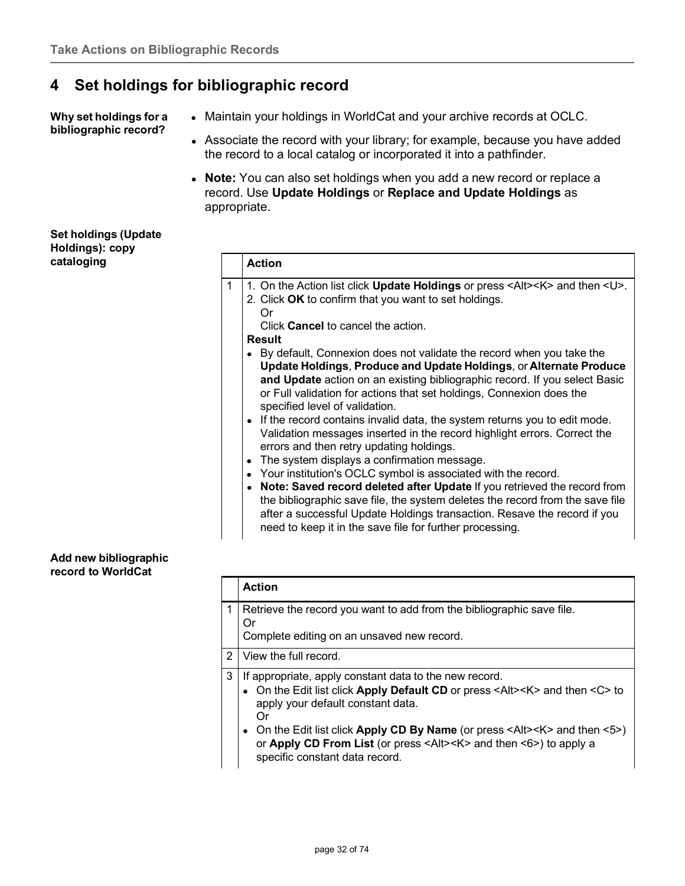# 4 Set holdings for bibliographic record

**Why set holdings for a bibliographic record?**

- Maintain your holdings in WorldCat and your archive records at OCLC.
- Associate the record with your library; for example, because you have added the record to a local catalog or incorporated it into a pathfinder.
- **Note:** You can also set holdings when you add a new record or replace a record. Use **Update Holdings** or **Replace and Update Holdings** as appropriate.

**Set holdings (Update Holdings): copy cataloging**

| | Action |
|---|---|
| 1 | 1. On the Action list click **Update Holdings** or press <Alt><K> and then <U>.<br>2. Click **OK** to confirm that you want to set holdings.<br>Or<br>Click **Cancel** to cancel the action.<br>**Result**<br>• By default, Connexion does not validate the record when you take the **Update Holdings**, **Produce and Update Holdings**, or **Alternate Produce and Update** action on an existing bibliographic record. If you select Basic or Full validation for actions that set holdings, Connexion does the specified level of validation.<br>• If the record contains invalid data, the system returns you to edit mode. Validation messages inserted in the record highlight errors. Correct the errors and then retry updating holdings.<br>• The system displays a confirmation message.<br>• Your institution's OCLC symbol is associated with the record.<br>• **Note: Saved record deleted after Update** If you retrieved the record from the bibliographic save file, the system deletes the record from the save file after a successful Update Holdings transaction. Resave the record if you need to keep it in the save file for further processing. |

**Add new bibliographic record to WorldCat**

| | Action |
|---|---|
| 1 | Retrieve the record you want to add from the bibliographic save file.<br>Or<br>Complete editing on an unsaved new record. |
| 2 | View the full record. |
| 3 | If appropriate, apply constant data to the new record.<br>• On the Edit list click **Apply Default CD** or press <Alt><K> and then <C> to apply your default constant data.<br>Or<br>• On the Edit list click **Apply CD By Name** (or press <Alt><K> and then <5>) or **Apply CD From List** (or press <Alt><K> and then <6>) to apply a specific constant data record. |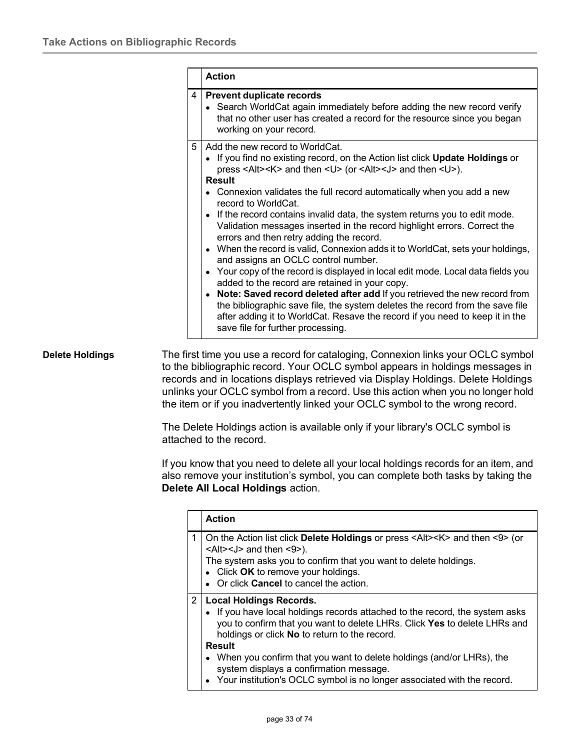| | Action |
|---|---|
| 4 | **Prevent duplicate records**<br>• Search WorldCat again immediately before adding the new record verify that no other user has created a record for the resource since you began working on your record. |
| 5 | Add the new record to WorldCat.<br>• If you find no existing record, on the Action list click **Update Holdings** or press <Alt><K> and then <U> (or <Alt><J> and then <U>).<br>**Result**<br>• Connexion validates the full record automatically when you add a new record to WorldCat.<br>• If the record contains invalid data, the system returns you to edit mode. Validation messages inserted in the record highlight errors. Correct the errors and then retry adding the record.<br>• When the record is valid, Connexion adds it to WorldCat, sets your holdings, and assigns an OCLC control number.<br>• Your copy of the record is displayed in local edit mode. Local data fields you added to the record are retained in your copy.<br>• **Note: Saved record deleted after add** If you retrieved the new record from the bibliographic save file, the system deletes the record from the save file after adding it to WorldCat. Resave the record if you need to keep it in the save file for further processing. |

**Delete Holdings**

The first time you use a record for cataloging, Connexion links your OCLC symbol to the bibliographic record. Your OCLC symbol appears in holdings messages in records and in locations displays retrieved via Display Holdings. Delete Holdings unlinks your OCLC symbol from a record. Use this action when you no longer hold the item or if you inadvertently linked your OCLC symbol to the wrong record.

The Delete Holdings action is available only if your library's OCLC symbol is attached to the record.

If you know that you need to delete all your local holdings records for an item, and also remove your institution's symbol, you can complete both tasks by taking the **Delete All Local Holdings** action.

| | Action |
|---|---|
| 1 | On the Action list click **Delete Holdings** or press <Alt><K> and then <9> (or <Alt><J> and then <9>).<br>The system asks you to confirm that you want to delete holdings.<br>• Click **OK** to remove your holdings.<br>• Or click **Cancel** to cancel the action. |
| 2 | **Local Holdings Records.**<br>• If you have local holdings records attached to the record, the system asks you to confirm that you want to delete LHRs. Click **Yes** to delete LHRs and holdings or click **No** to return to the record.<br>**Result**<br>• When you confirm that you want to delete holdings (and/or LHRs), the system displays a confirmation message.<br>• Your institution's OCLC symbol is no longer associated with the record. |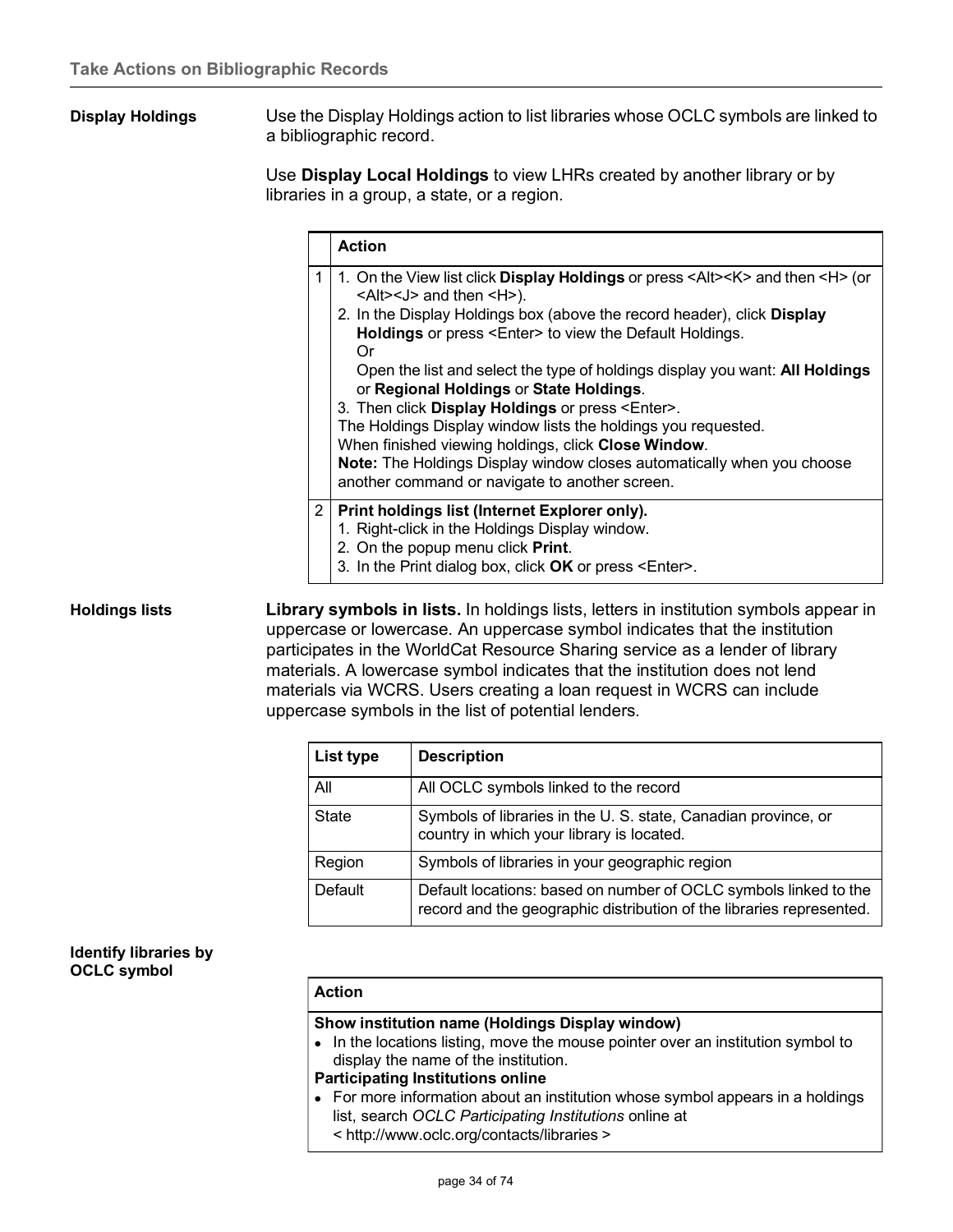### Display Holdings

Use the Display Holdings action to list libraries whose OCLC symbols are linked to a bibliographic record.

Use **Display Local Holdings** to view LHRs created by another library or by libraries in a group, a state, or a region.

| | Action |
|---|---|
| 1 | 1. On the View list click **Display Holdings** or press <Alt><K> and then <H> (or <Alt><J> and then <H>).<br>2. In the Display Holdings box (above the record header), click **Display Holdings** or press <Enter> to view the Default Holdings.<br>Or<br>Open the list and select the type of holdings display you want: **All Holdings** or **Regional Holdings** or **State Holdings**.<br>3. Then click **Display Holdings** or press <Enter>.<br>The Holdings Display window lists the holdings you requested.<br>When finished viewing holdings, click **Close Window**.<br>**Note:** The Holdings Display window closes automatically when you choose another command or navigate to another screen. |
| 2 | **Print holdings list (Internet Explorer only).**<br>1. Right-click in the Holdings Display window.<br>2. On the popup menu click **Print**.<br>3. In the Print dialog box, click **OK** or press <Enter>. |

### Holdings lists

**Library symbols in lists.** In holdings lists, letters in institution symbols appear in uppercase or lowercase. An uppercase symbol indicates that the institution participates in the WorldCat Resource Sharing service as a lender of library materials. A lowercase symbol indicates that the institution does not lend materials via WCRS. Users creating a loan request in WCRS can include uppercase symbols in the list of potential lenders.

| List type | Description |
|---|---|
| All | All OCLC symbols linked to the record |
| State | Symbols of libraries in the U. S. state, Canadian province, or country in which your library is located. |
| Region | Symbols of libraries in your geographic region |
| Default | Default locations: based on number of OCLC symbols linked to the record and the geographic distribution of the libraries represented. |

### Identify libraries by OCLC symbol

| Action |
|---|
| **Show institution name (Holdings Display window)**<br>• In the locations listing, move the mouse pointer over an institution symbol to display the name of the institution.<br>**Participating Institutions online**<br>• For more information about an institution whose symbol appears in a holdings list, search *OCLC Participating Institutions* online at < http://www.oclc.org/contacts/libraries > |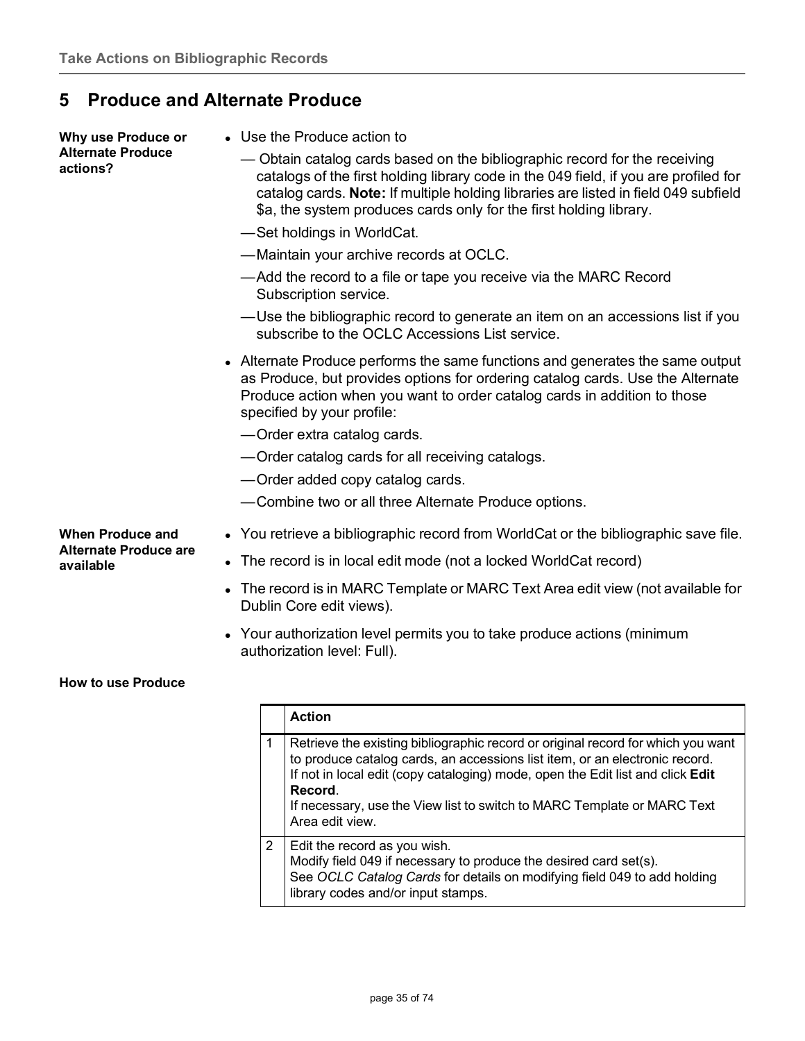## 5 Produce and Alternate Produce

**Why use Produce or Alternate Produce actions?**

- Use the Produce action to
  - — Obtain catalog cards based on the bibliographic record for the receiving catalogs of the first holding library code in the 049 field, if you are profiled for catalog cards. **Note:** If multiple holding libraries are listed in field 049 subfield $a, the system produces cards only for the first holding library.
  - —Set holdings in WorldCat.
  - —Maintain your archive records at OCLC.
  - —Add the record to a file or tape you receive via the MARC Record Subscription service.
  - —Use the bibliographic record to generate an item on an accessions list if you subscribe to the OCLC Accessions List service.
- Alternate Produce performs the same functions and generates the same output as Produce, but provides options for ordering catalog cards. Use the Alternate Produce action when you want to order catalog cards in addition to those specified by your profile:
  - —Order extra catalog cards.
  - —Order catalog cards for all receiving catalogs.
  - —Order added copy catalog cards.
  - —Combine two or all three Alternate Produce options.

**When Produce and Alternate Produce are available**

- You retrieve a bibliographic record from WorldCat or the bibliographic save file.
- The record is in local edit mode (not a locked WorldCat record)
- The record is in MARC Template or MARC Text Area edit view (not available for Dublin Core edit views).
- Your authorization level permits you to take produce actions (minimum authorization level: Full).

**How to use Produce**

| | Action |
|---|---|
| 1 | Retrieve the existing bibliographic record or original record for which you want to produce catalog cards, an accessions list item, or an electronic record.<br>If not in local edit (copy cataloging) mode, open the Edit list and click **Edit Record**.<br>If necessary, use the View list to switch to MARC Template or MARC Text Area edit view. |
| 2 | Edit the record as you wish.<br>Modify field 049 if necessary to produce the desired card set(s).<br>See *OCLC Catalog Cards* for details on modifying field 049 to add holding library codes and/or input stamps. |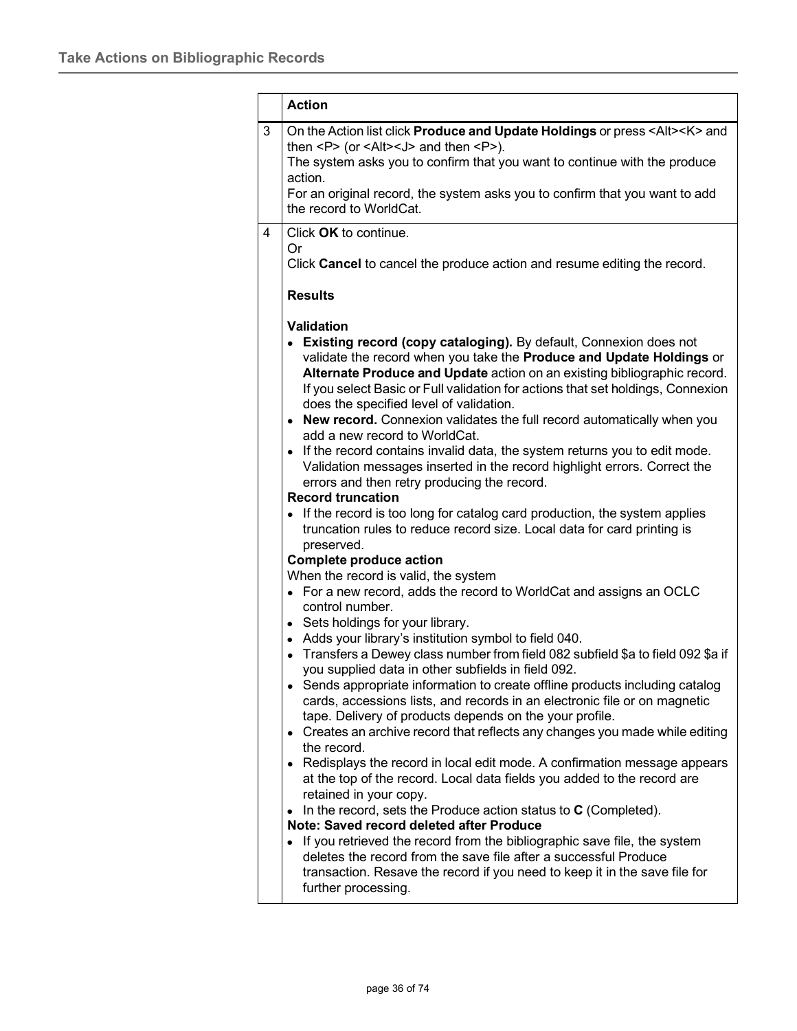| | Action |
|---|---|
| 3 | On the Action list click **Produce and Update Holdings** or press <Alt><K> and then <P> (or <Alt><J> and then <P>).<br>The system asks you to confirm that you want to continue with the produce action.<br>For an original record, the system asks you to confirm that you want to add the record to WorldCat. |
| 4 | Click **OK** to continue.<br>Or<br>Click **Cancel** to cancel the produce action and resume editing the record.<br><br>**Results**<br><br>**Validation**<br>• **Existing record (copy cataloging).** By default, Connexion does not validate the record when you take the **Produce and Update Holdings** or **Alternate Produce and Update** action on an existing bibliographic record. If you select Basic or Full validation for actions that set holdings, Connexion does the specified level of validation.<br>• **New record.** Connexion validates the full record automatically when you add a new record to WorldCat.<br>• If the record contains invalid data, the system returns you to edit mode. Validation messages inserted in the record highlight errors. Correct the errors and then retry producing the record.<br>**Record truncation**<br>• If the record is too long for catalog card production, the system applies truncation rules to reduce record size. Local data for card printing is preserved.<br>**Complete produce action**<br>When the record is valid, the system<br>• For a new record, adds the record to WorldCat and assigns an OCLC control number.<br>• Sets holdings for your library.<br>• Adds your library's institution symbol to field 040.<br>• Transfers a Dewey class number from field 082 subfield $a to field 092 $a if you supplied data in other subfields in field 092.<br>• Sends appropriate information to create offline products including catalog cards, accessions lists, and records in an electronic file or on magnetic tape. Delivery of products depends on the your profile.<br>• Creates an archive record that reflects any changes you made while editing the record.<br>• Redisplays the record in local edit mode. A confirmation message appears at the top of the record. Local data fields you added to the record are retained in your copy.<br>• In the record, sets the Produce action status to **C** (Completed).<br>**Note: Saved record deleted after Produce**<br>• If you retrieved the record from the bibliographic save file, the system deletes the record from the save file after a successful Produce transaction. Resave the record if you need to keep it in the save file for further processing. |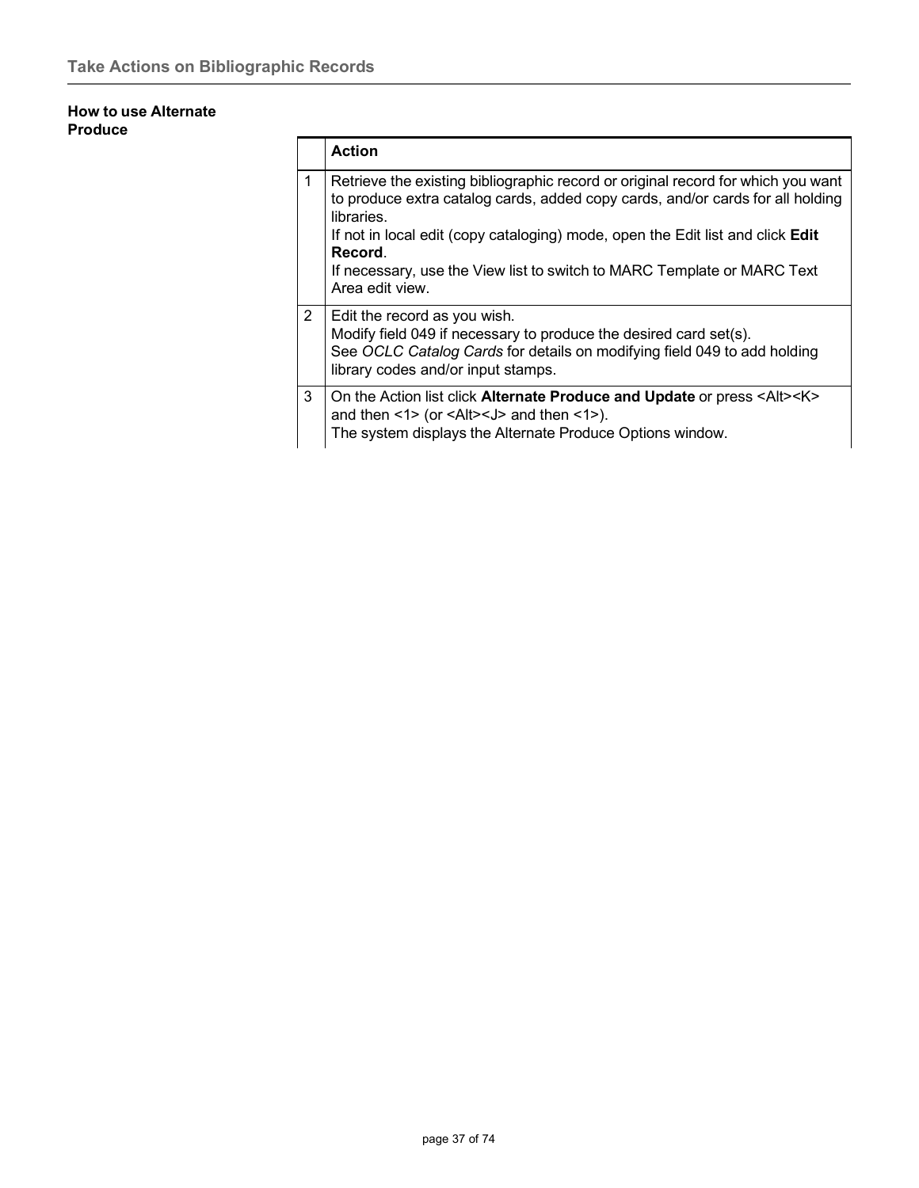## How to use Alternate Produce

| | Action |
|---|---|
| 1 | Retrieve the existing bibliographic record or original record for which you want to produce extra catalog cards, added copy cards, and/or cards for all holding libraries.<br>If not in local edit (copy cataloging) mode, open the Edit list and click **Edit Record**.<br>If necessary, use the View list to switch to MARC Template or MARC Text Area edit view. |
| 2 | Edit the record as you wish.<br>Modify field 049 if necessary to produce the desired card set(s).<br>See *OCLC Catalog Cards* for details on modifying field 049 to add holding library codes and/or input stamps. |
| 3 | On the Action list click **Alternate Produce and Update** or press <Alt><K> and then <1> (or <Alt><J> and then <1>).<br>The system displays the Alternate Produce Options window. |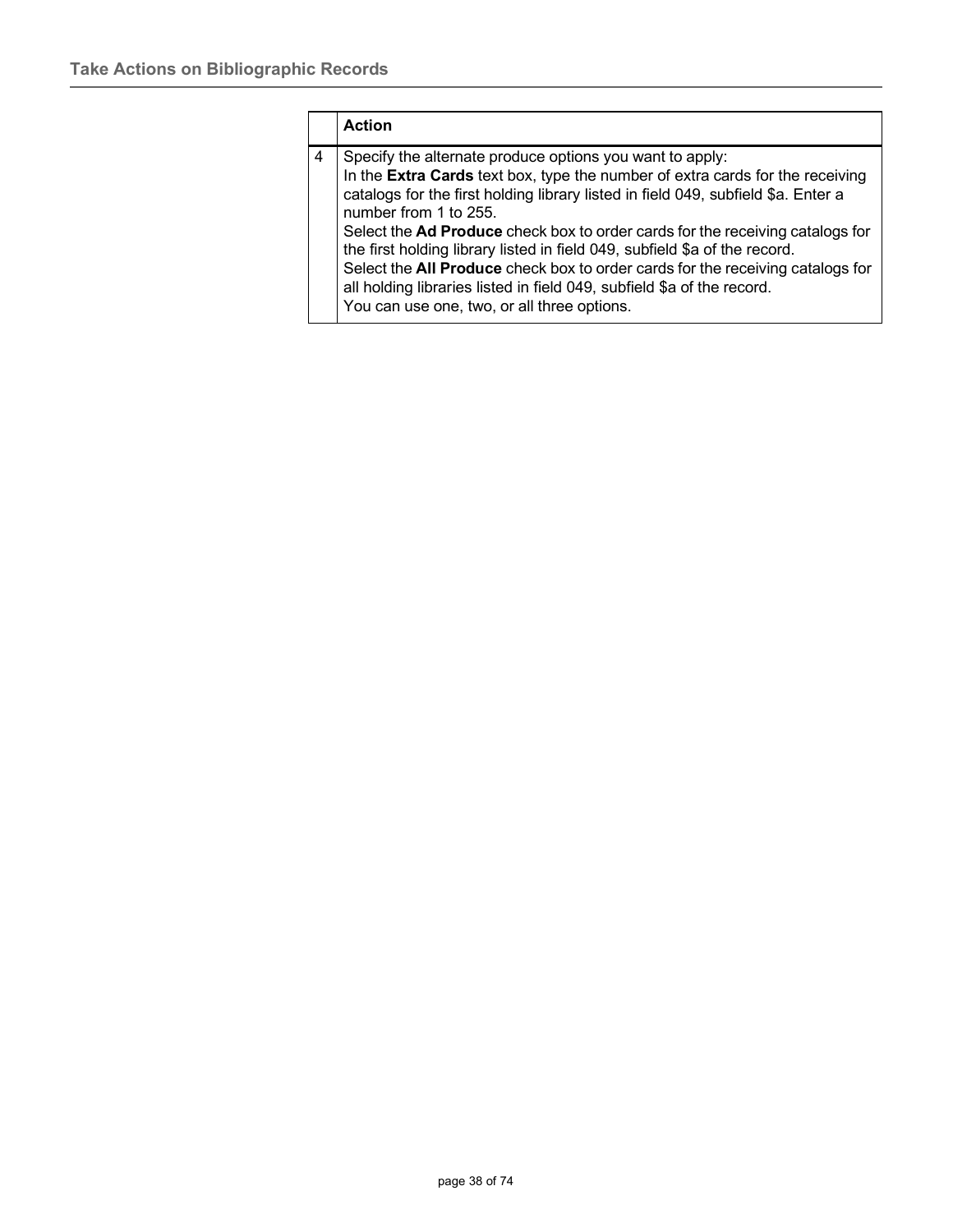| | Action |
|---|---|
| 4 | Specify the alternate produce options you want to apply:<br>In the **Extra Cards** text box, type the number of extra cards for the receiving catalogs for the first holding library listed in field 049, subfield $a. Enter a number from 1 to 255.<br>Select the **Ad Produce** check box to order cards for the receiving catalogs for the first holding library listed in field 049, subfield $a of the record.<br>Select the **All Produce** check box to order cards for the receiving catalogs for all holding libraries listed in field 049, subfield $a of the record.<br>You can use one, two, or all three options. |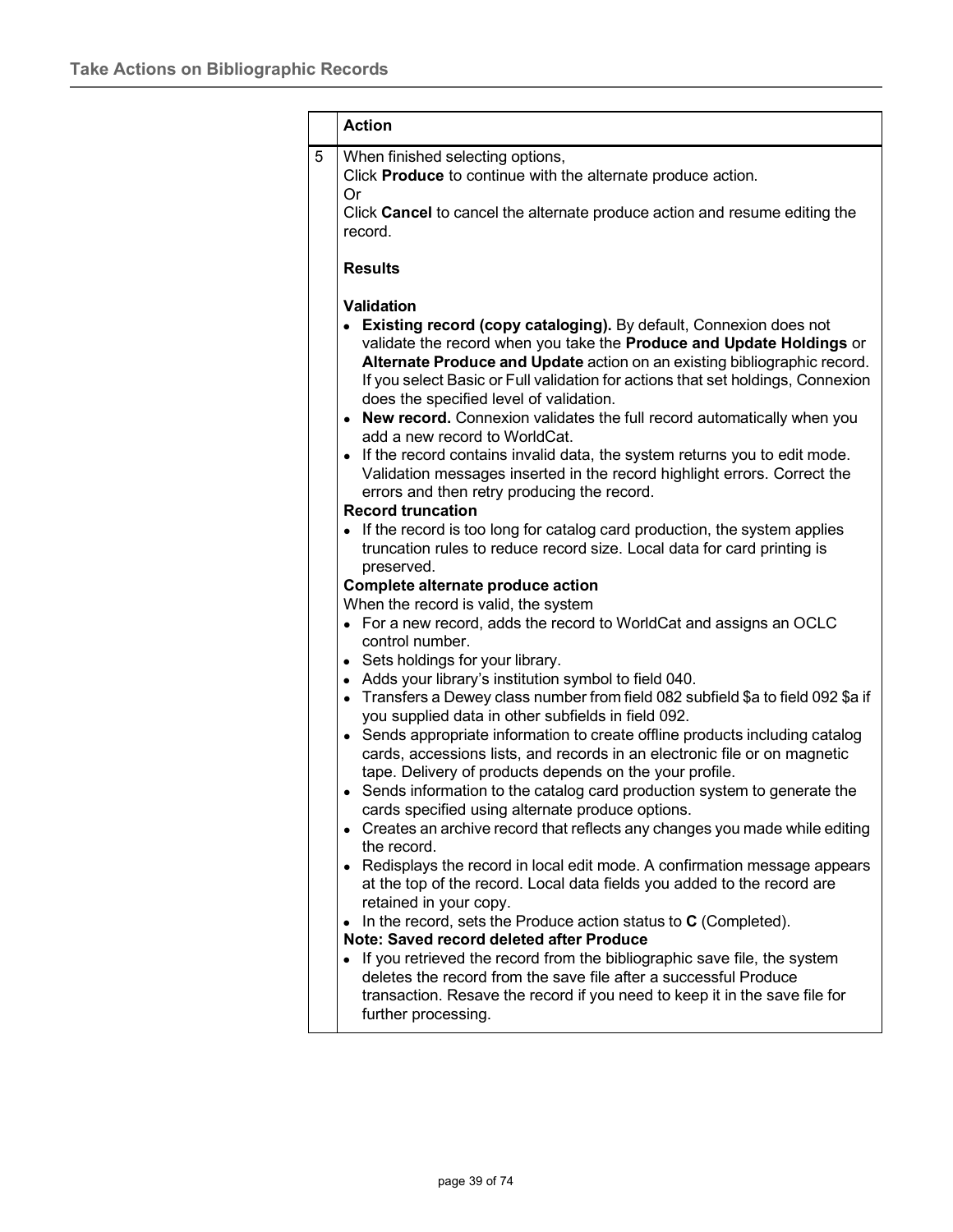|   | Action |
|---|---|
| 5 | When finished selecting options,<br>Click **Produce** to continue with the alternate produce action.<br>Or<br>Click **Cancel** to cancel the alternate produce action and resume editing the record.<br><br>**Results**<br><br>**Validation**<br>• **Existing record (copy cataloging).** By default, Connexion does not validate the record when you take the **Produce and Update Holdings** or **Alternate Produce and Update** action on an existing bibliographic record. If you select Basic or Full validation for actions that set holdings, Connexion does the specified level of validation.<br>• **New record.** Connexion validates the full record automatically when you add a new record to WorldCat.<br>• If the record contains invalid data, the system returns you to edit mode. Validation messages inserted in the record highlight errors. Correct the errors and then retry producing the record.<br>**Record truncation**<br>• If the record is too long for catalog card production, the system applies truncation rules to reduce record size. Local data for card printing is preserved.<br>**Complete alternate produce action**<br>When the record is valid, the system<br>• For a new record, adds the record to WorldCat and assigns an OCLC control number.<br>• Sets holdings for your library.<br>• Adds your library's institution symbol to field 040.<br>• Transfers a Dewey class number from field 082 subfield $a to field 092 $a if you supplied data in other subfields in field 092.<br>• Sends appropriate information to create offline products including catalog cards, accessions lists, and records in an electronic file or on magnetic tape. Delivery of products depends on the your profile.<br>• Sends information to the catalog card production system to generate the cards specified using alternate produce options.<br>• Creates an archive record that reflects any changes you made while editing the record.<br>• Redisplays the record in local edit mode. A confirmation message appears at the top of the record. Local data fields you added to the record are retained in your copy.<br>• In the record, sets the Produce action status to **C** (Completed).<br>**Note: Saved record deleted after Produce**<br>• If you retrieved the record from the bibliographic save file, the system deletes the record from the save file after a successful Produce transaction. Resave the record if you need to keep it in the save file for further processing. |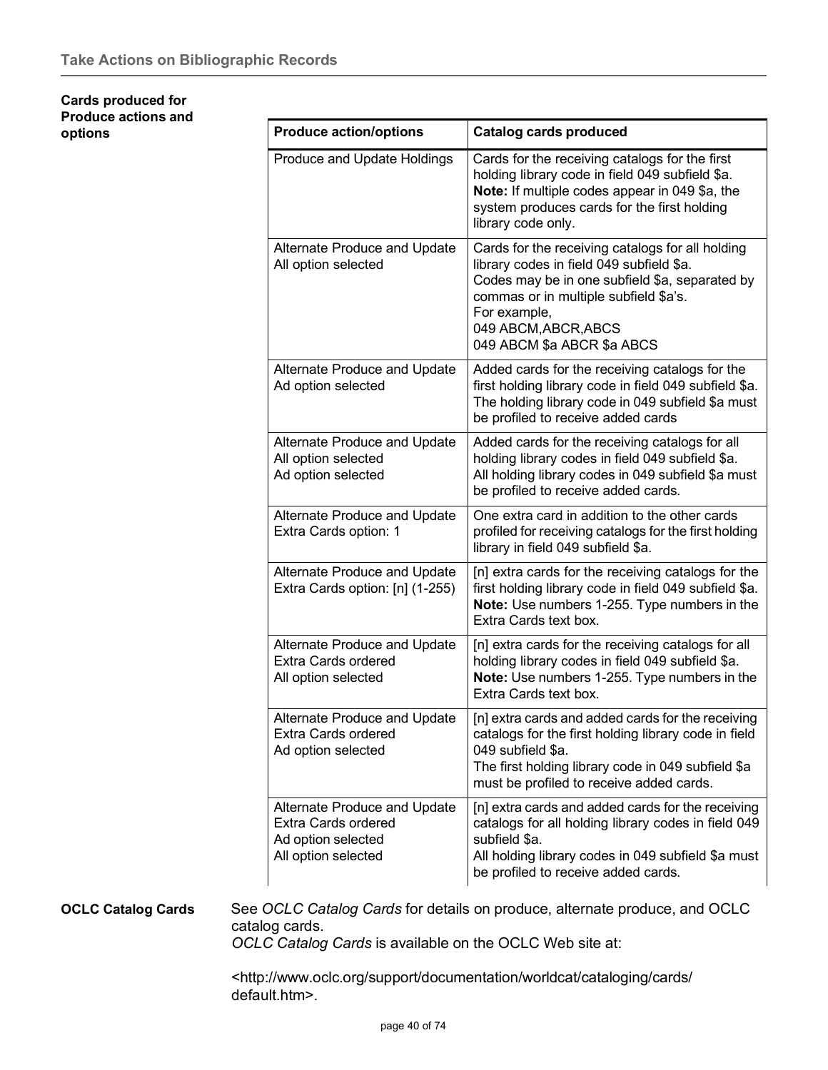**Cards produced for Produce actions and options**

| Produce action/options | Catalog cards produced |
|---|---|
| Produce and Update Holdings | Cards for the receiving catalogs for the first holding library code in field 049 subfield $a.<br>**Note:** If multiple codes appear in 049 $a, the system produces cards for the first holding library code only. |
| Alternate Produce and Update<br>All option selected | Cards for the receiving catalogs for all holding library codes in field 049 subfield $a.<br>Codes may be in one subfield $a, separated by commas or in multiple subfield $a's.<br>For example,<br>049 ABCM,ABCR,ABCS<br>049 ABCM $a ABCR $a ABCS |
| Alternate Produce and Update<br>Ad option selected | Added cards for the receiving catalogs for the first holding library code in field 049 subfield $a.<br>The holding library code in 049 subfield $a must be profiled to receive added cards |
| Alternate Produce and Update<br>All option selected<br>Ad option selected | Added cards for the receiving catalogs for all holding library codes in field 049 subfield $a.<br>All holding library codes in 049 subfield $a must be profiled to receive added cards. |
| Alternate Produce and Update<br>Extra Cards option: 1 | One extra card in addition to the other cards profiled for receiving catalogs for the first holding library in field 049 subfield $a. |
| Alternate Produce and Update<br>Extra Cards option: [n] (1-255) | [n] extra cards for the receiving catalogs for the first holding library code in field 049 subfield $a.<br>**Note:** Use numbers 1-255. Type numbers in the Extra Cards text box. |
| Alternate Produce and Update<br>Extra Cards ordered<br>All option selected | [n] extra cards for the receiving catalogs for all holding library codes in field 049 subfield $a.<br>**Note:** Use numbers 1-255. Type numbers in the Extra Cards text box. |
| Alternate Produce and Update<br>Extra Cards ordered<br>Ad option selected | [n] extra cards and added cards for the receiving catalogs for the first holding library code in field 049 subfield $a.<br>The first holding library code in 049 subfield $a must be profiled to receive added cards. |
| Alternate Produce and Update<br>Extra Cards ordered<br>Ad option selected<br>All option selected | [n] extra cards and added cards for the receiving catalogs for all holding library codes in field 049 subfield $a.<br>All holding library codes in 049 subfield $a must be profiled to receive added cards. |

**OCLC Catalog Cards**

See *OCLC Catalog Cards* for details on produce, alternate produce, and OCLC catalog cards.
*OCLC Catalog Cards* is available on the OCLC Web site at:

<http://www.oclc.org/support/documentation/worldcat/cataloging/cards/default.htm>.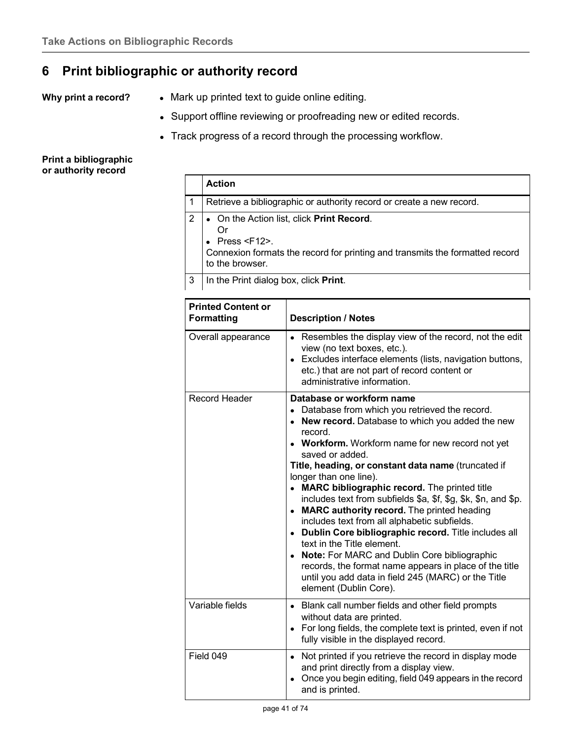# 6 Print bibliographic or authority record

**Why print a record?**

- Mark up printed text to guide online editing.
- Support offline reviewing or proofreading new or edited records.
- Track progress of a record through the processing workflow.

**Print a bibliographic or authority record**

| | Action |
|---|---|
| 1 | Retrieve a bibliographic or authority record or create a new record. |
| 2 | • On the Action list, click **Print Record**.<br>Or<br>• Press <F12>.<br>Connexion formats the record for printing and transmits the formatted record to the browser. |
| 3 | In the Print dialog box, click **Print**. |

| Printed Content or Formatting | Description / Notes |
|---|---|
| Overall appearance | • Resembles the display view of the record, not the edit view (no text boxes, etc.).<br>• Excludes interface elements (lists, navigation buttons, etc.) that are not part of record content or administrative information. |
| Record Header | **Database or workform name**<br>• Database from which you retrieved the record.<br>• **New record.** Database to which you added the new record.<br>• **Workform.** Workform name for new record not yet saved or added.<br>**Title, heading, or constant data name** (truncated if longer than one line).<br>• **MARC bibliographic record.** The printed title includes text from subfields $a, $f, $g, $k, $n, and $p.<br>• **MARC authority record.** The printed heading includes text from all alphabetic subfields.<br>• **Dublin Core bibliographic record.** Title includes all text in the Title element.<br>• **Note:** For MARC and Dublin Core bibliographic records, the format name appears in place of the title until you add data in field 245 (MARC) or the Title element (Dublin Core). |
| Variable fields | • Blank call number fields and other field prompts without data are printed.<br>• For long fields, the complete text is printed, even if not fully visible in the displayed record. |
| Field 049 | • Not printed if you retrieve the record in display mode and print directly from a display view.<br>• Once you begin editing, field 049 appears in the record and is printed. |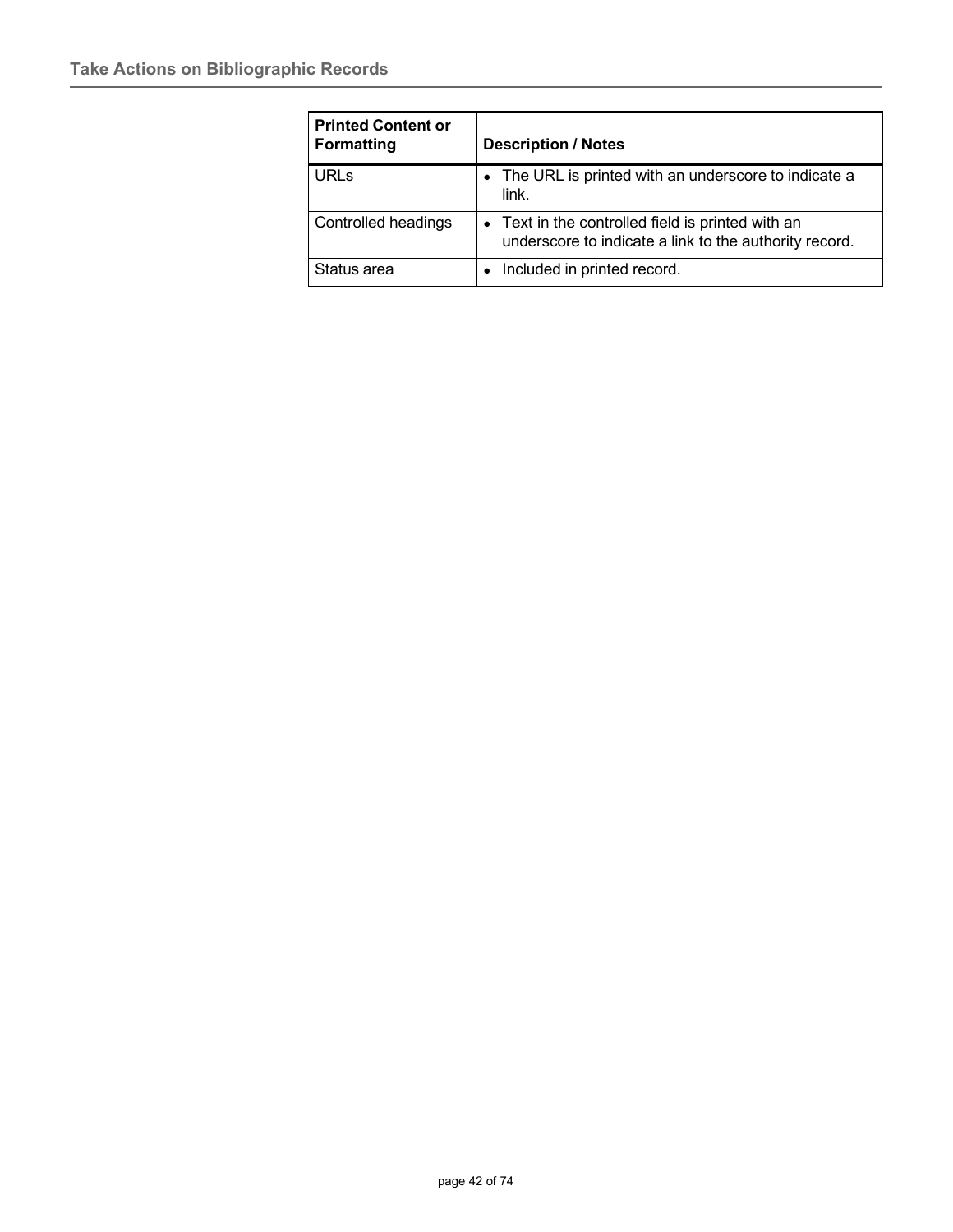| Printed Content or Formatting | Description / Notes |
| --- | --- |
| URLs | • The URL is printed with an underscore to indicate a link. |
| Controlled headings | • Text in the controlled field is printed with an underscore to indicate a link to the authority record. |
| Status area | • Included in printed record. |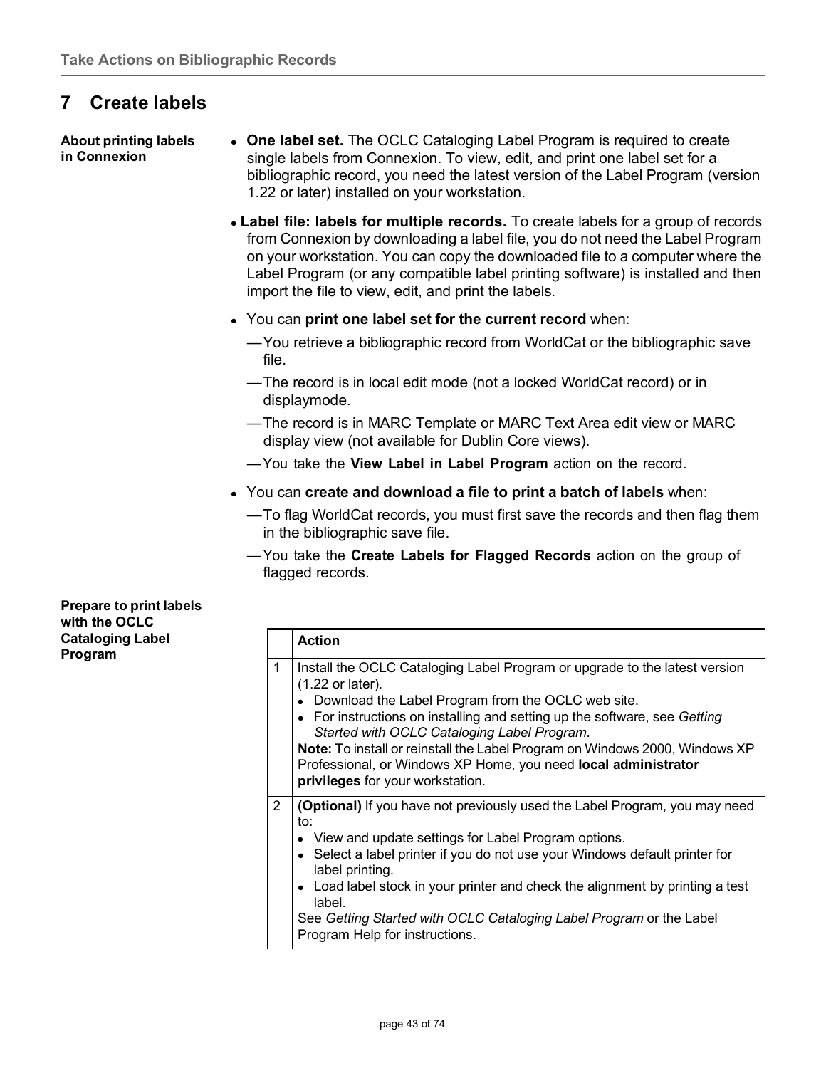# 7 Create labels

**About printing labels in Connexion**

- **One label set.** The OCLC Cataloging Label Program is required to create single labels from Connexion. To view, edit, and print one label set for a bibliographic record, you need the latest version of the Label Program (version 1.22 or later) installed on your workstation.
- **Label file: labels for multiple records.** To create labels for a group of records from Connexion by downloading a label file, you do not need the Label Program on your workstation. You can copy the downloaded file to a computer where the Label Program (or any compatible label printing software) is installed and then import the file to view, edit, and print the labels.
- You can **print one label set for the current record** when:
  - —You retrieve a bibliographic record from WorldCat or the bibliographic save file.
  - —The record is in local edit mode (not a locked WorldCat record) or in displaymode.
  - —The record is in MARC Template or MARC Text Area edit view or MARC display view (not available for Dublin Core views).
  - —You take the **View Label in Label Program** action on the record.
- You can **create and download a file to print a batch of labels** when:
  - —To flag WorldCat records, you must first save the records and then flag them in the bibliographic save file.
  - —You take the **Create Labels for Flagged Records** action on the group of flagged records.

**Prepare to print labels with the OCLC Cataloging Label Program**

| | Action |
|---|---|
| 1 | Install the OCLC Cataloging Label Program or upgrade to the latest version (1.22 or later).<br>• Download the Label Program from the OCLC web site.<br>• For instructions on installing and setting up the software, see *Getting Started with OCLC Cataloging Label Program*.<br>**Note:** To install or reinstall the Label Program on Windows 2000, Windows XP Professional, or Windows XP Home, you need **local administrator privileges** for your workstation. |
| 2 | **(Optional)** If you have not previously used the Label Program, you may need to:<br>• View and update settings for Label Program options.<br>• Select a label printer if you do not use your Windows default printer for label printing.<br>• Load label stock in your printer and check the alignment by printing a test label.<br>See *Getting Started with OCLC Cataloging Label Program* or the Label Program Help for instructions. |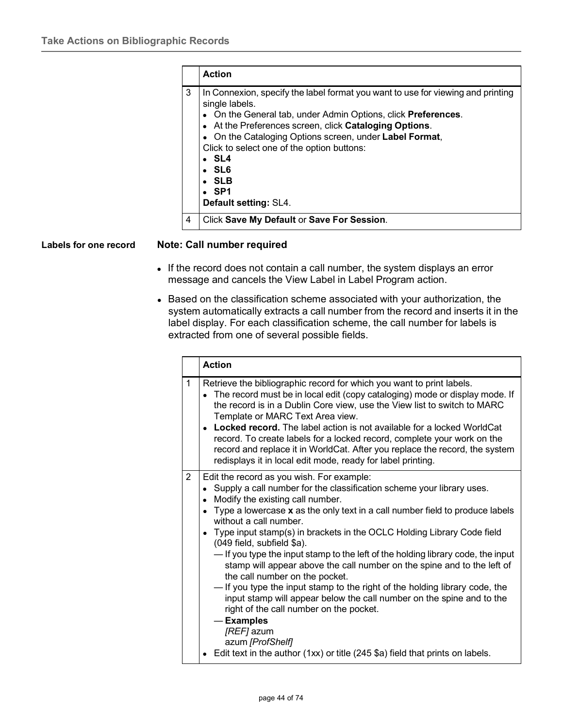| | Action |
|---|---|
| 3 | In Connexion, specify the label format you want to use for viewing and printing single labels.<br>• On the General tab, under Admin Options, click **Preferences**.<br>• At the Preferences screen, click **Cataloging Options**.<br>• On the Cataloging Options screen, under **Label Format**,<br>Click to select one of the option buttons:<br>• **SL4**<br>• **SL6**<br>• **SLB**<br>• **SP1**<br>**Default setting:** SL4. |
| 4 | Click **Save My Default** or **Save For Session**. |

**Labels for one record**

**Note: Call number required**

- If the record does not contain a call number, the system displays an error message and cancels the View Label in Label Program action.
- Based on the classification scheme associated with your authorization, the system automatically extracts a call number from the record and inserts it in the label display. For each classification scheme, the call number for labels is extracted from one of several possible fields.

| | Action |
|---|---|
| 1 | Retrieve the bibliographic record for which you want to print labels.<br>• The record must be in local edit (copy cataloging) mode or display mode. If the record is in a Dublin Core view, use the View list to switch to MARC Template or MARC Text Area view.<br>• **Locked record.** The label action is not available for a locked WorldCat record. To create labels for a locked record, complete your work on the record and replace it in WorldCat. After you replace the record, the system redisplays it in local edit mode, ready for label printing. |
| 2 | Edit the record as you wish. For example:<br>• Supply a call number for the classification scheme your library uses.<br>• Modify the existing call number.<br>• Type a lowercase **x** as the only text in a call number field to produce labels without a call number.<br>• Type input stamp(s) in brackets in the OCLC Holding Library Code field (049 field, subfield $a).<br>— If you type the input stamp to the left of the holding library code, the input stamp will appear above the call number on the spine and to the left of the call number on the pocket.<br>— If you type the input stamp to the right of the holding library code, the input stamp will appear below the call number on the spine and to the right of the call number on the pocket.<br>— **Examples**<br>*[REF]* azum<br>azum *[ProfShelf]*<br>• Edit text in the author (1xx) or title (245 $a) field that prints on labels. |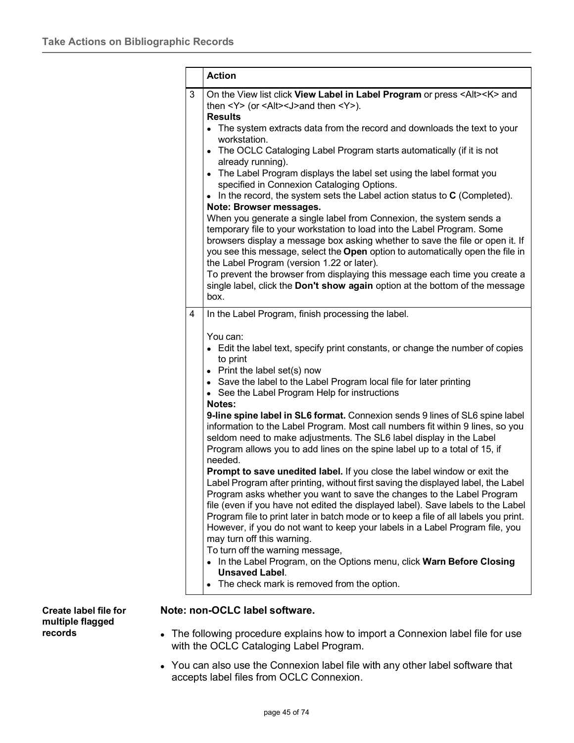| | Action |
|---|---|
| 3 | On the View list click **View Label in Label Program** or press <Alt><K> and then <Y> (or <Alt><J>and then <Y>).<br>**Results**<br>• The system extracts data from the record and downloads the text to your workstation.<br>• The OCLC Cataloging Label Program starts automatically (if it is not already running).<br>• The Label Program displays the label set using the label format you specified in Connexion Cataloging Options.<br>• In the record, the system sets the Label action status to **C** (Completed).<br>**Note: Browser messages.**<br>When you generate a single label from Connexion, the system sends a temporary file to your workstation to load into the Label Program. Some browsers display a message box asking whether to save the file or open it. If you see this message, select the **Open** option to automatically open the file in the Label Program (version 1.22 or later).<br>To prevent the browser from displaying this message each time you create a single label, click the **Don't show again** option at the bottom of the message box. |
| 4 | In the Label Program, finish processing the label.<br><br>You can:<br>• Edit the label text, specify print constants, or change the number of copies to print<br>• Print the label set(s) now<br>• Save the label to the Label Program local file for later printing<br>• See the Label Program Help for instructions<br>**Notes:**<br>**9-line spine label in SL6 format.** Connexion sends 9 lines of SL6 spine label information to the Label Program. Most call numbers fit within 9 lines, so you seldom need to make adjustments. The SL6 label display in the Label Program allows you to add lines on the spine label up to a total of 15, if needed.<br>**Prompt to save unedited label.** If you close the label window or exit the Label Program after printing, without first saving the displayed label, the Label Program asks whether you want to save the changes to the Label Program file (even if you have not edited the displayed label). Save labels to the Label Program file to print later in batch mode or to keep a file of all labels you print. However, if you do not want to keep your labels in a Label Program file, you may turn off this warning.<br>To turn off the warning message,<br>• In the Label Program, on the Options menu, click **Warn Before Closing Unsaved Label**.<br>• The check mark is removed from the option. |

**Create label file for multiple flagged records**

**Note: non-OCLC label software.**

- The following procedure explains how to import a Connexion label file for use with the OCLC Cataloging Label Program.
- You can also use the Connexion label file with any other label software that accepts label files from OCLC Connexion.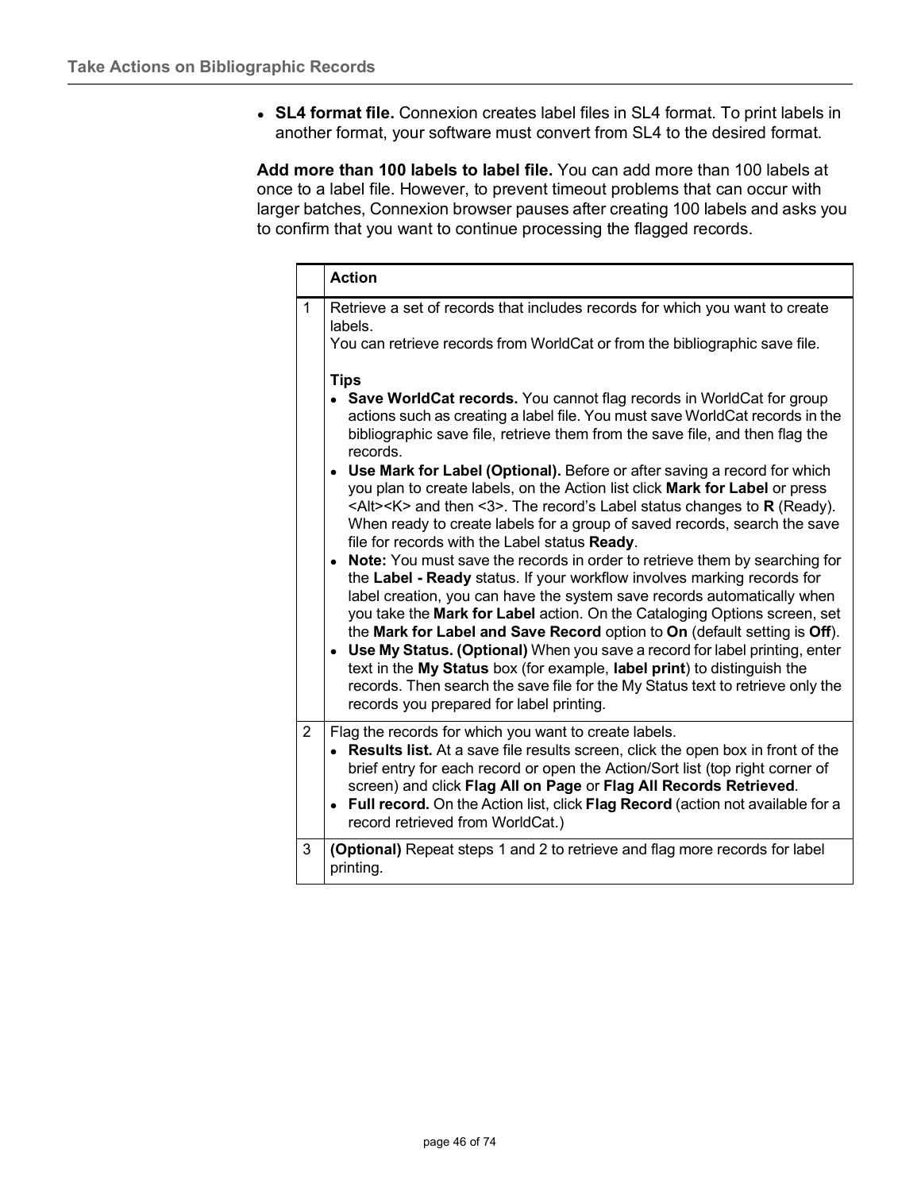- **SL4 format file.** Connexion creates label files in SL4 format. To print labels in another format, your software must convert from SL4 to the desired format.

**Add more than 100 labels to label file.** You can add more than 100 labels at once to a label file. However, to prevent timeout problems that can occur with larger batches, Connexion browser pauses after creating 100 labels and asks you to confirm that you want to continue processing the flagged records.

| | Action |
|---|---|
| 1 | Retrieve a set of records that includes records for which you want to create labels.<br>You can retrieve records from WorldCat or from the bibliographic save file.<br><br>**Tips**<br>• **Save WorldCat records.** You cannot flag records in WorldCat for group actions such as creating a label file. You must save WorldCat records in the bibliographic save file, retrieve them from the save file, and then flag the records.<br>• **Use Mark for Label (Optional).** Before or after saving a record for which you plan to create labels, on the Action list click **Mark for Label** or press <Alt><K> and then <3>. The record's Label status changes to **R** (Ready). When ready to create labels for a group of saved records, search the save file for records with the Label status **Ready**.<br>• **Note:** You must save the records in order to retrieve them by searching for the **Label - Ready** status. If your workflow involves marking records for label creation, you can have the system save records automatically when you take the **Mark for Label** action. On the Cataloging Options screen, set the **Mark for Label and Save Record** option to **On** (default setting is **Off**).<br>• **Use My Status. (Optional)** When you save a record for label printing, enter text in the **My Status** box (for example, **label print**) to distinguish the records. Then search the save file for the My Status text to retrieve only the records you prepared for label printing. |
| 2 | Flag the records for which you want to create labels.<br>• **Results list.** At a save file results screen, click the open box in front of the brief entry for each record or open the Action/Sort list (top right corner of screen) and click **Flag All on Page** or **Flag All Records Retrieved**.<br>• **Full record.** On the Action list, click **Flag Record** (action not available for a record retrieved from WorldCat.) |
| 3 | **(Optional)** Repeat steps 1 and 2 to retrieve and flag more records for label printing. |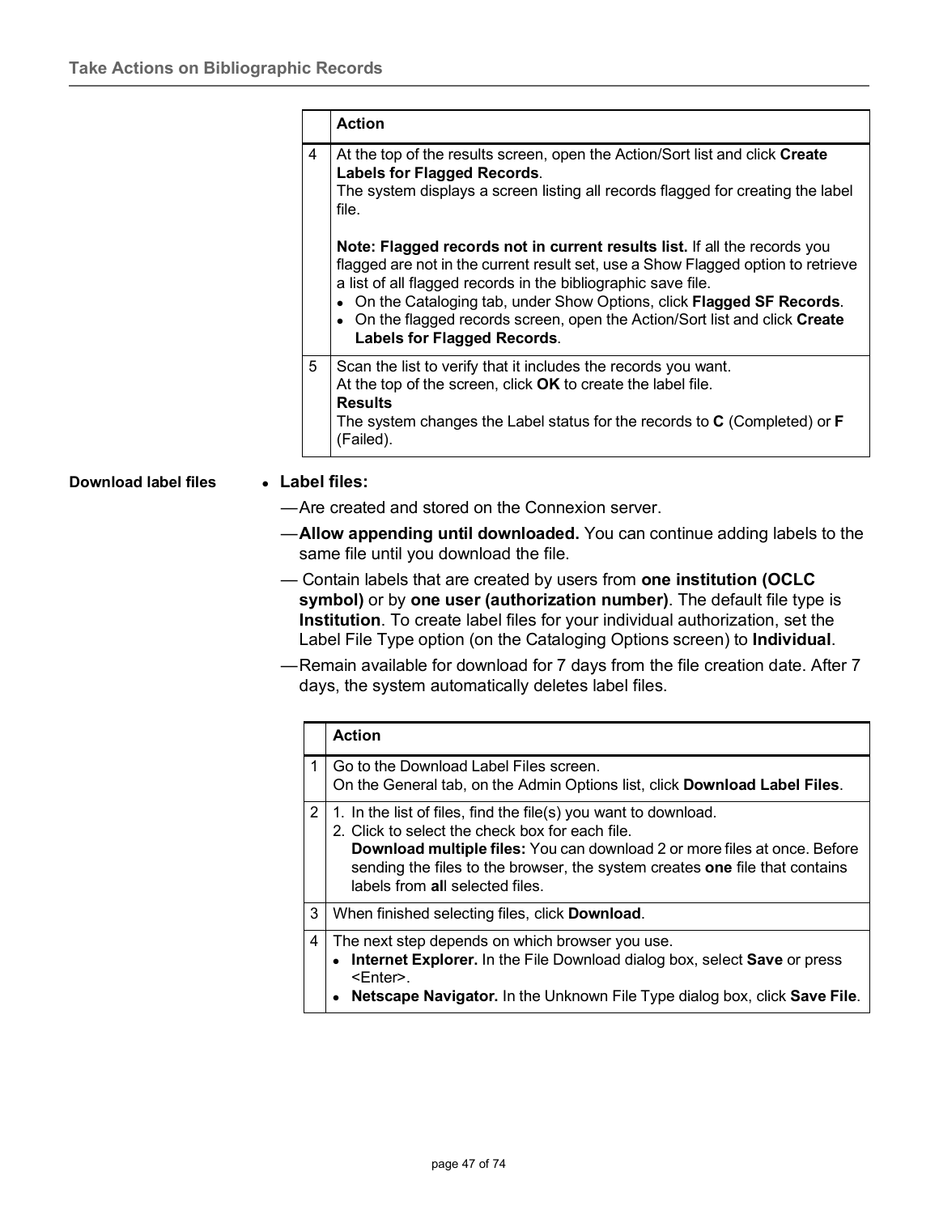| | Action |
|---|---|
| 4 | At the top of the results screen, open the Action/Sort list and click **Create Labels for Flagged Records**.<br>The system displays a screen listing all records flagged for creating the label file.<br><br>**Note: Flagged records not in current results list.** If all the records you flagged are not in the current result set, use a Show Flagged option to retrieve a list of all flagged records in the bibliographic save file.<br>• On the Cataloging tab, under Show Options, click **Flagged SF Records**.<br>• On the flagged records screen, open the Action/Sort list and click **Create Labels for Flagged Records**. |
| 5 | Scan the list to verify that it includes the records you want.<br>At the top of the screen, click **OK** to create the label file.<br>**Results**<br>The system changes the Label status for the records to **C** (Completed) or **F** (Failed). |

**Download label files**

- **Label files:**
  - —Are created and stored on the Connexion server.
  - —**Allow appending until downloaded.** You can continue adding labels to the same file until you download the file.
  - — Contain labels that are created by users from **one institution (OCLC symbol)** or by **one user (authorization number)**. The default file type is **Institution**. To create label files for your individual authorization, set the Label File Type option (on the Cataloging Options screen) to **Individual**.
  - —Remain available for download for 7 days from the file creation date. After 7 days, the system automatically deletes label files.

| | Action |
|---|---|
| 1 | Go to the Download Label Files screen.<br>On the General tab, on the Admin Options list, click **Download Label Files**. |
| 2 | 1. In the list of files, find the file(s) you want to download.<br>2. Click to select the check box for each file.<br>**Download multiple files:** You can download 2 or more files at once. Before sending the files to the browser, the system creates **one** file that contains labels from **al**l selected files. |
| 3 | When finished selecting files, click **Download**. |
| 4 | The next step depends on which browser you use.<br>• **Internet Explorer.** In the File Download dialog box, select **Save** or press <Enter>.<br>• **Netscape Navigator.** In the Unknown File Type dialog box, click **Save File**. |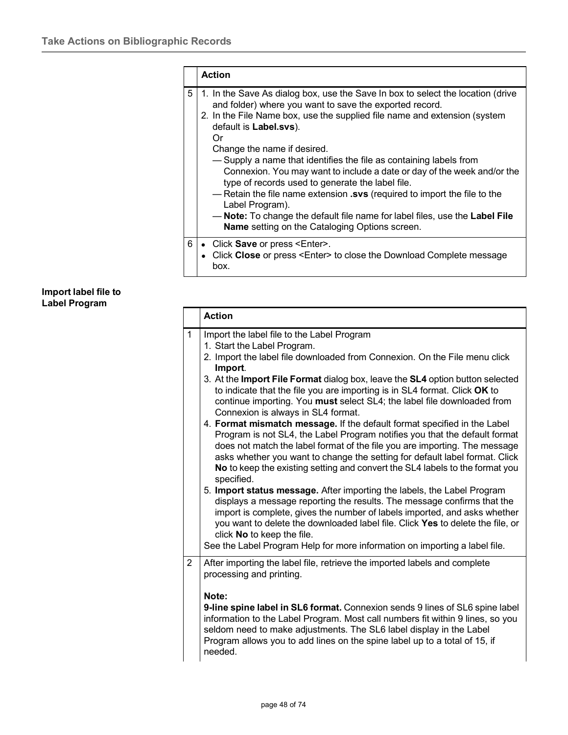| | Action |
|---|---|
| 5 | 1. In the Save As dialog box, use the Save In box to select the location (drive and folder) where you want to save the exported record.<br>2. In the File Name box, use the supplied file name and extension (system default is **Label.svs**).<br>Or<br>Change the name if desired.<br>— Supply a name that identifies the file as containing labels from Connexion. You may want to include a date or day of the week and/or the type of records used to generate the label file.<br>— Retain the file name extension **.svs** (required to import the file to the Label Program).<br>— **Note:** To change the default file name for label files, use the **Label File Name** setting on the Cataloging Options screen. |
| 6 | • Click **Save** or press <Enter>.<br>• Click **Close** or press <Enter> to close the Download Complete message box. |

**Import label file to Label Program**

| | Action |
|---|---|
| 1 | Import the label file to the Label Program<br>1. Start the Label Program.<br>2. Import the label file downloaded from Connexion. On the File menu click **Import**.<br>3. At the **Import File Format** dialog box, leave the **SL4** option button selected to indicate that the file you are importing is in SL4 format. Click **OK** to continue importing. You **must** select SL4; the label file downloaded from Connexion is always in SL4 format.<br>4. **Format mismatch message.** If the default format specified in the Label Program is not SL4, the Label Program notifies you that the default format does not match the label format of the file you are importing. The message asks whether you want to change the setting for default label format. Click **No** to keep the existing setting and convert the SL4 labels to the format you specified.<br>5. **Import status message.** After importing the labels, the Label Program displays a message reporting the results. The message confirms that the import is complete, gives the number of labels imported, and asks whether you want to delete the downloaded label file. Click **Yes** to delete the file, or click **No** to keep the file.<br>See the Label Program Help for more information on importing a label file. |
| 2 | After importing the label file, retrieve the imported labels and complete processing and printing.<br><br>**Note:**<br>**9-line spine label in SL6 format.** Connexion sends 9 lines of SL6 spine label information to the Label Program. Most call numbers fit within 9 lines, so you seldom need to make adjustments. The SL6 label display in the Label Program allows you to add lines on the spine label up to a total of 15, if needed. |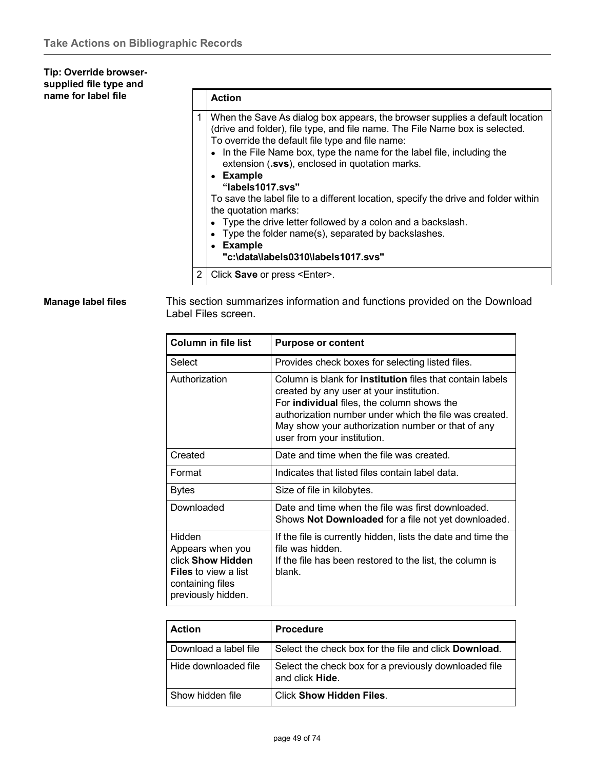**Tip: Override browser-supplied file type and name for label file**

| | Action |
|---|---|
| 1 | When the Save As dialog box appears, the browser supplies a default location (drive and folder), file type, and file name. The File Name box is selected.<br>To override the default file type and file name:<br>• In the File Name box, type the name for the label file, including the extension (**.svs**), enclosed in quotation marks.<br>• **Example**<br>**"labels1017.svs"**<br>To save the label file to a different location, specify the drive and folder within the quotation marks:<br>• Type the drive letter followed by a colon and a backslash.<br>• Type the folder name(s), separated by backslashes.<br>• **Example**<br>**"c:\data\labels0310\labels1017.svs"** |
| 2 | Click **Save** or press <Enter>. |

**Manage label files**

This section summarizes information and functions provided on the Download Label Files screen.

| Column in file list | Purpose or content |
|---|---|
| Select | Provides check boxes for selecting listed files. |
| Authorization | Column is blank for **institution** files that contain labels created by any user at your institution.<br>For **individual** files, the column shows the authorization number under which the file was created. May show your authorization number or that of any user from your institution. |
| Created | Date and time when the file was created. |
| Format | Indicates that listed files contain label data. |
| Bytes | Size of file in kilobytes. |
| Downloaded | Date and time when the file was first downloaded. Shows **Not Downloaded** for a file not yet downloaded. |
| Hidden<br>Appears when you click **Show Hidden Files** to view a list containing files previously hidden. | If the file is currently hidden, lists the date and time the file was hidden.<br>If the file has been restored to the list, the column is blank. |

| Action | Procedure |
|---|---|
| Download a label file | Select the check box for the file and click **Download**. |
| Hide downloaded file | Select the check box for a previously downloaded file and click **Hide**. |
| Show hidden file | Click **Show Hidden Files**. |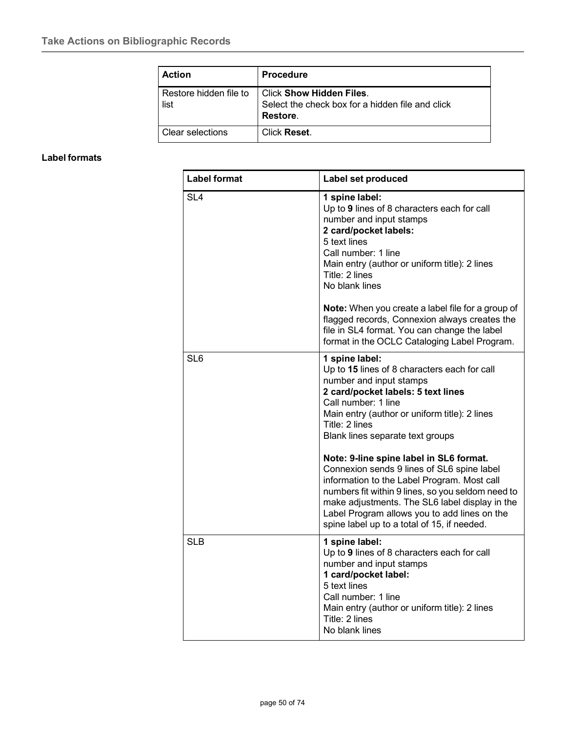| Action | Procedure |
|---|---|
| Restore hidden file to list | Click **Show Hidden Files**.<br>Select the check box for a hidden file and click **Restore**. |
| Clear selections | Click **Reset**. |

**Label formats**

| Label format | Label set produced |
|---|---|
| SL4 | **1 spine label:**<br>Up to **9** lines of 8 characters each for call number and input stamps<br>**2 card/pocket labels:**<br>5 text lines<br>Call number: 1 line<br>Main entry (author or uniform title): 2 lines<br>Title: 2 lines<br>No blank lines<br><br>**Note:** When you create a label file for a group of flagged records, Connexion always creates the file in SL4 format. You can change the label format in the OCLC Cataloging Label Program. |
| SL6 | **1 spine label:**<br>Up to **15** lines of 8 characters each for call number and input stamps<br>**2 card/pocket labels: 5 text lines**<br>Call number: 1 line<br>Main entry (author or uniform title): 2 lines<br>Title: 2 lines<br>Blank lines separate text groups<br><br>**Note: 9-line spine label in SL6 format.**<br>Connexion sends 9 lines of SL6 spine label information to the Label Program. Most call numbers fit within 9 lines, so you seldom need to make adjustments. The SL6 label display in the Label Program allows you to add lines on the spine label up to a total of 15, if needed. |
| SLB | **1 spine label:**<br>Up to **9** lines of 8 characters each for call number and input stamps<br>**1 card/pocket label:**<br>5 text lines<br>Call number: 1 line<br>Main entry (author or uniform title): 2 lines<br>Title: 2 lines<br>No blank lines |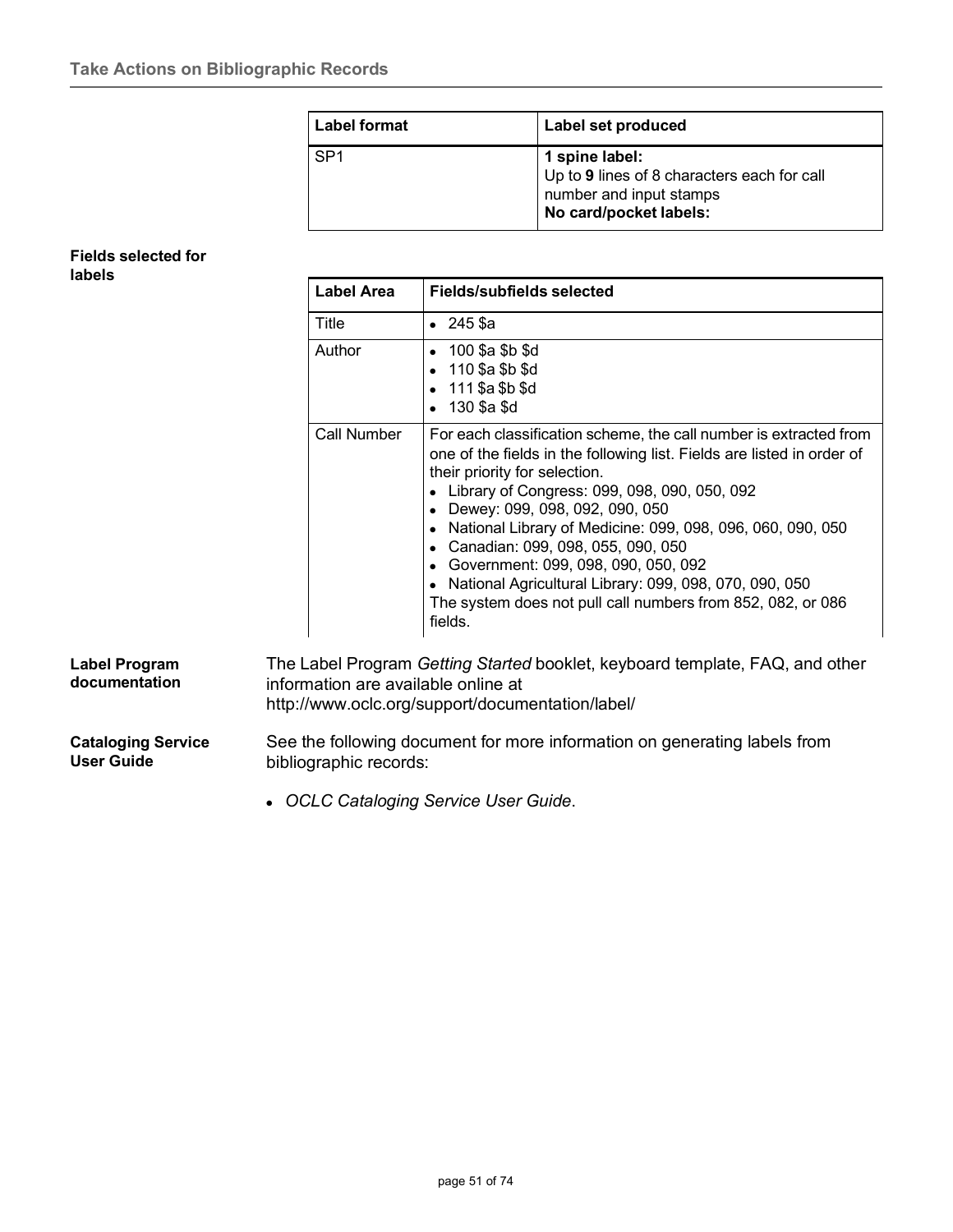| Label format | Label set produced |
| --- | --- |
| SP1 | **1 spine label:** Up to **9** lines of 8 characters each for call number and input stamps **No card/pocket labels:** |

**Fields selected for labels**

| Label Area | Fields/subfields selected |
| --- | --- |
| Title | • 245 $a |
| Author | • 100 $a $b $d<br>• 110 $a $b $d<br>• 111 $a $b $d<br>• 130 $a $d |
| Call Number | For each classification scheme, the call number is extracted from one of the fields in the following list. Fields are listed in order of their priority for selection.<br>• Library of Congress: 099, 098, 090, 050, 092<br>• Dewey: 099, 098, 092, 090, 050<br>• National Library of Medicine: 099, 098, 096, 060, 090, 050<br>• Canadian: 099, 098, 055, 090, 050<br>• Government: 099, 098, 090, 050, 092<br>• National Agricultural Library: 099, 098, 070, 090, 050<br>The system does not pull call numbers from 852, 082, or 086 fields. |

**Label Program documentation**

The Label Program *Getting Started* booklet, keyboard template, FAQ, and other information are available online at http://www.oclc.org/support/documentation/label/

**Cataloging Service User Guide**

See the following document for more information on generating labels from bibliographic records:

- *OCLC Cataloging Service User Guide*.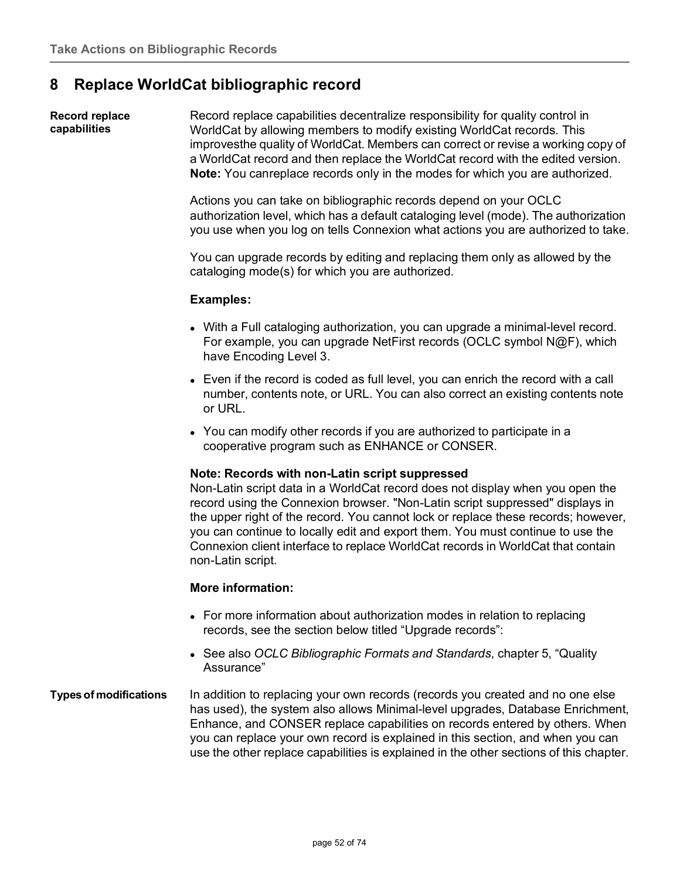## 8 Replace WorldCat bibliographic record

**Record replace capabilities**

Record replace capabilities decentralize responsibility for quality control in WorldCat by allowing members to modify existing WorldCat records. This improvesthe quality of WorldCat. Members can correct or revise a working copy of a WorldCat record and then replace the WorldCat record with the edited version. **Note:** You canreplace records only in the modes for which you are authorized.

Actions you can take on bibliographic records depend on your OCLC authorization level, which has a default cataloging level (mode). The authorization you use when you log on tells Connexion what actions you are authorized to take.

You can upgrade records by editing and replacing them only as allowed by the cataloging mode(s) for which you are authorized.

**Examples:**

- With a Full cataloging authorization, you can upgrade a minimal-level record. For example, you can upgrade NetFirst records (OCLC symbol N@F), which have Encoding Level 3.
- Even if the record is coded as full level, you can enrich the record with a call number, contents note, or URL. You can also correct an existing contents note or URL.
- You can modify other records if you are authorized to participate in a cooperative program such as ENHANCE or CONSER.

**Note: Records with non-Latin script suppressed**
Non-Latin script data in a WorldCat record does not display when you open the record using the Connexion browser. "Non-Latin script suppressed" displays in the upper right of the record. You cannot lock or replace these records; however, you can continue to locally edit and export them. You must continue to use the Connexion client interface to replace WorldCat records in WorldCat that contain non-Latin script.

**More information:**

- For more information about authorization modes in relation to replacing records, see the section below titled “Upgrade records”:
- See also *OCLC Bibliographic Formats and Standards*, chapter 5, “Quality Assurance”

**Types of modifications**

In addition to replacing your own records (records you created and no one else has used), the system also allows Minimal-level upgrades, Database Enrichment, Enhance, and CONSER replace capabilities on records entered by others. When you can replace your own record is explained in this section, and when you can use the other replace capabilities is explained in the other sections of this chapter.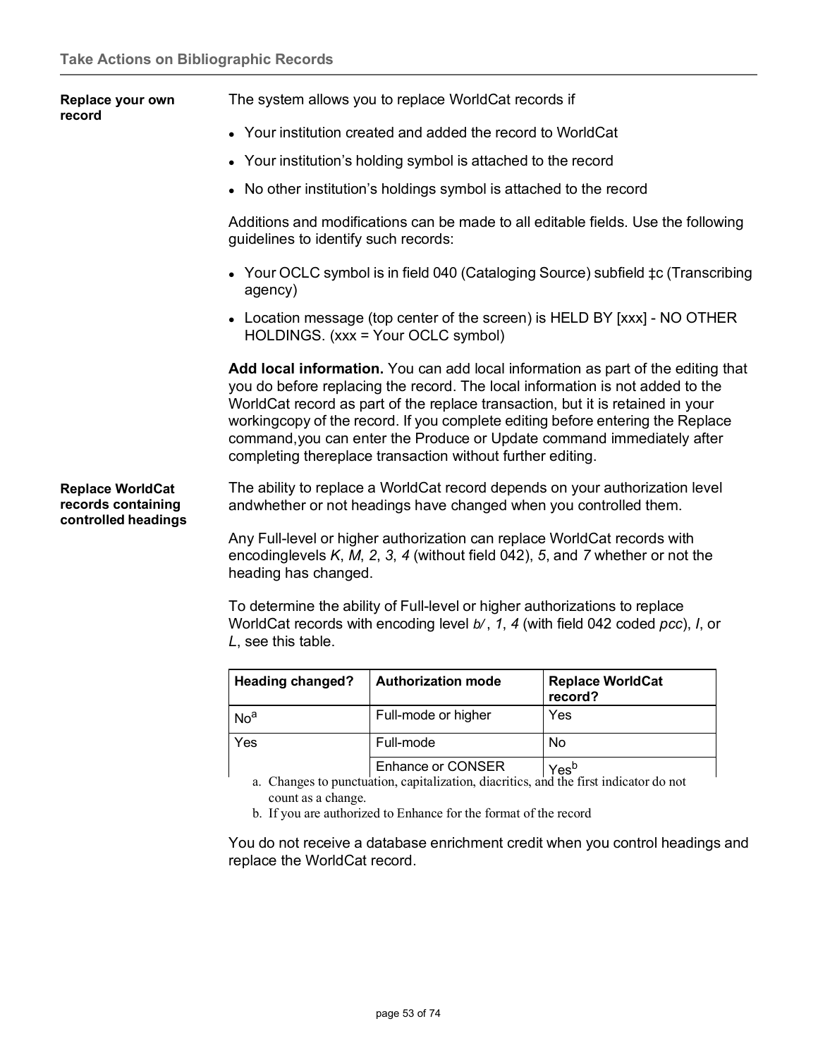### Replace your own record

The system allows you to replace WorldCat records if

- Your institution created and added the record to WorldCat
- Your institution's holding symbol is attached to the record
- No other institution's holdings symbol is attached to the record

Additions and modifications can be made to all editable fields. Use the following guidelines to identify such records:

- Your OCLC symbol is in field 040 (Cataloging Source) subfield ‡c (Transcribing agency)
- Location message (top center of the screen) is HELD BY [xxx] - NO OTHER HOLDINGS. (xxx = Your OCLC symbol)

**Add local information.** You can add local information as part of the editing that you do before replacing the record. The local information is not added to the WorldCat record as part of the replace transaction, but it is retained in your workingcopy of the record. If you complete editing before entering the Replace command,you can enter the Produce or Update command immediately after completing thereplace transaction without further editing.

### Replace WorldCat records containing controlled headings

The ability to replace a WorldCat record depends on your authorization level andwhether or not headings have changed when you controlled them.

Any Full-level or higher authorization can replace WorldCat records with encodinglevels *K*, *M*, *2*, *3*, *4* (without field 042), *5*, and *7* whether or not the heading has changed.

To determine the ability of Full-level or higher authorizations to replace WorldCat records with encoding level *b/*, *1*, *4* (with field 042 coded *pcc*), *I*, or *L*, see this table.

| Heading changed? | Authorization mode | Replace WorldCat record? |
| --- | --- | --- |
| No[a] | Full-mode or higher | Yes |
| Yes | Full-mode | No |
| | Enhance or CONSER | Yes[b] |

a. Changes to punctuation, capitalization, diacritics, and the first indicator do not count as a change.

b. If you are authorized to Enhance for the format of the record

You do not receive a database enrichment credit when you control headings and replace the WorldCat record.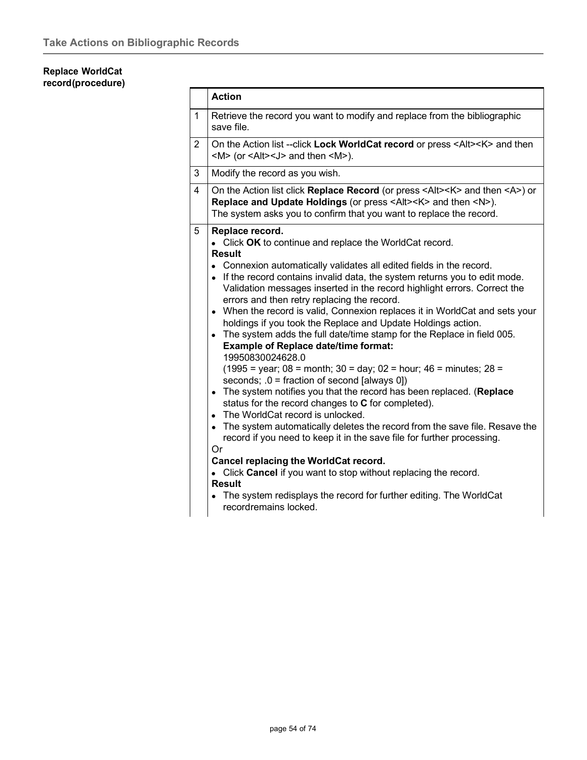**Replace WorldCat record(procedure)**

| | Action |
|---|---|
| 1 | Retrieve the record you want to modify and replace from the bibliographic save file. |
| 2 | On the Action list --click **Lock WorldCat record** or press <Alt><K> and then <M> (or <Alt><J> and then <M>). |
| 3 | Modify the record as you wish. |
| 4 | On the Action list click **Replace Record** (or press <Alt><K> and then <A>) or **Replace and Update Holdings** (or press <Alt><K> and then <N>).<br>The system asks you to confirm that you want to replace the record. |
| 5 | **Replace record.**<br>• Click **OK** to continue and replace the WorldCat record.<br>**Result**<br>• Connexion automatically validates all edited fields in the record.<br>• If the record contains invalid data, the system returns you to edit mode. Validation messages inserted in the record highlight errors. Correct the errors and then retry replacing the record.<br>• When the record is valid, Connexion replaces it in WorldCat and sets your holdings if you took the Replace and Update Holdings action.<br>• The system adds the full date/time stamp for the Replace in field 005.<br>**Example of Replace date/time format:**<br>19950830024628.0<br>(1995 = year; 08 = month; 30 = day; 02 = hour; 46 = minutes; 28 = seconds; .0 = fraction of second [always 0])<br>• The system notifies you that the record has been replaced. (**Replace** status for the record changes to **C** for completed).<br>• The WorldCat record is unlocked.<br>• The system automatically deletes the record from the save file. Resave the record if you need to keep it in the save file for further processing.<br>Or<br>**Cancel replacing the WorldCat record.**<br>• Click **Cancel** if you want to stop without replacing the record.<br>**Result**<br>• The system redisplays the record for further editing. The WorldCat recordremains locked. |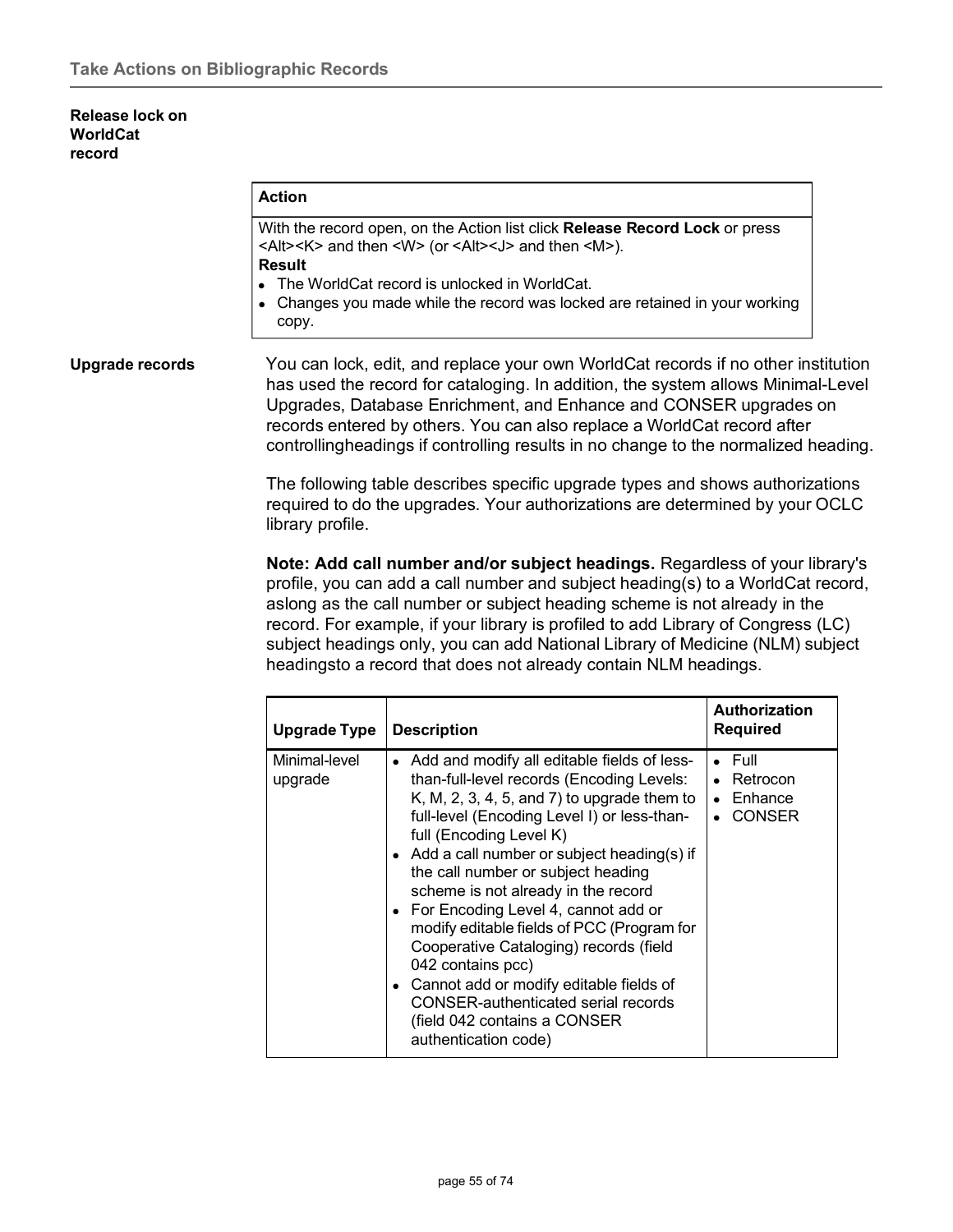### Release lock on WorldCat record

| Action |
| --- |
| With the record open, on the Action list click **Release Record Lock** or press <Alt><K> and then <W> (or <Alt><J> and then <M>).<br>**Result**<br>• The WorldCat record is unlocked in WorldCat.<br>• Changes you made while the record was locked are retained in your working copy. |

### Upgrade records

You can lock, edit, and replace your own WorldCat records if no other institution has used the record for cataloging. In addition, the system allows Minimal-Level Upgrades, Database Enrichment, and Enhance and CONSER upgrades on records entered by others. You can also replace a WorldCat record after controllingheadings if controlling results in no change to the normalized heading.

The following table describes specific upgrade types and shows authorizations required to do the upgrades. Your authorizations are determined by your OCLC library profile.

**Note: Add call number and/or subject headings.** Regardless of your library's profile, you can add a call number and subject heading(s) to a WorldCat record, aslong as the call number or subject heading scheme is not already in the record. For example, if your library is profiled to add Library of Congress (LC) subject headings only, you can add National Library of Medicine (NLM) subject headingsto a record that does not already contain NLM headings.

| Upgrade Type | Description | Authorization Required |
| --- | --- | --- |
| Minimal-level upgrade | • Add and modify all editable fields of less-than-full-level records (Encoding Levels: K, M, 2, 3, 4, 5, and 7) to upgrade them to full-level (Encoding Level I) or less-than-full (Encoding Level K)<br>• Add a call number or subject heading(s) if the call number or subject heading scheme is not already in the record<br>• For Encoding Level 4, cannot add or modify editable fields of PCC (Program for Cooperative Cataloging) records (field 042 contains pcc)<br>• Cannot add or modify editable fields of CONSER-authenticated serial records (field 042 contains a CONSER authentication code) | • Full<br>• Retrocon<br>• Enhance<br>• CONSER |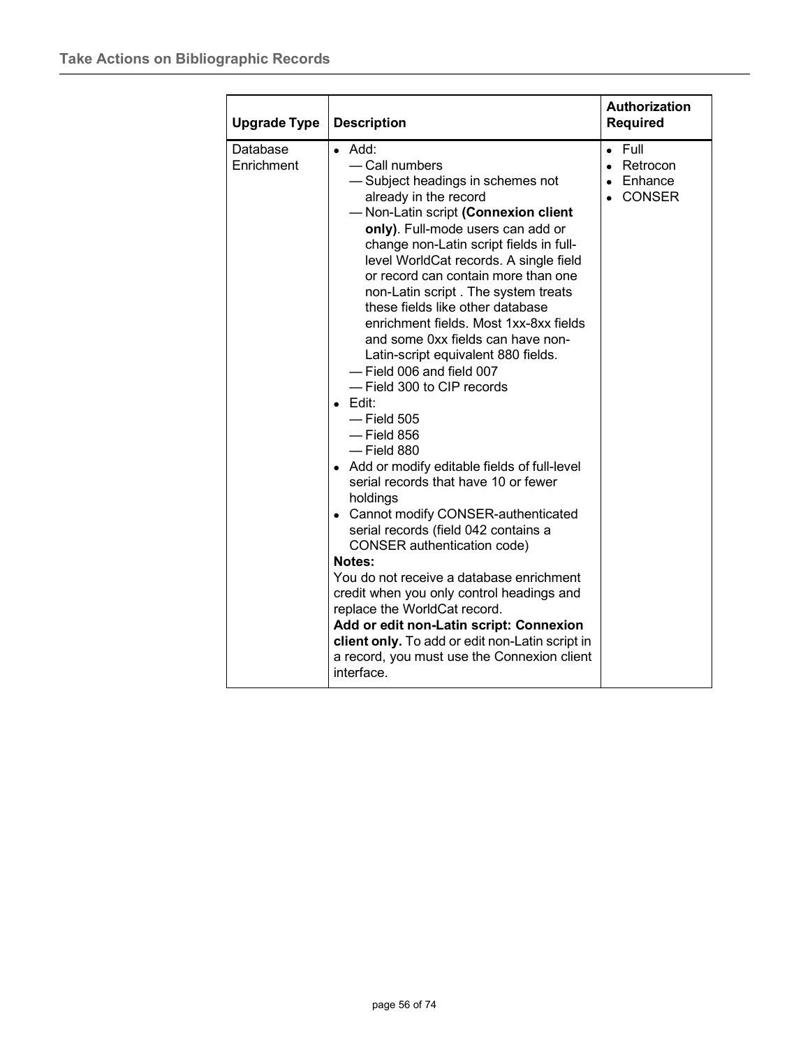| Upgrade Type | Description | Authorization Required |
|---|---|---|
| Database Enrichment | • Add:<br>— Call numbers<br>— Subject headings in schemes not already in the record<br>— Non-Latin script **(Connexion client only)**. Full-mode users can add or change non-Latin script fields in full-level WorldCat records. A single field or record can contain more than one non-Latin script . The system treats these fields like other database enrichment fields. Most 1xx-8xx fields and some 0xx fields can have non-Latin-script equivalent 880 fields.<br>— Field 006 and field 007<br>— Field 300 to CIP records<br>• Edit:<br>— Field 505<br>— Field 856<br>— Field 880<br>• Add or modify editable fields of full-level serial records that have 10 or fewer holdings<br>• Cannot modify CONSER-authenticated serial records (field 042 contains a CONSER authentication code)<br>**Notes:**<br>You do not receive a database enrichment credit when you only control headings and replace the WorldCat record.<br>**Add or edit non-Latin script: Connexion client only.** To add or edit non-Latin script in a record, you must use the Connexion client interface. | • Full<br>• Retrocon<br>• Enhance<br>• CONSER |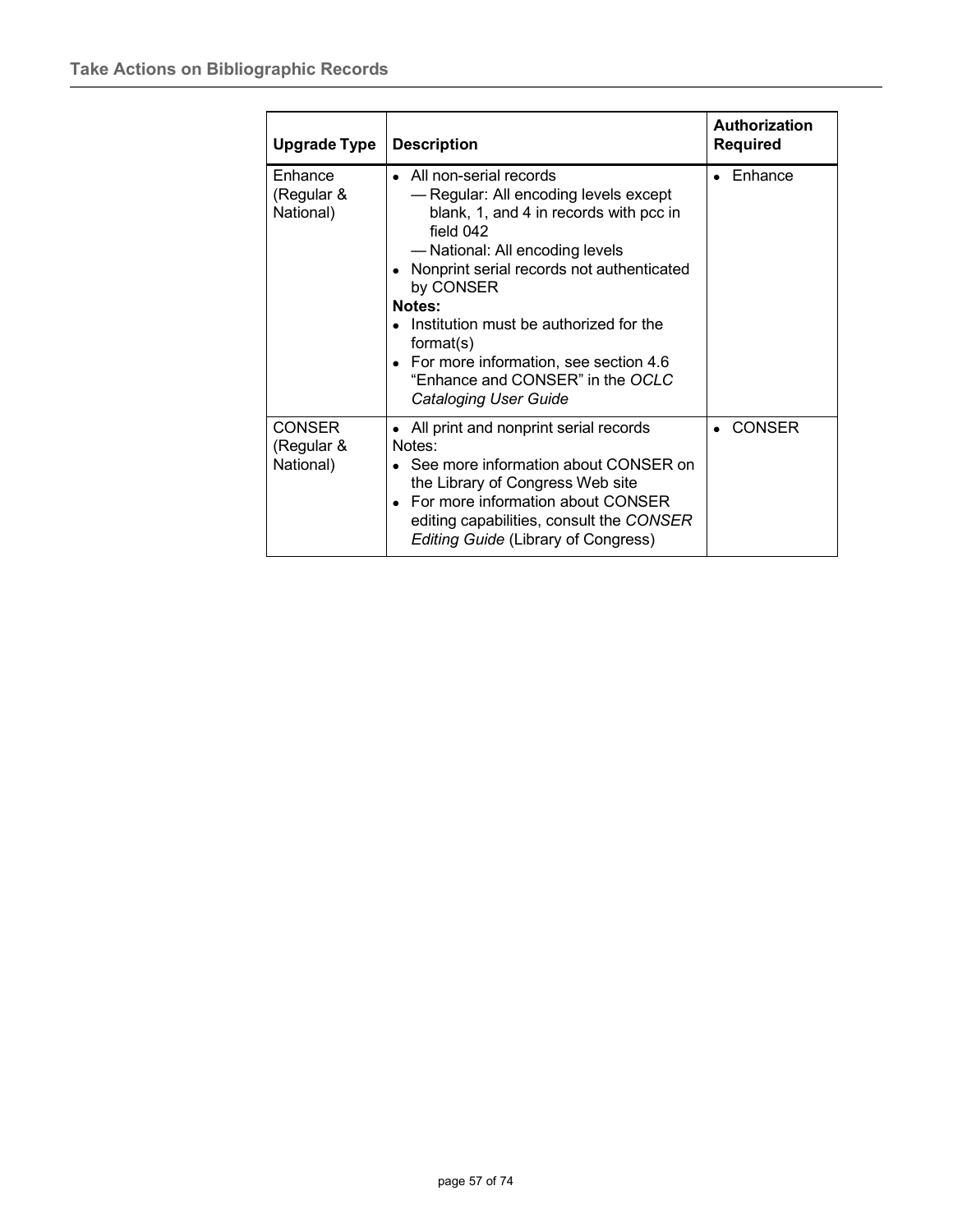| Upgrade Type | Description | Authorization Required |
| --- | --- | --- |
| Enhance (Regular & National) | • All non-serial records<br>— Regular: All encoding levels except blank, 1, and 4 in records with pcc in field 042<br>— National: All encoding levels<br>• Nonprint serial records not authenticated by CONSER<br>**Notes:**<br>• Institution must be authorized for the format(s)<br>• For more information, see section 4.6 “Enhance and CONSER” in the *OCLC Cataloging User Guide* | • Enhance |
| CONSER (Regular & National) | • All print and nonprint serial records<br>Notes:<br>• See more information about CONSER on the Library of Congress Web site<br>• For more information about CONSER editing capabilities, consult the *CONSER Editing Guide* (Library of Congress) | • CONSER |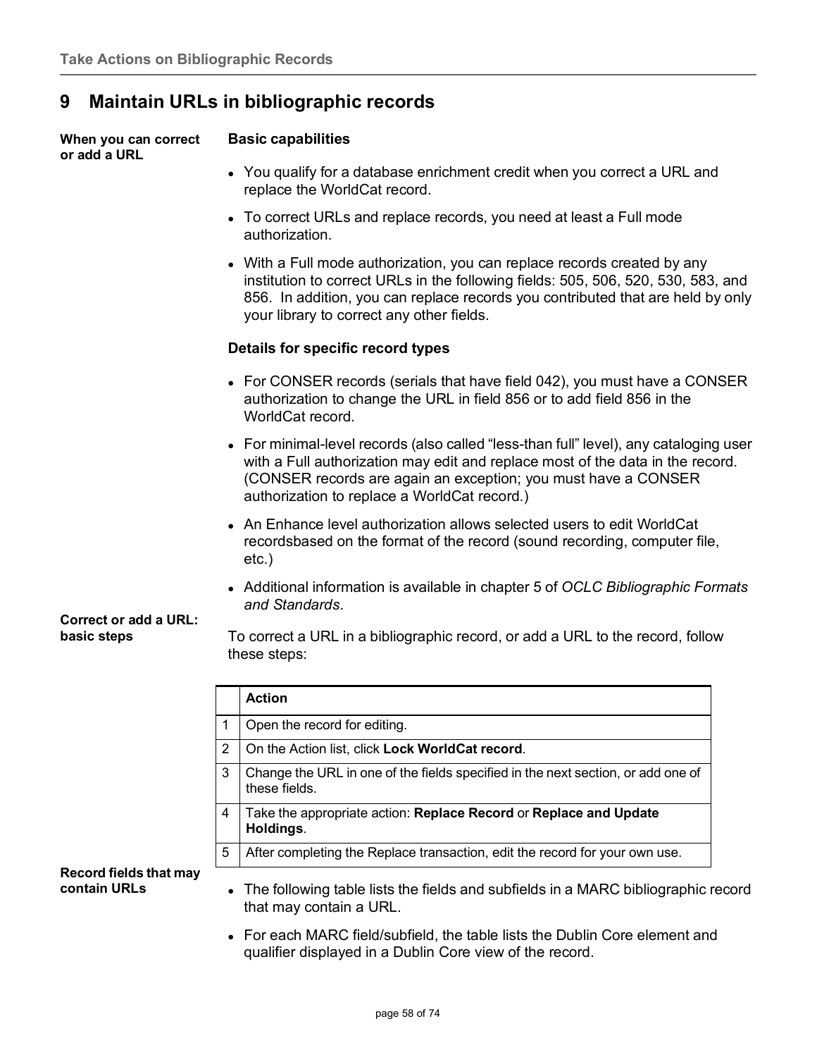# 9 Maintain URLs in bibliographic records

**When you can correct or add a URL**

**Basic capabilities**

- You qualify for a database enrichment credit when you correct a URL and replace the WorldCat record.
- To correct URLs and replace records, you need at least a Full mode authorization.
- With a Full mode authorization, you can replace records created by any institution to correct URLs in the following fields: 505, 506, 520, 530, 583, and 856. In addition, you can replace records you contributed that are held by only your library to correct any other fields.

**Details for specific record types**

- For CONSER records (serials that have field 042), you must have a CONSER authorization to change the URL in field 856 or to add field 856 in the WorldCat record.
- For minimal-level records (also called "less-than full" level), any cataloging user with a Full authorization may edit and replace most of the data in the record. (CONSER records are again an exception; you must have a CONSER authorization to replace a WorldCat record.)
- An Enhance level authorization allows selected users to edit WorldCat recordsbased on the format of the record (sound recording, computer file, etc.)
- Additional information is available in chapter 5 of *OCLC Bibliographic Formats and Standards*.

**Correct or add a URL: basic steps**

To correct a URL in a bibliographic record, or add a URL to the record, follow these steps:

| | Action |
|---|---|
| 1 | Open the record for editing. |
| 2 | On the Action list, click **Lock WorldCat record**. |
| 3 | Change the URL in one of the fields specified in the next section, or add one of these fields. |
| 4 | Take the appropriate action: **Replace Record** or **Replace and Update Holdings**. |
| 5 | After completing the Replace transaction, edit the record for your own use. |

**Record fields that may contain URLs**

- The following table lists the fields and subfields in a MARC bibliographic record that may contain a URL.
- For each MARC field/subfield, the table lists the Dublin Core element and qualifier displayed in a Dublin Core view of the record.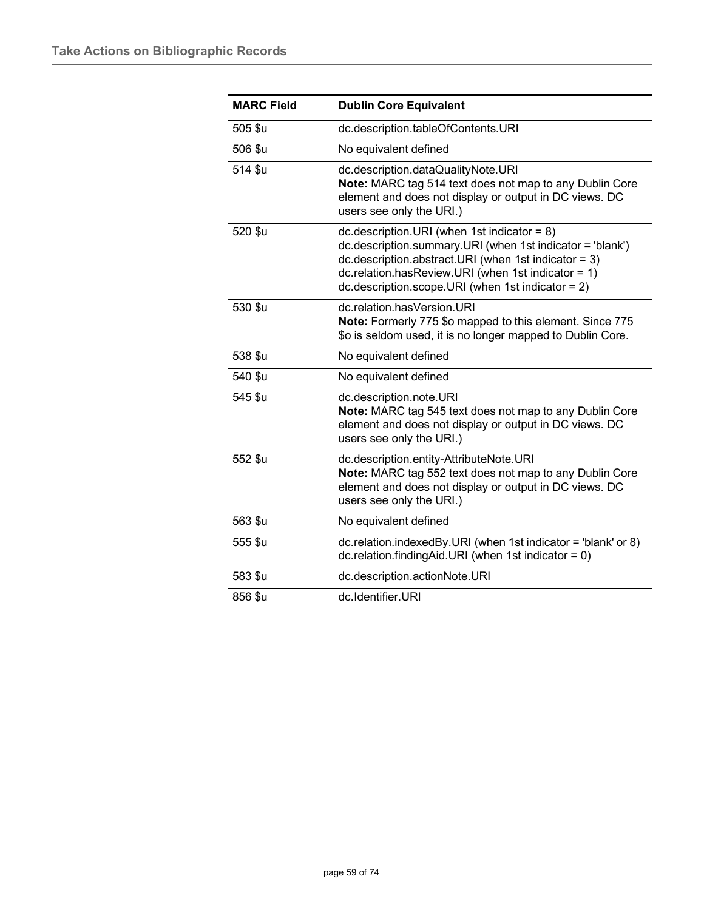| MARC Field | Dublin Core Equivalent |
|---|---|
| 505 $u | dc.description.tableOfContents.URI |
| 506 $u | No equivalent defined |
| 514 $u | dc.description.dataQualityNote.URI<br>**Note:** MARC tag 514 text does not map to any Dublin Core element and does not display or output in DC views. DC users see only the URI.) |
| 520 $u | dc.description.URI (when 1st indicator = 8)<br>dc.description.summary.URI (when 1st indicator = 'blank')<br>dc.description.abstract.URI (when 1st indicator = 3)<br>dc.relation.hasReview.URI (when 1st indicator = 1)<br>dc.description.scope.URI (when 1st indicator = 2) |
| 530 $u | dc.relation.hasVersion.URI<br>**Note:** Formerly 775 $o mapped to this element. Since 775 $o is seldom used, it is no longer mapped to Dublin Core. |
| 538 $u | No equivalent defined |
| 540 $u | No equivalent defined |
| 545 $u | dc.description.note.URI<br>**Note:** MARC tag 545 text does not map to any Dublin Core element and does not display or output in DC views. DC users see only the URI.) |
| 552 $u | dc.description.entity-AttributeNote.URI<br>**Note:** MARC tag 552 text does not map to any Dublin Core element and does not display or output in DC views. DC users see only the URI.) |
| 563 $u | No equivalent defined |
| 555 $u | dc.relation.indexedBy.URI (when 1st indicator = 'blank' or 8)<br>dc.relation.findingAid.URI (when 1st indicator = 0) |
| 583 $u | dc.description.actionNote.URI |
| 856 $u | dc.Identifier.URI |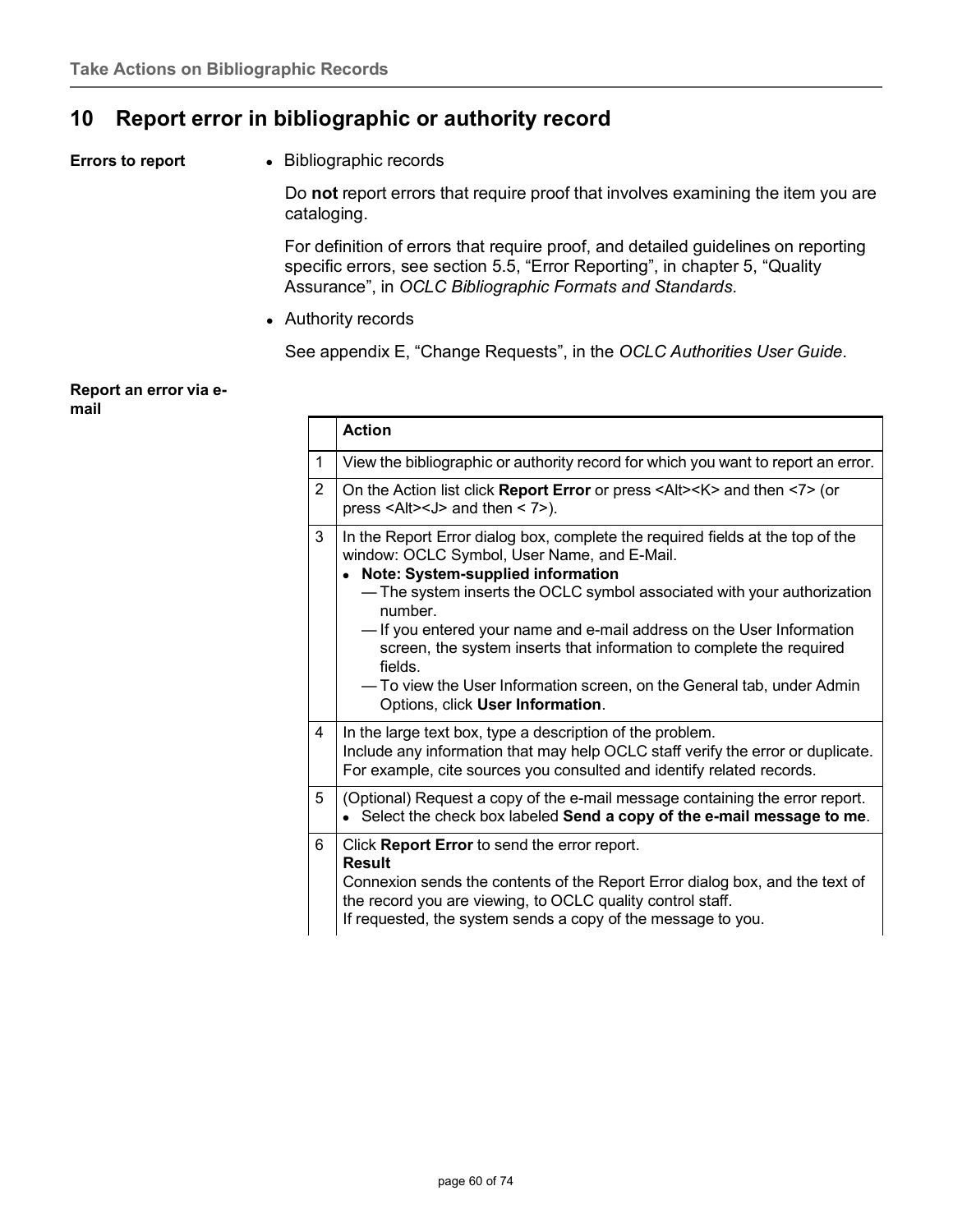## 10 Report error in bibliographic or authority record

**Errors to report**

- Bibliographic records

  Do **not** report errors that require proof that involves examining the item you are cataloging.

  For definition of errors that require proof, and detailed guidelines on reporting specific errors, see section 5.5, "Error Reporting", in chapter 5, "Quality Assurance", in *OCLC Bibliographic Formats and Standards*.

- Authority records

  See appendix E, "Change Requests", in the *OCLC Authorities User Guide*.

**Report an error via e-mail**

| | **Action** |
|---|---|
| 1 | View the bibliographic or authority record for which you want to report an error. |
| 2 | On the Action list click **Report Error** or press <Alt><K> and then <7> (or press <Alt><J> and then < 7>). |
| 3 | In the Report Error dialog box, complete the required fields at the top of the window: OCLC Symbol, User Name, and E-Mail.<br>• **Note: System-supplied information**<br>— The system inserts the OCLC symbol associated with your authorization number.<br>— If you entered your name and e-mail address on the User Information screen, the system inserts that information to complete the required fields.<br>— To view the User Information screen, on the General tab, under Admin Options, click **User Information**. |
| 4 | In the large text box, type a description of the problem.<br>Include any information that may help OCLC staff verify the error or duplicate. For example, cite sources you consulted and identify related records. |
| 5 | (Optional) Request a copy of the e-mail message containing the error report.<br>• Select the check box labeled **Send a copy of the e-mail message to me**. |
| 6 | Click **Report Error** to send the error report.<br>**Result**<br>Connexion sends the contents of the Report Error dialog box, and the text of the record you are viewing, to OCLC quality control staff.<br>If requested, the system sends a copy of the message to you. |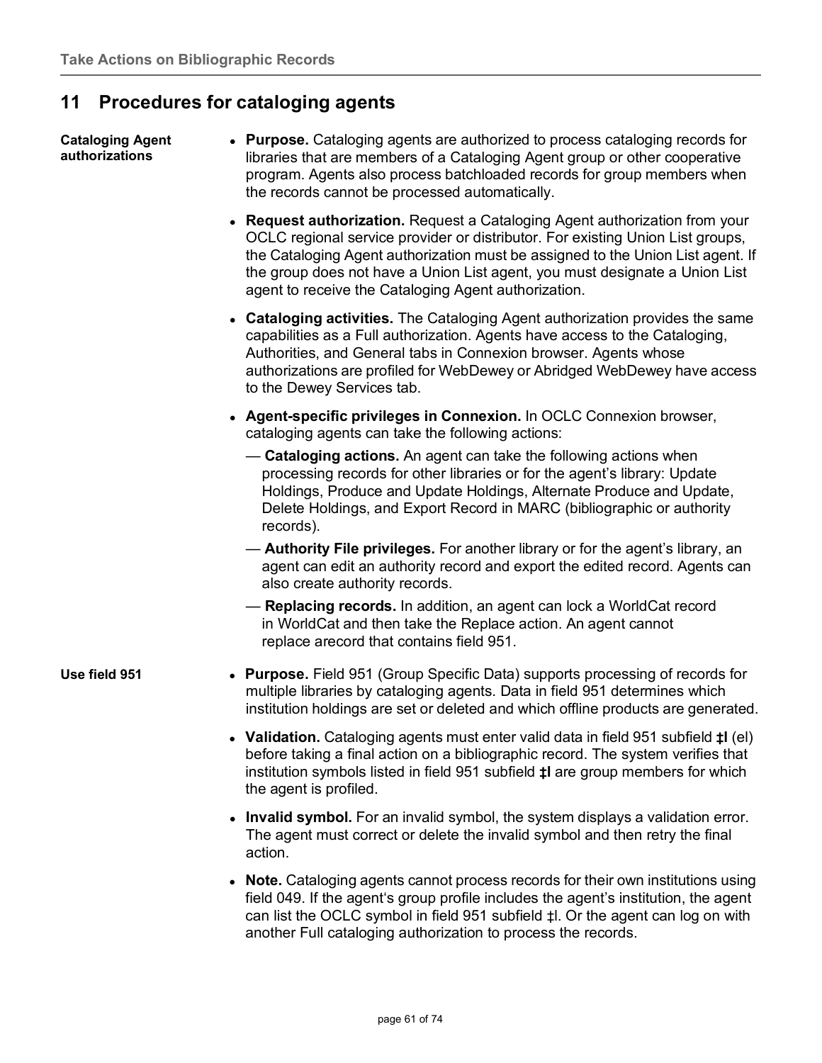## 11 Procedures for cataloging agents

**Cataloging Agent authorizations**

- **Purpose.** Cataloging agents are authorized to process cataloging records for libraries that are members of a Cataloging Agent group or other cooperative program. Agents also process batchloaded records for group members when the records cannot be processed automatically.
- **Request authorization.** Request a Cataloging Agent authorization from your OCLC regional service provider or distributor. For existing Union List groups, the Cataloging Agent authorization must be assigned to the Union List agent. If the group does not have a Union List agent, you must designate a Union List agent to receive the Cataloging Agent authorization.
- **Cataloging activities.** The Cataloging Agent authorization provides the same capabilities as a Full authorization. Agents have access to the Cataloging, Authorities, and General tabs in Connexion browser. Agents whose authorizations are profiled for WebDewey or Abridged WebDewey have access to the Dewey Services tab.
- **Agent-specific privileges in Connexion.** In OCLC Connexion browser, cataloging agents can take the following actions:
  - — **Cataloging actions.** An agent can take the following actions when processing records for other libraries or for the agent's library: Update Holdings, Produce and Update Holdings, Alternate Produce and Update, Delete Holdings, and Export Record in MARC (bibliographic or authority records).
  - — **Authority File privileges.** For another library or for the agent's library, an agent can edit an authority record and export the edited record. Agents can also create authority records.
  - — **Replacing records.** In addition, an agent can lock a WorldCat record in WorldCat and then take the Replace action. An agent cannot replace arecord that contains field 951.

**Use field 951**

- **Purpose.** Field 951 (Group Specific Data) supports processing of records for multiple libraries by cataloging agents. Data in field 951 determines which institution holdings are set or deleted and which offline products are generated.
- **Validation.** Cataloging agents must enter valid data in field 951 subfield **‡l** (el) before taking a final action on a bibliographic record. The system verifies that institution symbols listed in field 951 subfield **‡l** are group members for which the agent is profiled.
- **Invalid symbol.** For an invalid symbol, the system displays a validation error. The agent must correct or delete the invalid symbol and then retry the final action.
- **Note.** Cataloging agents cannot process records for their own institutions using field 049. If the agent's group profile includes the agent's institution, the agent can list the OCLC symbol in field 951 subfield ‡l. Or the agent can log on with another Full cataloging authorization to process the records.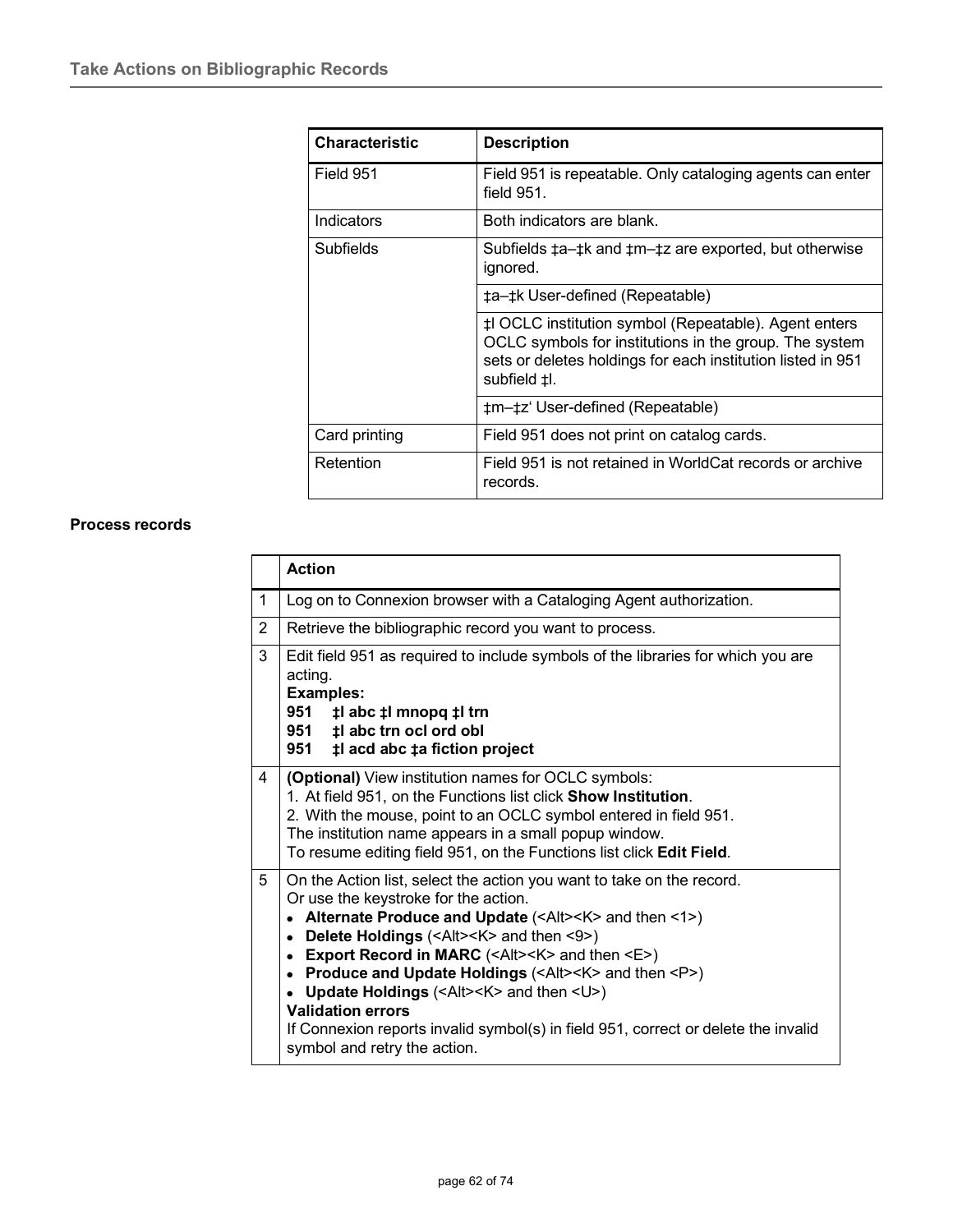| Characteristic | Description |
| --- | --- |
| Field 951 | Field 951 is repeatable. Only cataloging agents can enter field 951. |
| Indicators | Both indicators are blank. |
| Subfields | Subfields ‡a–‡k and ‡m–‡z are exported, but otherwise ignored. |
| | ‡a–‡k User-defined (Repeatable) |
| | ‡l OCLC institution symbol (Repeatable). Agent enters OCLC symbols for institutions in the group. The system sets or deletes holdings for each institution listed in 951 subfield ‡l. |
| | ‡m–‡z' User-defined (Repeatable) |
| Card printing | Field 951 does not print on catalog cards. |
| Retention | Field 951 is not retained in WorldCat records or archive records. |

**Process records**

| | Action |
| --- | --- |
| 1 | Log on to Connexion browser with a Cataloging Agent authorization. |
| 2 | Retrieve the bibliographic record you want to process. |
| 3 | Edit field 951 as required to include symbols of the libraries for which you are acting.<br>**Examples:**<br>**951 ‡l abc ‡l mnopq ‡l trn**<br>**951 ‡l abc trn ocl ord obl**<br>**951 ‡l acd abc ‡a fiction project** |
| 4 | **(Optional)** View institution names for OCLC symbols:<br>1. At field 951, on the Functions list click **Show Institution**.<br>2. With the mouse, point to an OCLC symbol entered in field 951.<br>The institution name appears in a small popup window.<br>To resume editing field 951, on the Functions list click **Edit Field**. |
| 5 | On the Action list, select the action you want to take on the record.<br>Or use the keystroke for the action.<br>• **Alternate Produce and Update** (<Alt><K> and then <1>)<br>• **Delete Holdings** (<Alt><K> and then <9>)<br>• **Export Record in MARC** (<Alt><K> and then <E>)<br>• **Produce and Update Holdings** (<Alt><K> and then <P>)<br>• **Update Holdings** (<Alt><K> and then <U>)<br>**Validation errors**<br>If Connexion reports invalid symbol(s) in field 951, correct or delete the invalid symbol and retry the action. |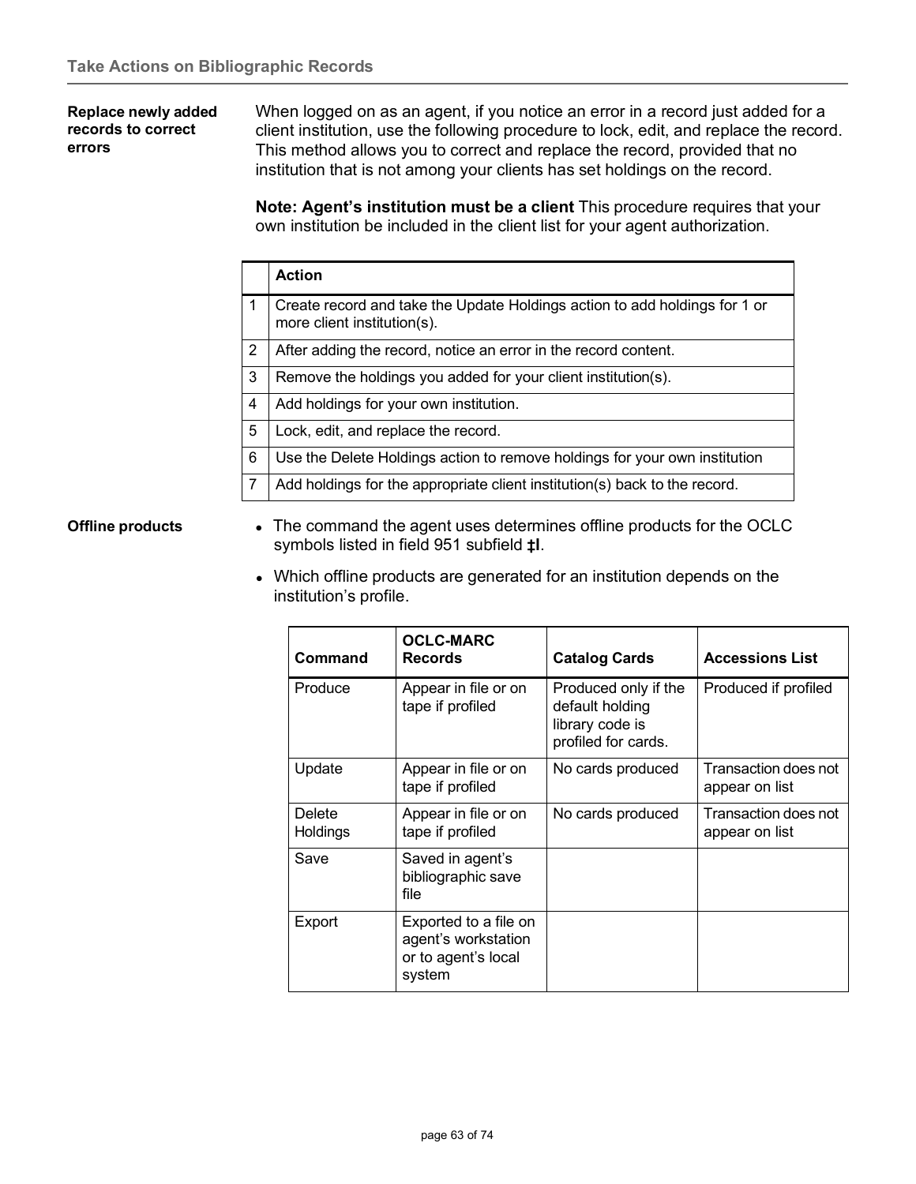### Replace newly added records to correct errors

When logged on as an agent, if you notice an error in a record just added for a client institution, use the following procedure to lock, edit, and replace the record. This method allows you to correct and replace the record, provided that no institution that is not among your clients has set holdings on the record.

**Note: Agent's institution must be a client** This procedure requires that your own institution be included in the client list for your agent authorization.

| | Action |
|---|---|
| 1 | Create record and take the Update Holdings action to add holdings for 1 or more client institution(s). |
| 2 | After adding the record, notice an error in the record content. |
| 3 | Remove the holdings you added for your client institution(s). |
| 4 | Add holdings for your own institution. |
| 5 | Lock, edit, and replace the record. |
| 6 | Use the Delete Holdings action to remove holdings for your own institution |
| 7 | Add holdings for the appropriate client institution(s) back to the record. |

### Offline products

- The command the agent uses determines offline products for the OCLC symbols listed in field 951 subfield **‡l**.
- Which offline products are generated for an institution depends on the institution's profile.

| Command | OCLC-MARC Records | Catalog Cards | Accessions List |
|---|---|---|---|
| Produce | Appear in file or on tape if profiled | Produced only if the default holding library code is profiled for cards. | Produced if profiled |
| Update | Appear in file or on tape if profiled | No cards produced | Transaction does not appear on list |
| Delete Holdings | Appear in file or on tape if profiled | No cards produced | Transaction does not appear on list |
| Save | Saved in agent's bibliographic save file | | |
| Export | Exported to a file on agent's workstation or to agent's local system | | |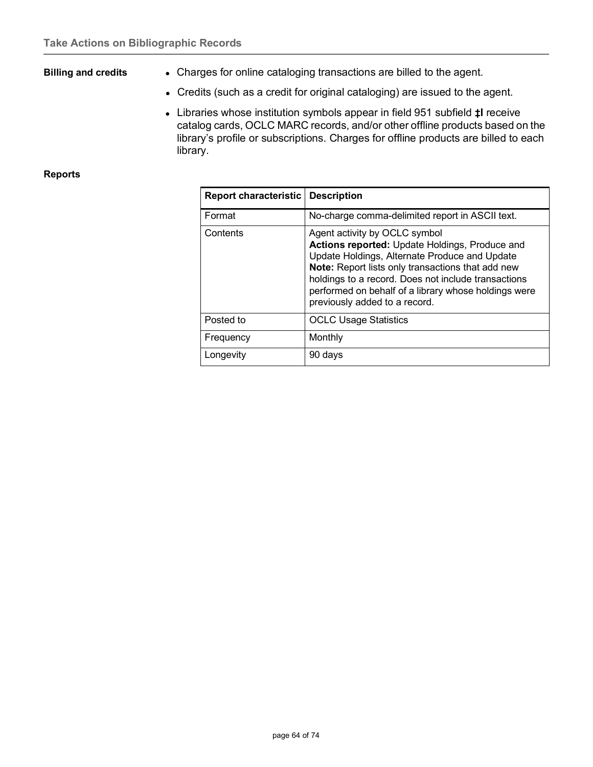**Billing and credits**

- Charges for online cataloging transactions are billed to the agent.
- Credits (such as a credit for original cataloging) are issued to the agent.
- Libraries whose institution symbols appear in field 951 subfield **‡l** receive catalog cards, OCLC MARC records, and/or other offline products based on the library's profile or subscriptions. Charges for offline products are billed to each library.

**Reports**

| Report characteristic | Description |
|---|---|
| Format | No-charge comma-delimited report in ASCII text. |
| Contents | Agent activity by OCLC symbol<br>**Actions reported:** Update Holdings, Produce and Update Holdings, Alternate Produce and Update<br>**Note:** Report lists only transactions that add new holdings to a record. Does not include transactions performed on behalf of a library whose holdings were previously added to a record. |
| Posted to | OCLC Usage Statistics |
| Frequency | Monthly |
| Longevity | 90 days |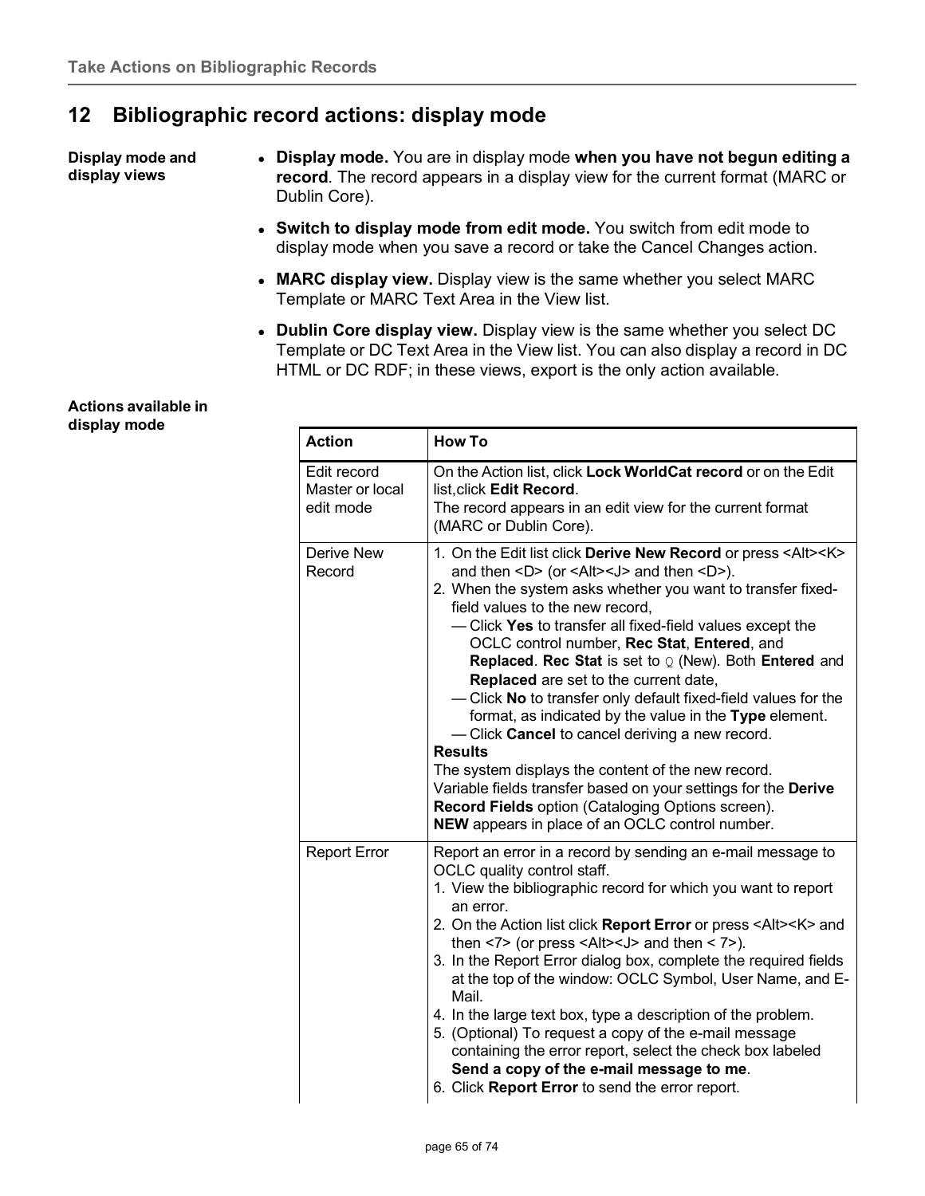## 12 Bibliographic record actions: display mode

**Display mode and display views**

- **Display mode.** You are in display mode **when you have not begun editing a record**. The record appears in a display view for the current format (MARC or Dublin Core).
- **Switch to display mode from edit mode.** You switch from edit mode to display mode when you save a record or take the Cancel Changes action.
- **MARC display view.** Display view is the same whether you select MARC Template or MARC Text Area in the View list.
- **Dublin Core display view.** Display view is the same whether you select DC Template or DC Text Area in the View list. You can also display a record in DC HTML or DC RDF; in these views, export is the only action available.

**Actions available in display mode**

| Action | How To |
|---|---|
| Edit record Master or local edit mode | On the Action list, click **Lock WorldCat record** or on the Edit list,click **Edit Record**.<br>The record appears in an edit view for the current format (MARC or Dublin Core). |
| Derive New Record | 1. On the Edit list click **Derive New Record** or press <Alt><K> and then <D> (or <Alt><J> and then <D>).<br>2. When the system asks whether you want to transfer fixed-field values to the new record,<br>— Click **Yes** to transfer all fixed-field values except the OCLC control number, **Rec Stat**, **Entered**, and **Replaced**. **Rec Stat** is set to ǫ (New). Both **Entered** and **Replaced** are set to the current date,<br>— Click **No** to transfer only default fixed-field values for the format, as indicated by the value in the **Type** element.<br>— Click **Cancel** to cancel deriving a new record.<br>**Results**<br>The system displays the content of the new record.<br>Variable fields transfer based on your settings for the **Derive Record Fields** option (Cataloging Options screen).<br>**NEW** appears in place of an OCLC control number. |
| Report Error | Report an error in a record by sending an e-mail message to OCLC quality control staff.<br>1. View the bibliographic record for which you want to report an error.<br>2. On the Action list click **Report Error** or press <Alt><K> and then <7> (or press <Alt><J> and then < 7>).<br>3. In the Report Error dialog box, complete the required fields at the top of the window: OCLC Symbol, User Name, and E-Mail.<br>4. In the large text box, type a description of the problem.<br>5. (Optional) To request a copy of the e-mail message containing the error report, select the check box labeled **Send a copy of the e-mail message to me**.<br>6. Click **Report Error** to send the error report. |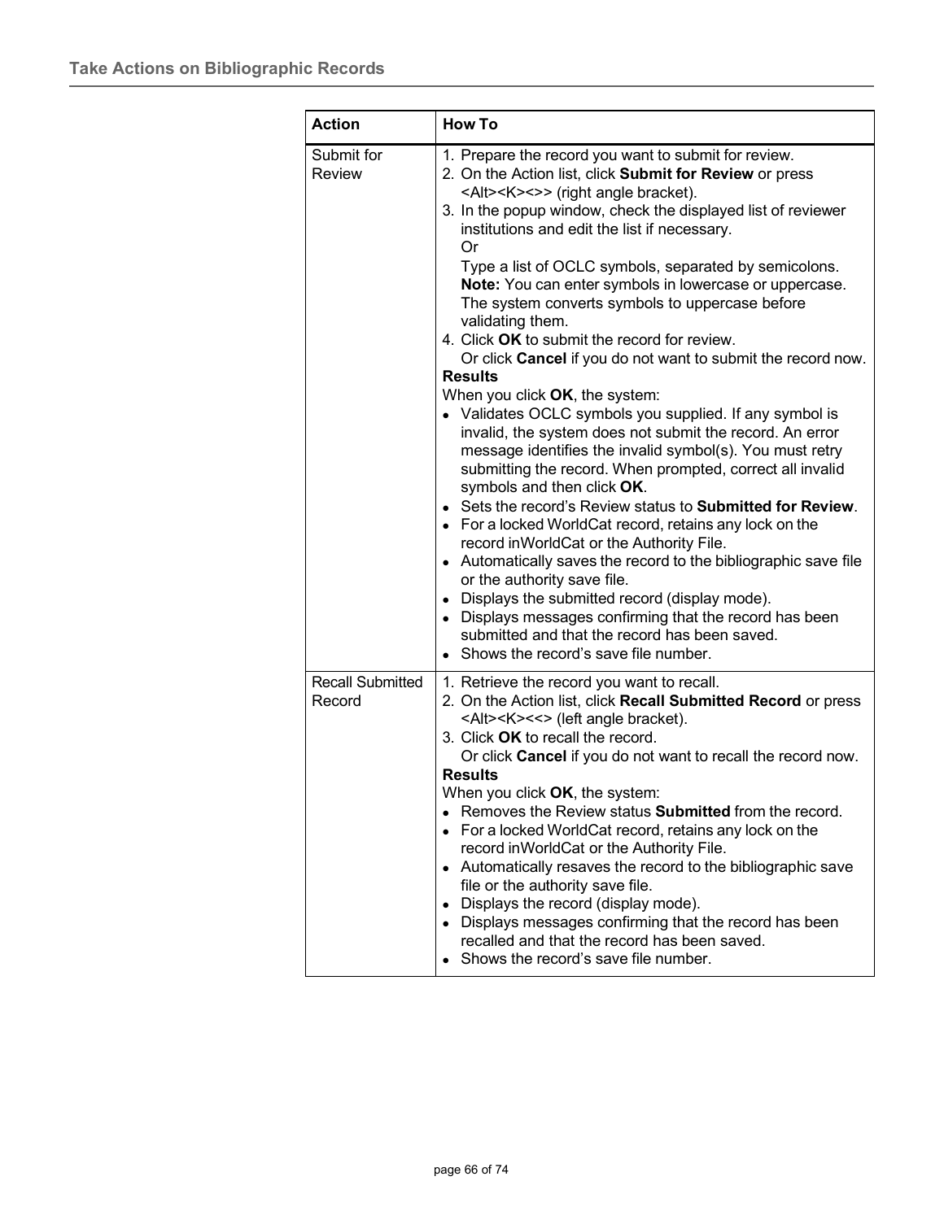| Action | How To |
|---|---|
| Submit for Review | 1. Prepare the record you want to submit for review.<br>2. On the Action list, click **Submit for Review** or press <Alt><K><>> (right angle bracket).<br>3. In the popup window, check the displayed list of reviewer institutions and edit the list if necessary.<br>Or<br>Type a list of OCLC symbols, separated by semicolons.<br>**Note:** You can enter symbols in lowercase or uppercase. The system converts symbols to uppercase before validating them.<br>4. Click **OK** to submit the record for review.<br>Or click **Cancel** if you do not want to submit the record now.<br>**Results**<br>When you click **OK**, the system:<br>• Validates OCLC symbols you supplied. If any symbol is invalid, the system does not submit the record. An error message identifies the invalid symbol(s). You must retry submitting the record. When prompted, correct all invalid symbols and then click **OK**.<br>• Sets the record's Review status to **Submitted for Review**.<br>• For a locked WorldCat record, retains any lock on the record inWorldCat or the Authority File.<br>• Automatically saves the record to the bibliographic save file or the authority save file.<br>• Displays the submitted record (display mode).<br>• Displays messages confirming that the record has been submitted and that the record has been saved.<br>• Shows the record's save file number. |
| Recall Submitted Record | 1. Retrieve the record you want to recall.<br>2. On the Action list, click **Recall Submitted Record** or press <Alt><K><<> (left angle bracket).<br>3. Click **OK** to recall the record.<br>Or click **Cancel** if you do not want to recall the record now.<br>**Results**<br>When you click **OK**, the system:<br>• Removes the Review status **Submitted** from the record.<br>• For a locked WorldCat record, retains any lock on the record inWorldCat or the Authority File.<br>• Automatically resaves the record to the bibliographic save file or the authority save file.<br>• Displays the record (display mode).<br>• Displays messages confirming that the record has been recalled and that the record has been saved.<br>• Shows the record's save file number. |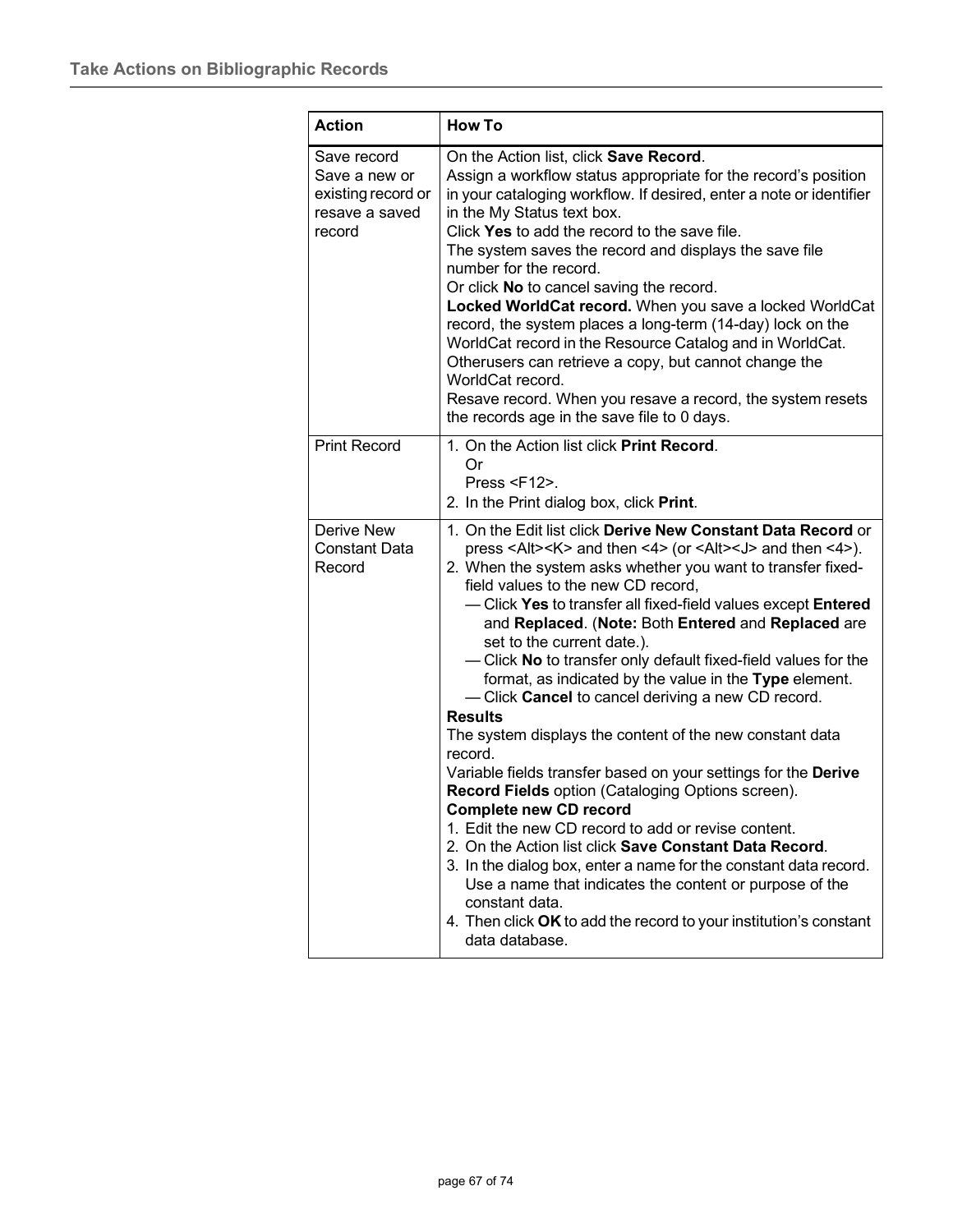| Action | How To |
| --- | --- |
| Save record<br>Save a new or existing record or resave a saved record | On the Action list, click **Save Record**.<br>Assign a workflow status appropriate for the record's position in your cataloging workflow. If desired, enter a note or identifier in the My Status text box.<br>Click **Yes** to add the record to the save file.<br>The system saves the record and displays the save file number for the record.<br>Or click **No** to cancel saving the record.<br>**Locked WorldCat record.** When you save a locked WorldCat record, the system places a long-term (14-day) lock on the WorldCat record in the Resource Catalog and in WorldCat. Otherusers can retrieve a copy, but cannot change the WorldCat record.<br>Resave record. When you resave a record, the system resets the records age in the save file to 0 days. |
| Print Record | 1. On the Action list click **Print Record**.<br>Or<br>Press <F12>.<br>2. In the Print dialog box, click **Print**. |
| Derive New Constant Data Record | 1. On the Edit list click **Derive New Constant Data Record** or press <Alt><K> and then <4> (or <Alt><J> and then <4>).<br>2. When the system asks whether you want to transfer fixed-field values to the new CD record,<br>— Click **Yes** to transfer all fixed-field values except **Entered** and **Replaced**. (**Note:** Both **Entered** and **Replaced** are set to the current date.).<br>— Click **No** to transfer only default fixed-field values for the format, as indicated by the value in the **Type** element.<br>— Click **Cancel** to cancel deriving a new CD record.<br>**Results**<br>The system displays the content of the new constant data record.<br>Variable fields transfer based on your settings for the **Derive Record Fields** option (Cataloging Options screen).<br>**Complete new CD record**<br>1. Edit the new CD record to add or revise content.<br>2. On the Action list click **Save Constant Data Record**.<br>3. In the dialog box, enter a name for the constant data record. Use a name that indicates the content or purpose of the constant data.<br>4. Then click **OK** to add the record to your institution's constant data database. |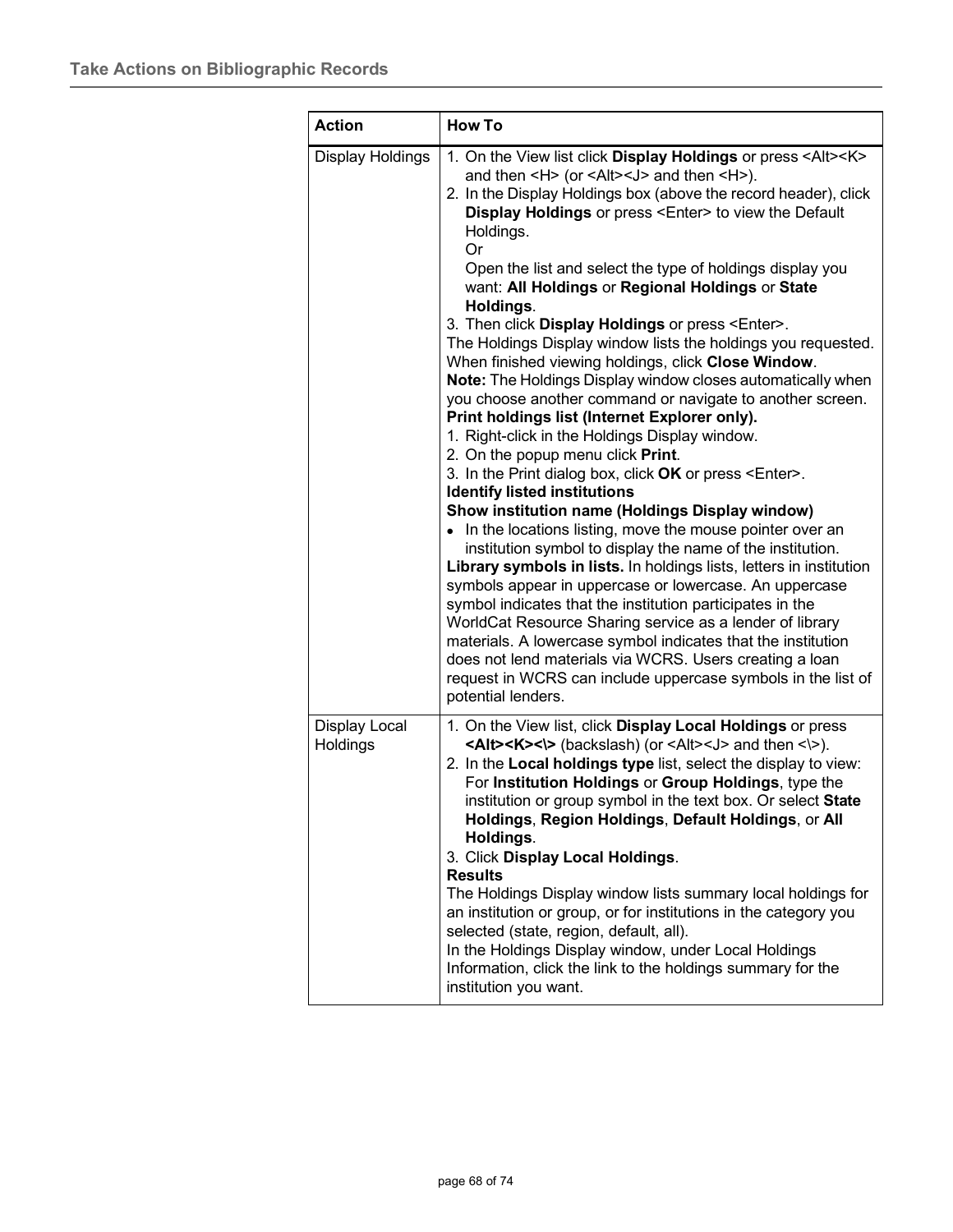| Action | How To |
|---|---|
| Display Holdings | 1. On the View list click **Display Holdings** or press <Alt><K> and then <H> (or <Alt><J> and then <H>).<br>2. In the Display Holdings box (above the record header), click **Display Holdings** or press <Enter> to view the Default Holdings.<br>Or<br>Open the list and select the type of holdings display you want: **All Holdings** or **Regional Holdings** or **State Holdings**.<br>3. Then click **Display Holdings** or press <Enter>.<br>The Holdings Display window lists the holdings you requested. When finished viewing holdings, click **Close Window**.<br>**Note:** The Holdings Display window closes automatically when you choose another command or navigate to another screen.<br>**Print holdings list (Internet Explorer only).**<br>1. Right-click in the Holdings Display window.<br>2. On the popup menu click **Print**.<br>3. In the Print dialog box, click **OK** or press <Enter>.<br>**Identify listed institutions**<br>**Show institution name (Holdings Display window)**<br>• In the locations listing, move the mouse pointer over an institution symbol to display the name of the institution.<br>**Library symbols in lists.** In holdings lists, letters in institution symbols appear in uppercase or lowercase. An uppercase symbol indicates that the institution participates in the WorldCat Resource Sharing service as a lender of library materials. A lowercase symbol indicates that the institution does not lend materials via WCRS. Users creating a loan request in WCRS can include uppercase symbols in the list of potential lenders. |
| Display Local Holdings | 1. On the View list, click **Display Local Holdings** or press **<Alt><K><\>** (backslash) (or <Alt><J> and then <\>).<br>2. In the **Local holdings type** list, select the display to view: For **Institution Holdings** or **Group Holdings**, type the institution or group symbol in the text box. Or select **State Holdings**, **Region Holdings**, **Default Holdings**, or **All Holdings**.<br>3. Click **Display Local Holdings**.<br>**Results**<br>The Holdings Display window lists summary local holdings for an institution or group, or for institutions in the category you selected (state, region, default, all).<br>In the Holdings Display window, under Local Holdings Information, click the link to the holdings summary for the institution you want. |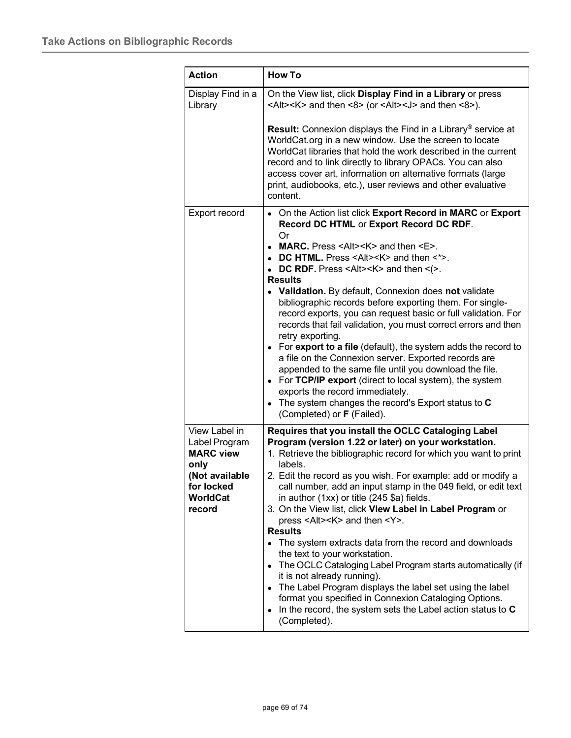| Action | How To |
|---|---|
| Display Find in a Library | On the View list, click **Display Find in a Library** or press <Alt><K> and then <8> (or <Alt><J> and then <8>).<br><br>**Result:** Connexion displays the Find in a Library® service at WorldCat.org in a new window. Use the screen to locate WorldCat libraries that hold the work described in the current record and to link directly to library OPACs. You can also access cover art, information on alternative formats (large print, audiobooks, etc.), user reviews and other evaluative content. |
| Export record | • On the Action list click **Export Record in MARC** or **Export Record DC HTML** or **Export Record DC RDF**.<br>Or<br>• **MARC.** Press <Alt><K> and then <E>.<br>• **DC HTML.** Press <Alt><K> and then <*>.<br>• **DC RDF.** Press <Alt><K> and then <(>.<br>**Results**<br>• **Validation.** By default, Connexion does **not** validate bibliographic records before exporting them. For single-record exports, you can request basic or full validation. For records that fail validation, you must correct errors and then retry exporting.<br>• For **export to a file** (default), the system adds the record to a file on the Connexion server. Exported records are appended to the same file until you download the file.<br>• For **TCP/IP export** (direct to local system), the system exports the record immediately.<br>• The system changes the record's Export status to **C** (Completed) or **F** (Failed). |
| View Label in Label Program **MARC view only** **(Not available for locked WorldCat record** | **Requires that you install the OCLC Cataloging Label Program (version 1.22 or later) on your workstation.**<br>1. Retrieve the bibliographic record for which you want to print labels.<br>2. Edit the record as you wish. For example: add or modify a call number, add an input stamp in the 049 field, or edit text in author (1xx) or title (245 $a) fields.<br>3. On the View list, click **View Label in Label Program** or press <Alt><K> and then <Y>.<br>**Results**<br>• The system extracts data from the record and downloads the text to your workstation.<br>• The OCLC Cataloging Label Program starts automatically (if it is not already running).<br>• The Label Program displays the label set using the label format you specified in Connexion Cataloging Options.<br>• In the record, the system sets the Label action status to **C** (Completed). |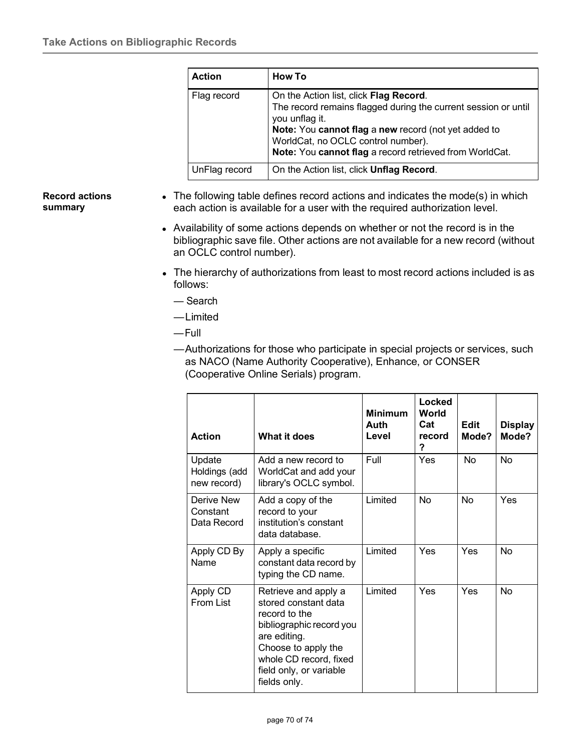| Action | How To |
| --- | --- |
| Flag record | On the Action list, click **Flag Record**.<br>The record remains flagged during the current session or until you unflag it.<br>**Note:** You **cannot flag** a **new** record (not yet added to WorldCat, no OCLC control number).<br>**Note:** You **cannot flag** a record retrieved from WorldCat. |
| UnFlag record | On the Action list, click **Unflag Record**. |

**Record actions summary**

- The following table defines record actions and indicates the mode(s) in which each action is available for a user with the required authorization level.
- Availability of some actions depends on whether or not the record is in the bibliographic save file. Other actions are not available for a new record (without an OCLC control number).
- The hierarchy of authorizations from least to most record actions included is as follows:
  - — Search
  - — Limited
  - — Full
  - — Authorizations for those who participate in special projects or services, such as NACO (Name Authority Cooperative), Enhance, or CONSER (Cooperative Online Serials) program.

| Action | What it does | Minimum Auth Level | Locked World Cat record ? | Edit Mode? | Display Mode? |
| --- | --- | --- | --- | --- | --- |
| Update Holdings (add new record) | Add a new record to WorldCat and add your library's OCLC symbol. | Full | Yes | No | No |
| Derive New Constant Data Record | Add a copy of the record to your institution's constant data database. | Limited | No | No | Yes |
| Apply CD By Name | Apply a specific constant data record by typing the CD name. | Limited | Yes | Yes | No |
| Apply CD From List | Retrieve and apply a stored constant data record to the bibliographic record you are editing.<br>Choose to apply the whole CD record, fixed field only, or variable fields only. | Limited | Yes | Yes | No |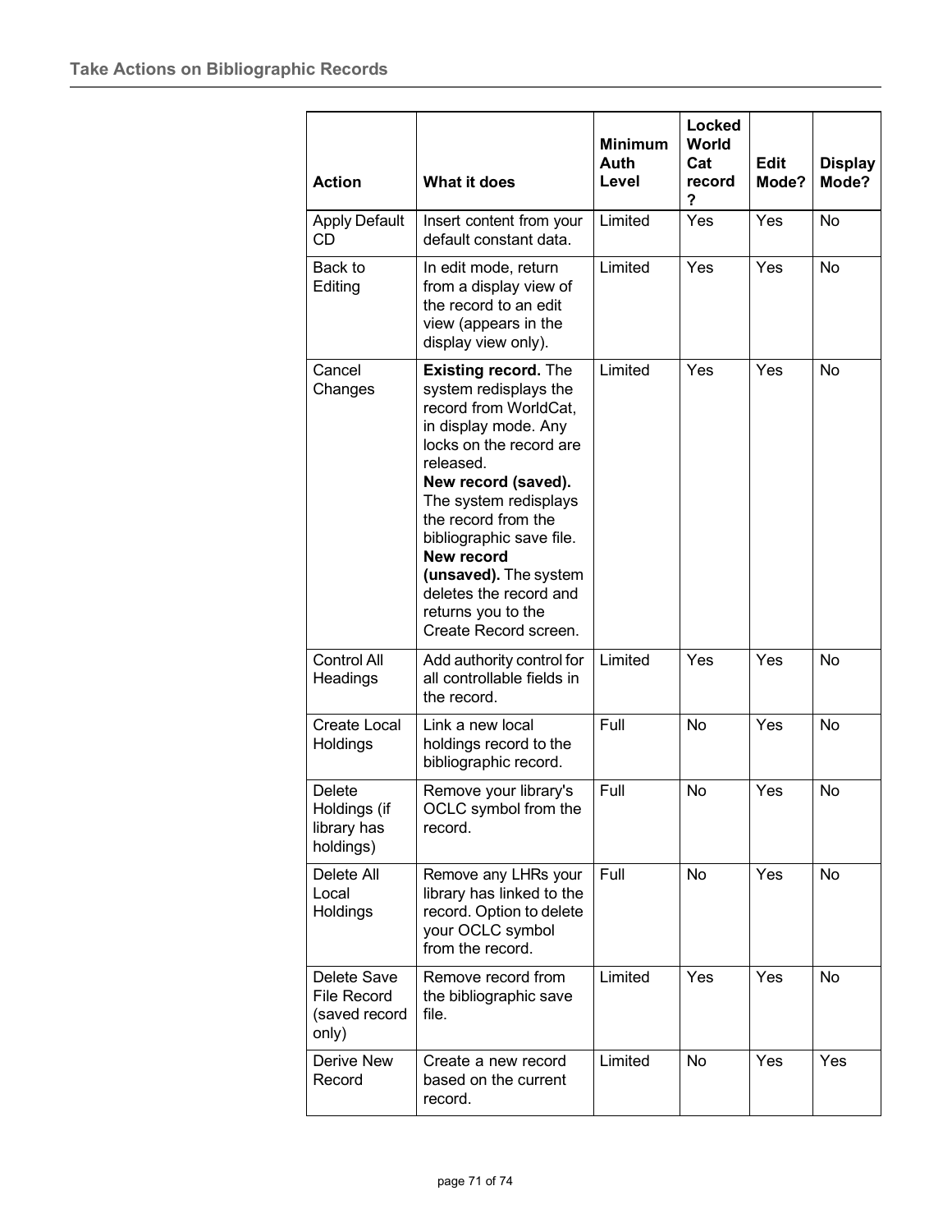| Action | What it does | Minimum Auth Level | Locked World Cat record ? | Edit Mode? | Display Mode? |
|---|---|---|---|---|---|
| Apply Default CD | Insert content from your default constant data. | Limited | Yes | Yes | No |
| Back to Editing | In edit mode, return from a display view of the record to an edit view (appears in the display view only). | Limited | Yes | Yes | No |
| Cancel Changes | **Existing record.** The system redisplays the record from WorldCat, in display mode. Any locks on the record are released. **New record (saved).** The system redisplays the record from the bibliographic save file. **New record (unsaved).** The system deletes the record and returns you to the Create Record screen. | Limited | Yes | Yes | No |
| Control All Headings | Add authority control for all controllable fields in the record. | Limited | Yes | Yes | No |
| Create Local Holdings | Link a new local holdings record to the bibliographic record. | Full | No | Yes | No |
| Delete Holdings (if library has holdings) | Remove your library's OCLC symbol from the record. | Full | No | Yes | No |
| Delete All Local Holdings | Remove any LHRs your library has linked to the record. Option to delete your OCLC symbol from the record. | Full | No | Yes | No |
| Delete Save File Record (saved record only) | Remove record from the bibliographic save file. | Limited | Yes | Yes | No |
| Derive New Record | Create a new record based on the current record. | Limited | No | Yes | Yes |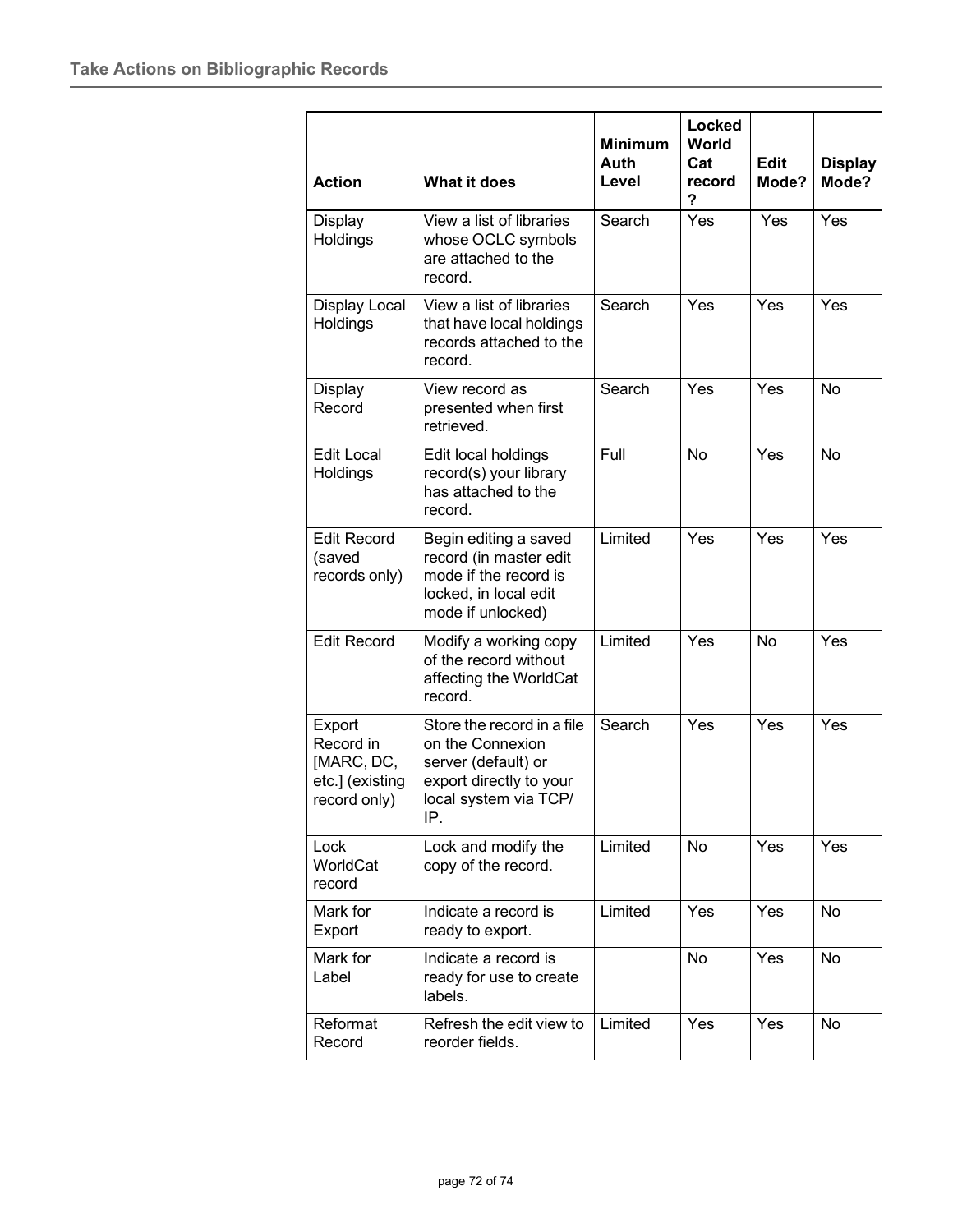| Action | What it does | Minimum Auth Level | Locked World Cat record ? | Edit Mode? | Display Mode? |
|---|---|---|---|---|---|
| Display Holdings | View a list of libraries whose OCLC symbols are attached to the record. | Search | Yes | Yes | Yes |
| Display Local Holdings | View a list of libraries that have local holdings records attached to the record. | Search | Yes | Yes | Yes |
| Display Record | View record as presented when first retrieved. | Search | Yes | Yes | No |
| Edit Local Holdings | Edit local holdings record(s) your library has attached to the record. | Full | No | Yes | No |
| Edit Record (saved records only) | Begin editing a saved record (in master edit mode if the record is locked, in local edit mode if unlocked) | Limited | Yes | Yes | Yes |
| Edit Record | Modify a working copy of the record without affecting the WorldCat record. | Limited | Yes | No | Yes |
| Export Record in [MARC, DC, etc.] (existing record only) | Store the record in a file on the Connexion server (default) or export directly to your local system via TCP/ IP. | Search | Yes | Yes | Yes |
| Lock WorldCat record | Lock and modify the copy of the record. | Limited | No | Yes | Yes |
| Mark for Export | Indicate a record is ready to export. | Limited | Yes | Yes | No |
| Mark for Label | Indicate a record is ready for use to create labels. | | No | Yes | No |
| Reformat Record | Refresh the edit view to reorder fields. | Limited | Yes | Yes | No |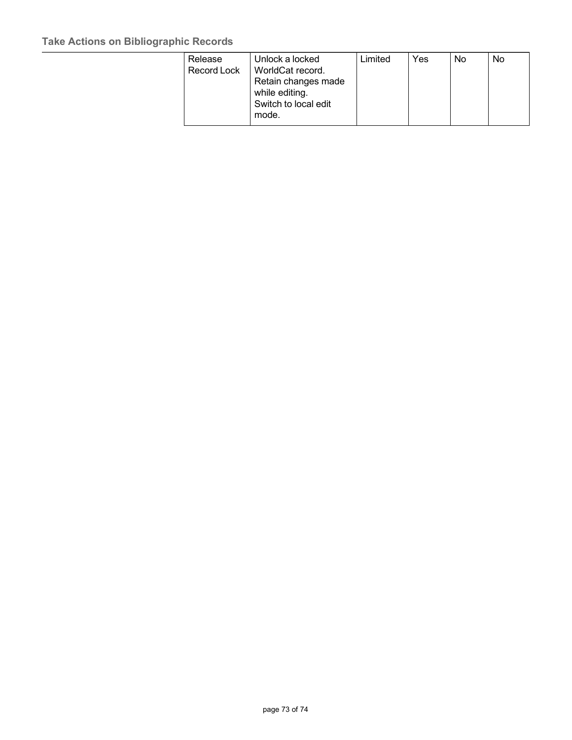| Release Record Lock | Unlock a locked WorldCat record. Retain changes made while editing. Switch to local edit mode. | Limited | Yes | No | No |
|---|---|---|---|---|---|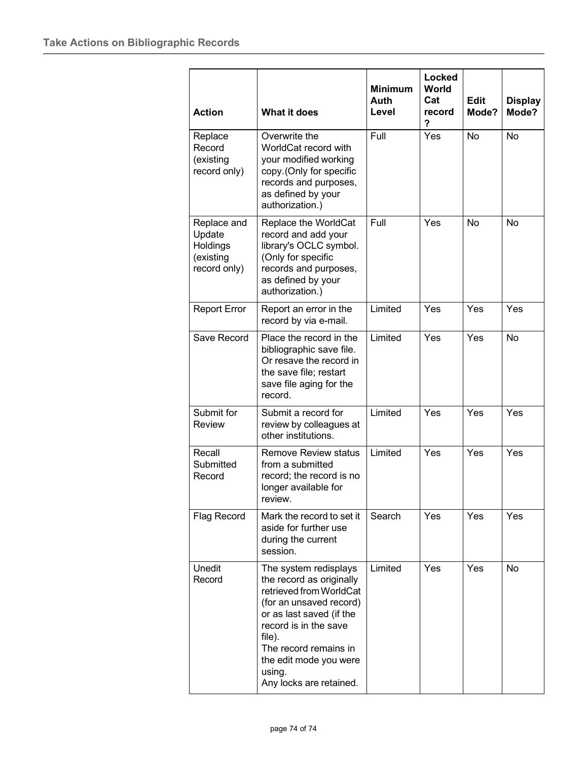| Action | What it does | Minimum Auth Level | Locked World Cat record ? | Edit Mode? | Display Mode? |
|---|---|---|---|---|---|
| Replace Record (existing record only) | Overwrite the WorldCat record with your modified working copy.(Only for specific records and purposes, as defined by your authorization.) | Full | Yes | No | No |
| Replace and Update Holdings (existing record only) | Replace the WorldCat record and add your library's OCLC symbol. (Only for specific records and purposes, as defined by your authorization.) | Full | Yes | No | No |
| Report Error | Report an error in the record by via e-mail. | Limited | Yes | Yes | Yes |
| Save Record | Place the record in the bibliographic save file. Or resave the record in the save file; restart save file aging for the record. | Limited | Yes | Yes | No |
| Submit for Review | Submit a record for review by colleagues at other institutions. | Limited | Yes | Yes | Yes |
| Recall Submitted Record | Remove Review status from a submitted record; the record is no longer available for review. | Limited | Yes | Yes | Yes |
| Flag Record | Mark the record to set it aside for further use during the current session. | Search | Yes | Yes | Yes |
| Unedit Record | The system redisplays the record as originally retrieved from WorldCat (for an unsaved record) or as last saved (if the record is in the save file). The record remains in the edit mode you were using. Any locks are retained. | Limited | Yes | Yes | No |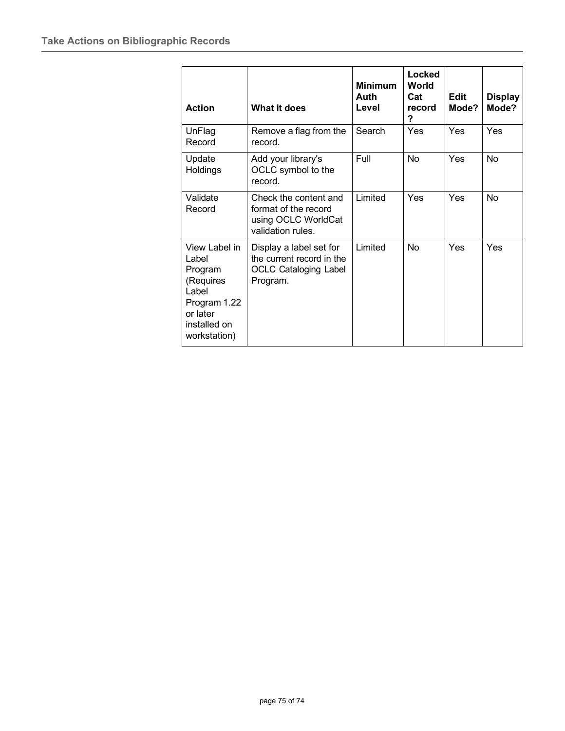| Action | What it does | Minimum Auth Level | Locked World Cat record ? | Edit Mode? | Display Mode? |
| --- | --- | --- | --- | --- | --- |
| UnFlag Record | Remove a flag from the record. | Search | Yes | Yes | Yes |
| Update Holdings | Add your library's OCLC symbol to the record. | Full | No | Yes | No |
| Validate Record | Check the content and format of the record using OCLC WorldCat validation rules. | Limited | Yes | Yes | No |
| View Label in Label Program (Requires Label Program 1.22 or later installed on workstation) | Display a label set for the current record in the OCLC Cataloging Label Program. | Limited | No | Yes | Yes |